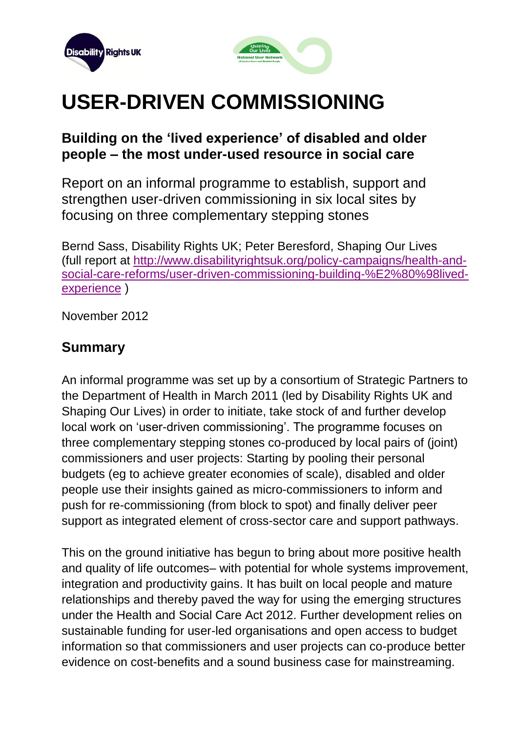# USER-DRIVEN COMMISSIONING

**Building on the 'lived experience' of disabled and older people – the most under-used resource in social care**

Report on an informal programme to establish, support and strengthen user-driven commissioning in six local sites by focusing on three complementary stepping stones

Bernd Sass, Disability Rights UK; Peter Beresford, Shaping Our Lives (full report at [http://www.disabilityrightsuk.org/policy-campaigns/health-and-social-care-reforms/user-driven-commissioning-building-%E2%80%98lived-experience](http://www.disabilityrightsuk.org/policy-campaigns/health-and-social-care-reforms/user-driven-commissioning-building-%E2%80%98lived-experience) )

November 2012

## Summary

An informal programme was set up by a consortium of Strategic Partners to the Department of Health in March 2011 (led by Disability Rights UK and Shaping Our Lives) in order to initiate, take stock of and further develop local work on 'user-driven commissioning'. The programme focuses on three complementary stepping stones co-produced by local pairs of (joint) commissioners and user projects: Starting by pooling their personal budgets (eg to achieve greater economies of scale), disabled and older people use their insights gained as micro-commissioners to inform and push for re-commissioning (from block to spot) and finally deliver peer support as integrated element of cross-sector care and support pathways.

This on the ground initiative has begun to bring about more positive health and quality of life outcomes– with potential for whole systems improvement, integration and productivity gains. It has built on local people and mature relationships and thereby paved the way for using the emerging structures under the Health and Social Care Act 2012. Further development relies on sustainable funding for user-led organisations and open access to budget information so that commissioners and user projects can co-produce better evidence on cost-benefits and a sound business case for mainstreaming.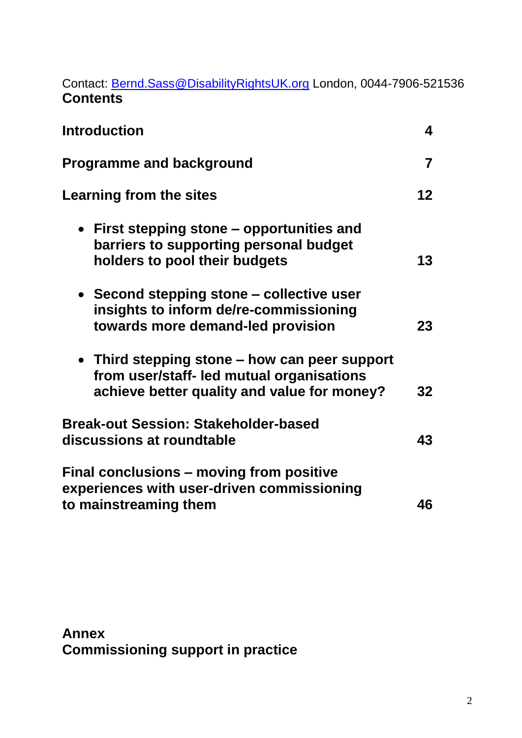Contact: Bernd.Sass@DisabilityRightsUK.org London, 0044-7906-521536

## Contents

| | |
|---|---|
| **Introduction** | **4** |
| **Programme and background** | **7** |
| **Learning from the sites** | **12** |
| • **First stepping stone – opportunities and barriers to supporting personal budget holders to pool their budgets** | **13** |
| • **Second stepping stone – collective user insights to inform de/re-commissioning towards more demand-led provision** | **23** |
| • **Third stepping stone – how can peer support from user/staff- led mutual organisations achieve better quality and value for money?** | **32** |
| **Break-out Session: Stakeholder-based discussions at roundtable** | **43** |
| **Final conclusions – moving from positive experiences with user-driven commissioning to mainstreaming them** | **46** |

**Annex**
**Commissioning support in practice**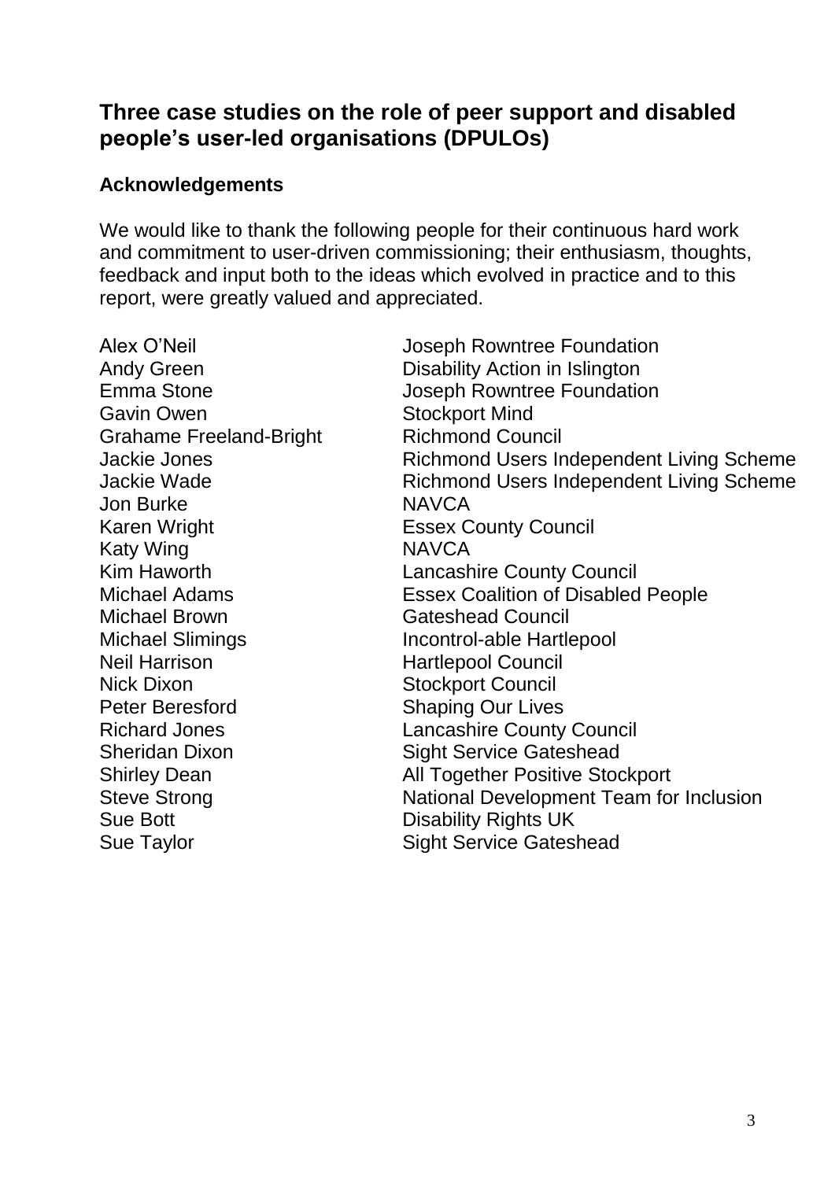## Three case studies on the role of peer support and disabled people's user-led organisations (DPULOs)

### Acknowledgements

We would like to thank the following people for their continuous hard work and commitment to user-driven commissioning; their enthusiasm, thoughts, feedback and input both to the ideas which evolved in practice and to this report, were greatly valued and appreciated.

| | |
|---|---|
| Alex O'Neil | Joseph Rowntree Foundation |
| Andy Green | Disability Action in Islington |
| Emma Stone | Joseph Rowntree Foundation |
| Gavin Owen | Stockport Mind |
| Grahame Freeland-Bright | Richmond Council |
| Jackie Jones | Richmond Users Independent Living Scheme |
| Jackie Wade | Richmond Users Independent Living Scheme |
| Jon Burke | NAVCA |
| Karen Wright | Essex County Council |
| Katy Wing | NAVCA |
| Kim Haworth | Lancashire County Council |
| Michael Adams | Essex Coalition of Disabled People |
| Michael Brown | Gateshead Council |
| Michael Slimings | Incontrol-able Hartlepool |
| Neil Harrison | Hartlepool Council |
| Nick Dixon | Stockport Council |
| Peter Beresford | Shaping Our Lives |
| Richard Jones | Lancashire County Council |
| Sheridan Dixon | Sight Service Gateshead |
| Shirley Dean | All Together Positive Stockport |
| Steve Strong | National Development Team for Inclusion |
| Sue Bott | Disability Rights UK |
| Sue Taylor | Sight Service Gateshead |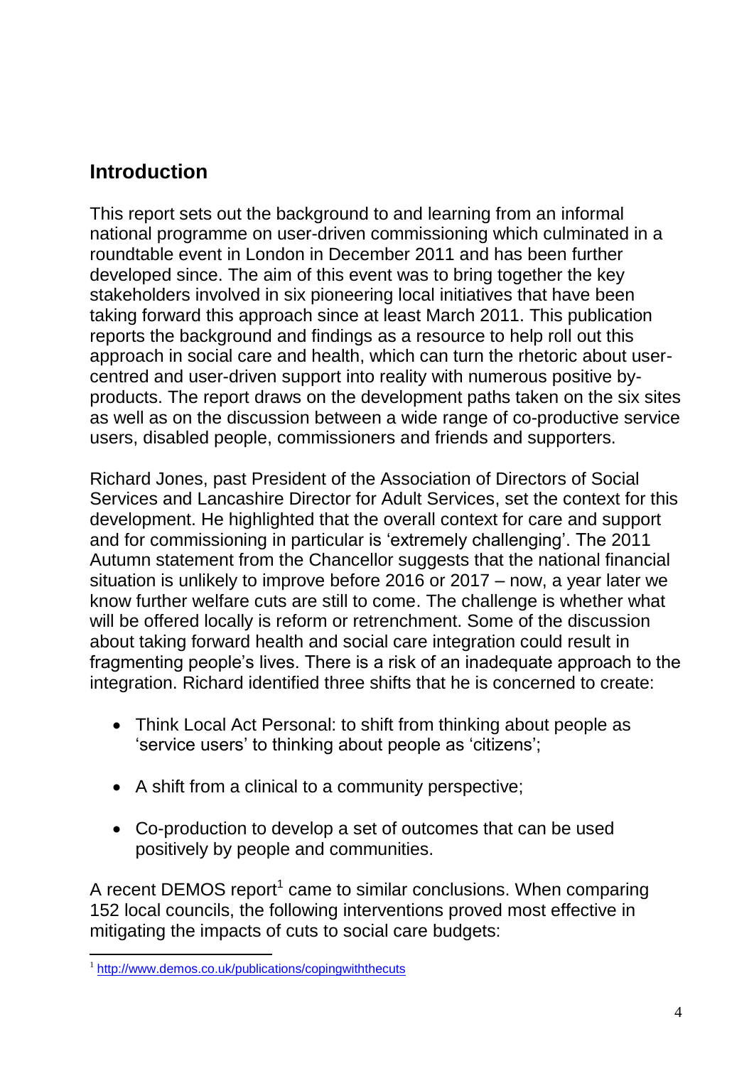## Introduction

This report sets out the background to and learning from an informal national programme on user-driven commissioning which culminated in a roundtable event in London in December 2011 and has been further developed since. The aim of this event was to bring together the key stakeholders involved in six pioneering local initiatives that have been taking forward this approach since at least March 2011. This publication reports the background and findings as a resource to help roll out this approach in social care and health, which can turn the rhetoric about user-centred and user-driven support into reality with numerous positive by-products. The report draws on the development paths taken on the six sites as well as on the discussion between a wide range of co-productive service users, disabled people, commissioners and friends and supporters.

Richard Jones, past President of the Association of Directors of Social Services and Lancashire Director for Adult Services, set the context for this development. He highlighted that the overall context for care and support and for commissioning in particular is 'extremely challenging'. The 2011 Autumn statement from the Chancellor suggests that the national financial situation is unlikely to improve before 2016 or 2017 – now, a year later we know further welfare cuts are still to come. The challenge is whether what will be offered locally is reform or retrenchment. Some of the discussion about taking forward health and social care integration could result in fragmenting people's lives. There is a risk of an inadequate approach to the integration. Richard identified three shifts that he is concerned to create:

- Think Local Act Personal: to shift from thinking about people as 'service users' to thinking about people as 'citizens';
- A shift from a clinical to a community perspective;
- Co-production to develop a set of outcomes that can be used positively by people and communities.

A recent DEMOS report[1] came to similar conclusions. When comparing 152 local councils, the following interventions proved most effective in mitigating the impacts of cuts to social care budgets:

[1] http://www.demos.co.uk/publications/copingwiththecuts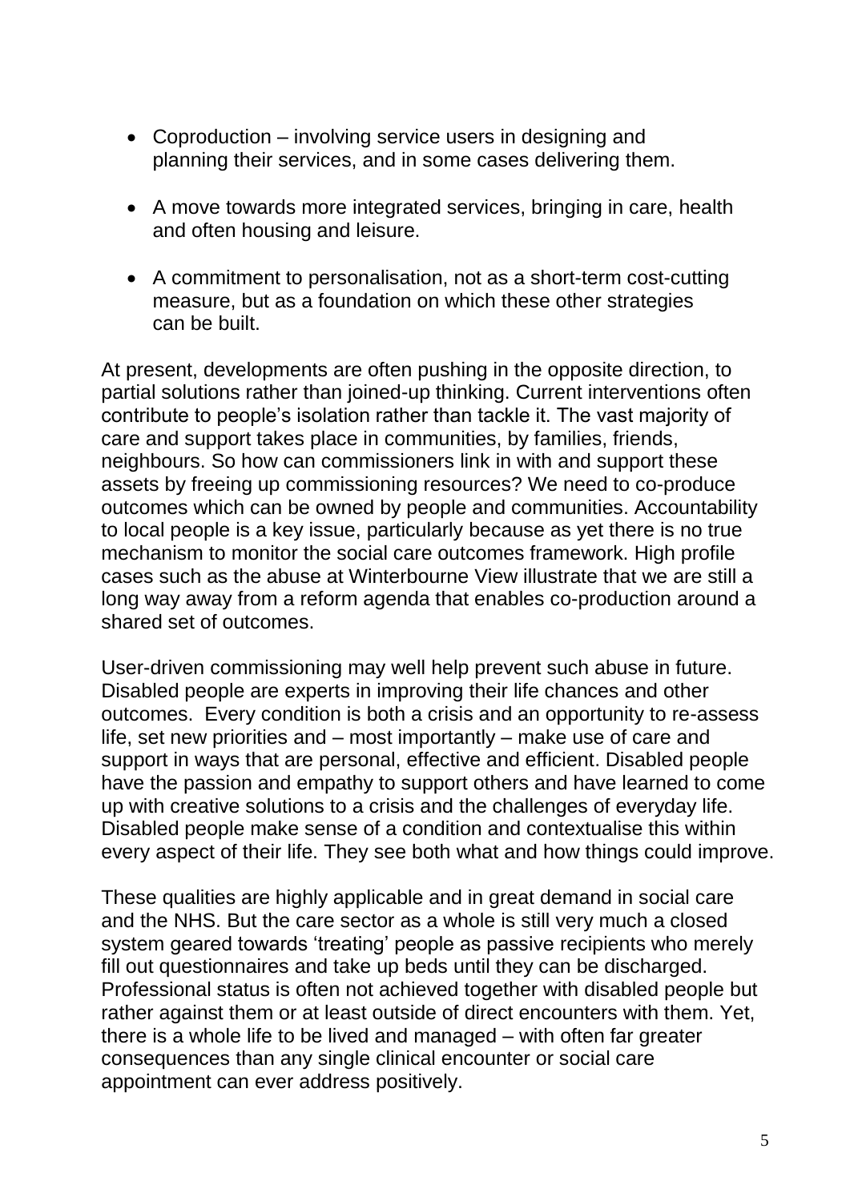- Coproduction – involving service users in designing and planning their services, and in some cases delivering them.
- A move towards more integrated services, bringing in care, health and often housing and leisure.
- A commitment to personalisation, not as a short-term cost-cutting measure, but as a foundation on which these other strategies can be built.

At present, developments are often pushing in the opposite direction, to partial solutions rather than joined-up thinking. Current interventions often contribute to people's isolation rather than tackle it. The vast majority of care and support takes place in communities, by families, friends, neighbours. So how can commissioners link in with and support these assets by freeing up commissioning resources? We need to co-produce outcomes which can be owned by people and communities. Accountability to local people is a key issue, particularly because as yet there is no true mechanism to monitor the social care outcomes framework. High profile cases such as the abuse at Winterbourne View illustrate that we are still a long way away from a reform agenda that enables co-production around a shared set of outcomes.

User-driven commissioning may well help prevent such abuse in future. Disabled people are experts in improving their life chances and other outcomes. Every condition is both a crisis and an opportunity to re-assess life, set new priorities and – most importantly – make use of care and support in ways that are personal, effective and efficient. Disabled people have the passion and empathy to support others and have learned to come up with creative solutions to a crisis and the challenges of everyday life. Disabled people make sense of a condition and contextualise this within every aspect of their life. They see both what and how things could improve.

These qualities are highly applicable and in great demand in social care and the NHS. But the care sector as a whole is still very much a closed system geared towards 'treating' people as passive recipients who merely fill out questionnaires and take up beds until they can be discharged. Professional status is often not achieved together with disabled people but rather against them or at least outside of direct encounters with them. Yet, there is a whole life to be lived and managed – with often far greater consequences than any single clinical encounter or social care appointment can ever address positively.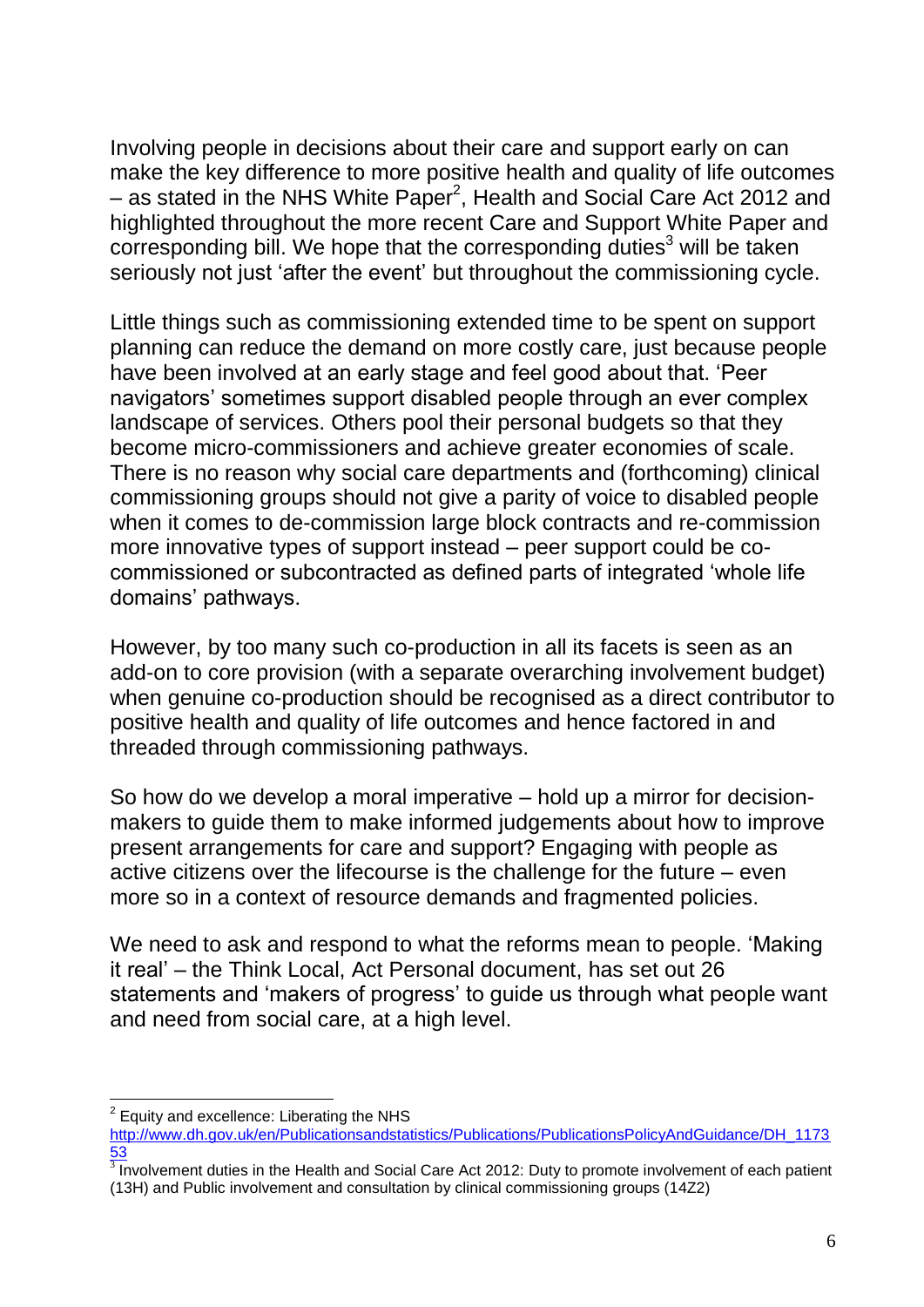Involving people in decisions about their care and support early on can make the key difference to more positive health and quality of life outcomes – as stated in the NHS White Paper[2], Health and Social Care Act 2012 and highlighted throughout the more recent Care and Support White Paper and corresponding bill. We hope that the corresponding duties[3] will be taken seriously not just 'after the event' but throughout the commissioning cycle.

Little things such as commissioning extended time to be spent on support planning can reduce the demand on more costly care, just because people have been involved at an early stage and feel good about that. 'Peer navigators' sometimes support disabled people through an ever complex landscape of services. Others pool their personal budgets so that they become micro-commissioners and achieve greater economies of scale. There is no reason why social care departments and (forthcoming) clinical commissioning groups should not give a parity of voice to disabled people when it comes to de-commission large block contracts and re-commission more innovative types of support instead – peer support could be co-commissioned or subcontracted as defined parts of integrated 'whole life domains' pathways.

However, by too many such co-production in all its facets is seen as an add-on to core provision (with a separate overarching involvement budget) when genuine co-production should be recognised as a direct contributor to positive health and quality of life outcomes and hence factored in and threaded through commissioning pathways.

So how do we develop a moral imperative – hold up a mirror for decision-makers to guide them to make informed judgements about how to improve present arrangements for care and support? Engaging with people as active citizens over the lifecourse is the challenge for the future – even more so in a context of resource demands and fragmented policies.

We need to ask and respond to what the reforms mean to people. 'Making it real' – the Think Local, Act Personal document, has set out 26 statements and 'makers of progress' to guide us through what people want and need from social care, at a high level.

---

[2] Equity and excellence: Liberating the NHS http://www.dh.gov.uk/en/Publicationsandstatistics/Publications/PublicationsPolicyAndGuidance/DH_117353

[3] Involvement duties in the Health and Social Care Act 2012: Duty to promote involvement of each patient (13H) and Public involvement and consultation by clinical commissioning groups (14Z2)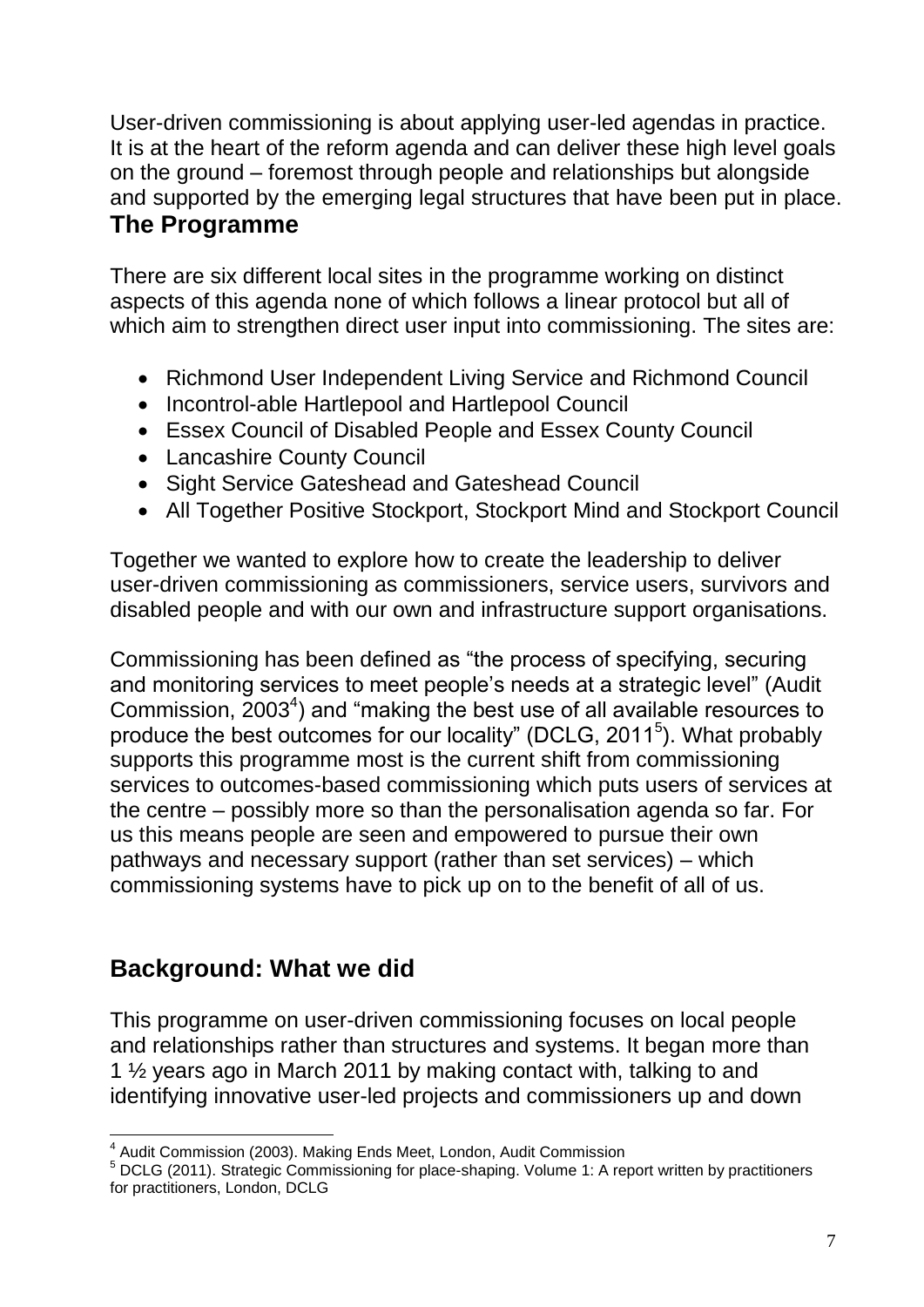User-driven commissioning is about applying user-led agendas in practice. It is at the heart of the reform agenda and can deliver these high level goals on the ground – foremost through people and relationships but alongside and supported by the emerging legal structures that have been put in place.

## The Programme

There are six different local sites in the programme working on distinct aspects of this agenda none of which follows a linear protocol but all of which aim to strengthen direct user input into commissioning. The sites are:

- Richmond User Independent Living Service and Richmond Council
- Incontrol-able Hartlepool and Hartlepool Council
- Essex Council of Disabled People and Essex County Council
- Lancashire County Council
- Sight Service Gateshead and Gateshead Council
- All Together Positive Stockport, Stockport Mind and Stockport Council

Together we wanted to explore how to create the leadership to deliver user-driven commissioning as commissioners, service users, survivors and disabled people and with our own and infrastructure support organisations.

Commissioning has been defined as "the process of specifying, securing and monitoring services to meet people's needs at a strategic level" (Audit Commission, 2003[4]) and "making the best use of all available resources to produce the best outcomes for our locality" (DCLG, 2011[5]). What probably supports this programme most is the current shift from commissioning services to outcomes-based commissioning which puts users of services at the centre – possibly more so than the personalisation agenda so far. For us this means people are seen and empowered to pursue their own pathways and necessary support (rather than set services) – which commissioning systems have to pick up on to the benefit of all of us.

## Background: What we did

This programme on user-driven commissioning focuses on local people and relationships rather than structures and systems. It began more than 1 ½ years ago in March 2011 by making contact with, talking to and identifying innovative user-led projects and commissioners up and down

---

[4] Audit Commission (2003). Making Ends Meet, London, Audit Commission

[5] DCLG (2011). Strategic Commissioning for place-shaping. Volume 1: A report written by practitioners for practitioners, London, DCLG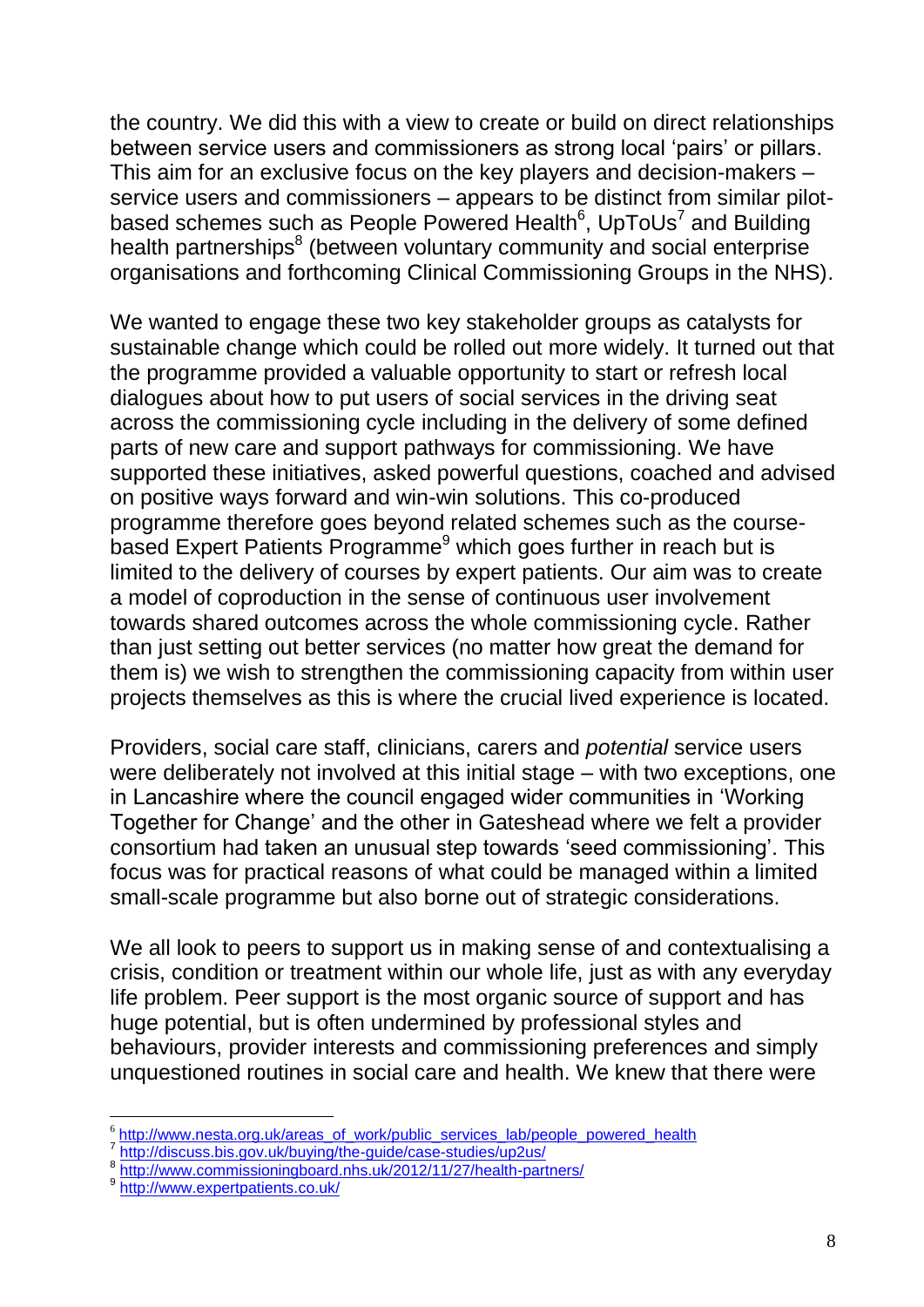the country. We did this with a view to create or build on direct relationships between service users and commissioners as strong local 'pairs' or pillars. This aim for an exclusive focus on the key players and decision-makers – service users and commissioners – appears to be distinct from similar pilot-based schemes such as People Powered Health[6], UpToUs[7] and Building health partnerships[8] (between voluntary community and social enterprise organisations and forthcoming Clinical Commissioning Groups in the NHS).

We wanted to engage these two key stakeholder groups as catalysts for sustainable change which could be rolled out more widely. It turned out that the programme provided a valuable opportunity to start or refresh local dialogues about how to put users of social services in the driving seat across the commissioning cycle including in the delivery of some defined parts of new care and support pathways for commissioning. We have supported these initiatives, asked powerful questions, coached and advised on positive ways forward and win-win solutions. This co-produced programme therefore goes beyond related schemes such as the course-based Expert Patients Programme[9] which goes further in reach but is limited to the delivery of courses by expert patients. Our aim was to create a model of coproduction in the sense of continuous user involvement towards shared outcomes across the whole commissioning cycle. Rather than just setting out better services (no matter how great the demand for them is) we wish to strengthen the commissioning capacity from within user projects themselves as this is where the crucial lived experience is located.

Providers, social care staff, clinicians, carers and *potential* service users were deliberately not involved at this initial stage – with two exceptions, one in Lancashire where the council engaged wider communities in 'Working Together for Change' and the other in Gateshead where we felt a provider consortium had taken an unusual step towards 'seed commissioning'. This focus was for practical reasons of what could be managed within a limited small-scale programme but also borne out of strategic considerations.

We all look to peers to support us in making sense of and contextualising a crisis, condition or treatment within our whole life, just as with any everyday life problem. Peer support is the most organic source of support and has huge potential, but is often undermined by professional styles and behaviours, provider interests and commissioning preferences and simply unquestioned routines in social care and health. We knew that there were

---

[6] http://www.nesta.org.uk/areas_of_work/public_services_lab/people_powered_health
[7] http://discuss.bis.gov.uk/buying/the-guide/case-studies/up2us/
[8] http://www.commissioningboard.nhs.uk/2012/11/27/health-partners/
[9] http://www.expertpatients.co.uk/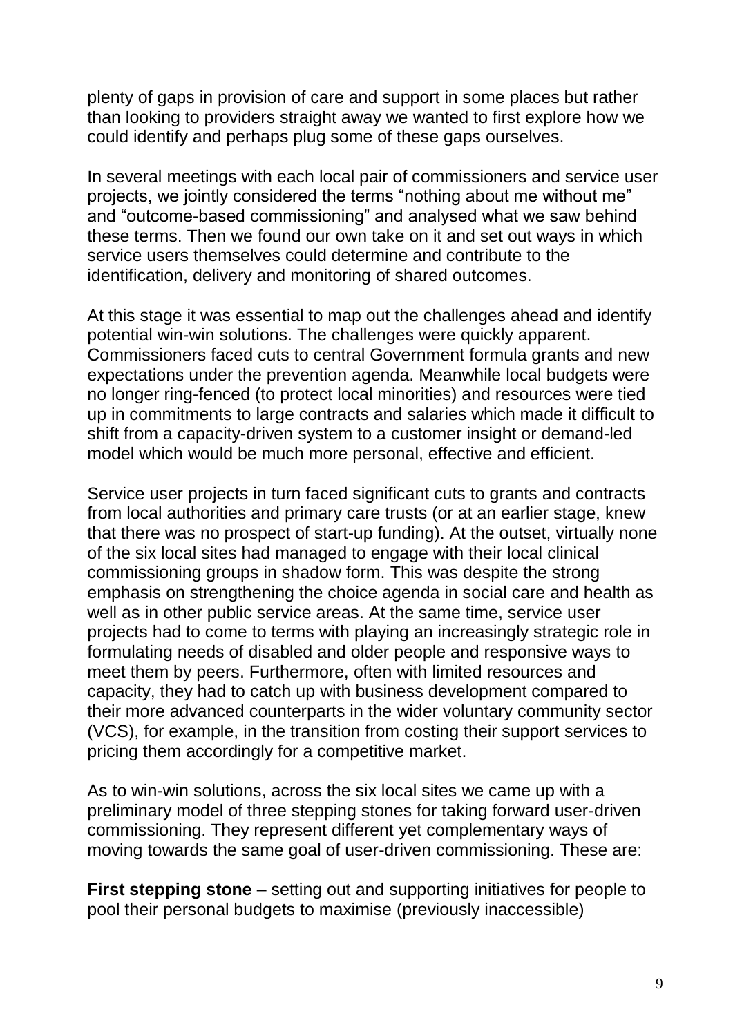plenty of gaps in provision of care and support in some places but rather than looking to providers straight away we wanted to first explore how we could identify and perhaps plug some of these gaps ourselves.

In several meetings with each local pair of commissioners and service user projects, we jointly considered the terms "nothing about me without me" and "outcome-based commissioning" and analysed what we saw behind these terms. Then we found our own take on it and set out ways in which service users themselves could determine and contribute to the identification, delivery and monitoring of shared outcomes.

At this stage it was essential to map out the challenges ahead and identify potential win-win solutions. The challenges were quickly apparent. Commissioners faced cuts to central Government formula grants and new expectations under the prevention agenda. Meanwhile local budgets were no longer ring-fenced (to protect local minorities) and resources were tied up in commitments to large contracts and salaries which made it difficult to shift from a capacity-driven system to a customer insight or demand-led model which would be much more personal, effective and efficient.

Service user projects in turn faced significant cuts to grants and contracts from local authorities and primary care trusts (or at an earlier stage, knew that there was no prospect of start-up funding). At the outset, virtually none of the six local sites had managed to engage with their local clinical commissioning groups in shadow form. This was despite the strong emphasis on strengthening the choice agenda in social care and health as well as in other public service areas. At the same time, service user projects had to come to terms with playing an increasingly strategic role in formulating needs of disabled and older people and responsive ways to meet them by peers. Furthermore, often with limited resources and capacity, they had to catch up with business development compared to their more advanced counterparts in the wider voluntary community sector (VCS), for example, in the transition from costing their support services to pricing them accordingly for a competitive market.

As to win-win solutions, across the six local sites we came up with a preliminary model of three stepping stones for taking forward user-driven commissioning. They represent different yet complementary ways of moving towards the same goal of user-driven commissioning. These are:

**First stepping stone** – setting out and supporting initiatives for people to pool their personal budgets to maximise (previously inaccessible)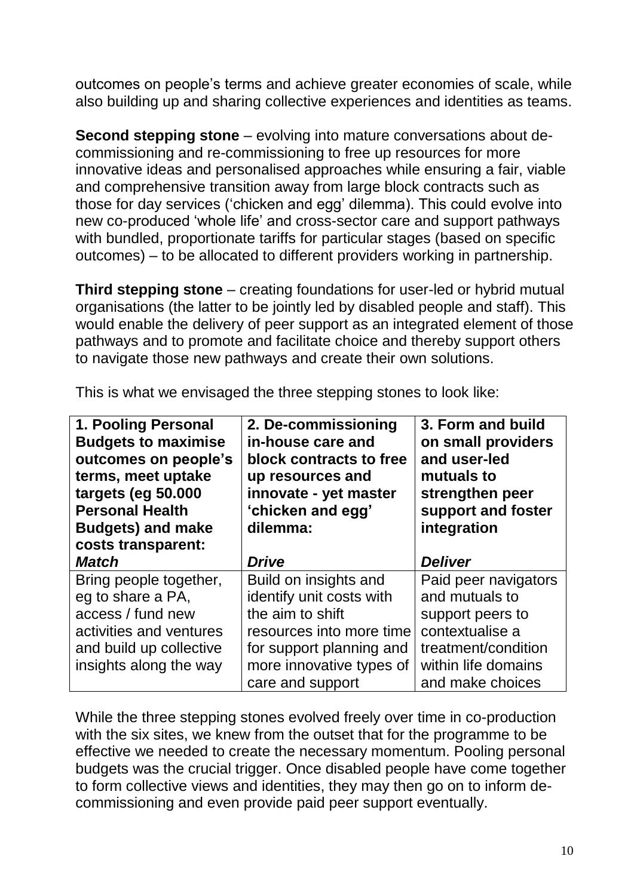outcomes on people's terms and achieve greater economies of scale, while also building up and sharing collective experiences and identities as teams.

**Second stepping stone** – evolving into mature conversations about de-commissioning and re-commissioning to free up resources for more innovative ideas and personalised approaches while ensuring a fair, viable and comprehensive transition away from large block contracts such as those for day services ('chicken and egg' dilemma). This could evolve into new co-produced 'whole life' and cross-sector care and support pathways with bundled, proportionate tariffs for particular stages (based on specific outcomes) – to be allocated to different providers working in partnership.

**Third stepping stone** – creating foundations for user-led or hybrid mutual organisations (the latter to be jointly led by disabled people and staff). This would enable the delivery of peer support as an integrated element of those pathways and to promote and facilitate choice and thereby support others to navigate those new pathways and create their own solutions.

This is what we envisaged the three stepping stones to look like:

| **1. Pooling Personal Budgets to maximise outcomes on people's terms, meet uptake targets (eg 50.000 Personal Health Budgets) and make costs transparent:** ***Match*** | **2. De-commissioning in-house care and block contracts to free up resources and innovate - yet master 'chicken and egg' dilemma:** ***Drive*** | **3. Form and build on small providers and user-led mutuals to strengthen peer support and foster integration** ***Deliver*** |
|---|---|---|
| Bring people together, eg to share a PA, access / fund new activities and ventures and build up collective insights along the way | Build on insights and identify unit costs with the aim to shift resources into more time for support planning and more innovative types of care and support | Paid peer navigators and mutuals to support peers to contextualise a treatment/condition within life domains and make choices |

While the three stepping stones evolved freely over time in co-production with the six sites, we knew from the outset that for the programme to be effective we needed to create the necessary momentum. Pooling personal budgets was the crucial trigger. Once disabled people have come together to form collective views and identities, they may then go on to inform de-commissioning and even provide paid peer support eventually.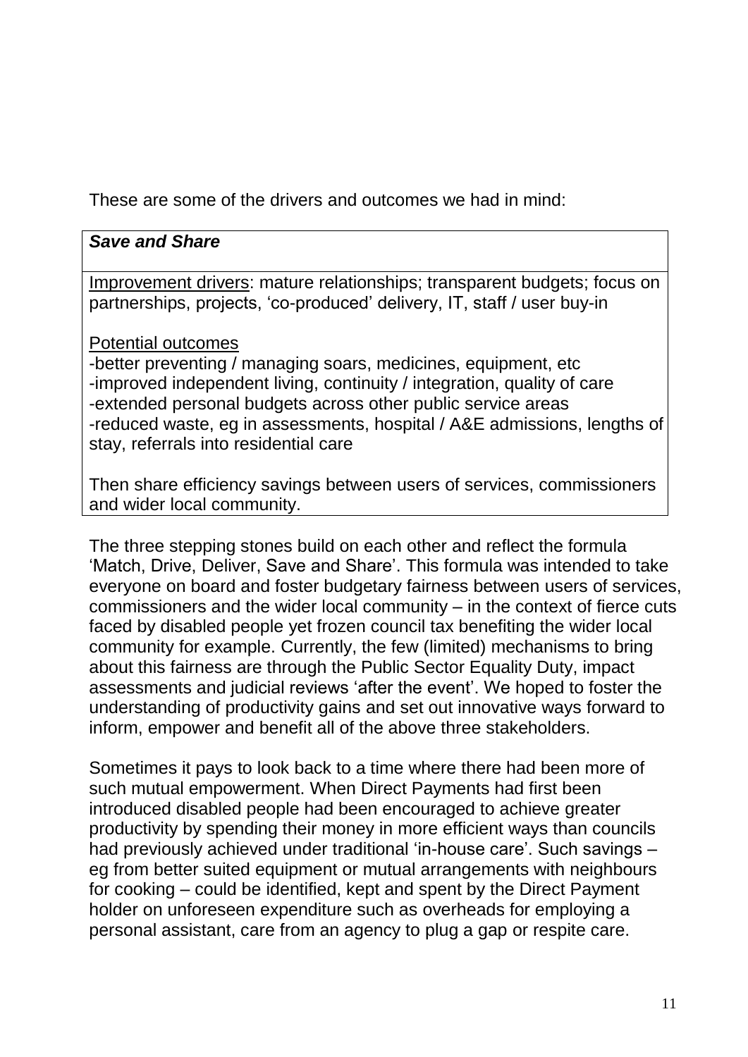These are some of the drivers and outcomes we had in mind:

| ***Save and Share*** |
| --- |
| <u>Improvement drivers</u>: mature relationships; transparent budgets; focus on partnerships, projects, 'co-produced' delivery, IT, staff / user buy-in<br><br><u>Potential outcomes</u><br>-better preventing / managing soars, medicines, equipment, etc<br>-improved independent living, continuity / integration, quality of care<br>-extended personal budgets across other public service areas<br>-reduced waste, eg in assessments, hospital / A&E admissions, lengths of stay, referrals into residential care<br><br>Then share efficiency savings between users of services, commissioners and wider local community. |

The three stepping stones build on each other and reflect the formula 'Match, Drive, Deliver, Save and Share'. This formula was intended to take everyone on board and foster budgetary fairness between users of services, commissioners and the wider local community – in the context of fierce cuts faced by disabled people yet frozen council tax benefiting the wider local community for example. Currently, the few (limited) mechanisms to bring about this fairness are through the Public Sector Equality Duty, impact assessments and judicial reviews 'after the event'. We hoped to foster the understanding of productivity gains and set out innovative ways forward to inform, empower and benefit all of the above three stakeholders.

Sometimes it pays to look back to a time where there had been more of such mutual empowerment. When Direct Payments had first been introduced disabled people had been encouraged to achieve greater productivity by spending their money in more efficient ways than councils had previously achieved under traditional 'in-house care'. Such savings – eg from better suited equipment or mutual arrangements with neighbours for cooking – could be identified, kept and spent by the Direct Payment holder on unforeseen expenditure such as overheads for employing a personal assistant, care from an agency to plug a gap or respite care.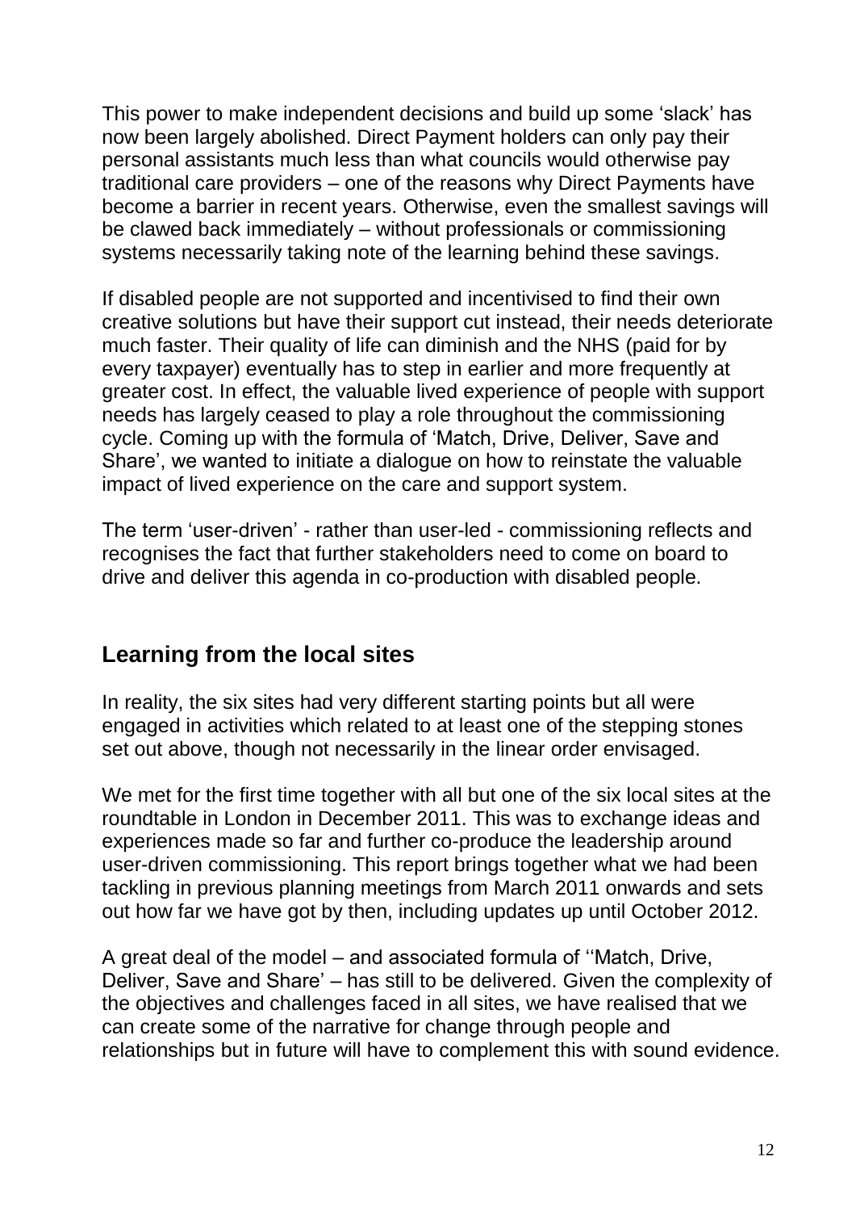This power to make independent decisions and build up some 'slack' has now been largely abolished. Direct Payment holders can only pay their personal assistants much less than what councils would otherwise pay traditional care providers – one of the reasons why Direct Payments have become a barrier in recent years. Otherwise, even the smallest savings will be clawed back immediately – without professionals or commissioning systems necessarily taking note of the learning behind these savings.

If disabled people are not supported and incentivised to find their own creative solutions but have their support cut instead, their needs deteriorate much faster. Their quality of life can diminish and the NHS (paid for by every taxpayer) eventually has to step in earlier and more frequently at greater cost. In effect, the valuable lived experience of people with support needs has largely ceased to play a role throughout the commissioning cycle. Coming up with the formula of 'Match, Drive, Deliver, Save and Share', we wanted to initiate a dialogue on how to reinstate the valuable impact of lived experience on the care and support system.

The term 'user-driven' - rather than user-led - commissioning reflects and recognises the fact that further stakeholders need to come on board to drive and deliver this agenda in co-production with disabled people.

## Learning from the local sites

In reality, the six sites had very different starting points but all were engaged in activities which related to at least one of the stepping stones set out above, though not necessarily in the linear order envisaged.

We met for the first time together with all but one of the six local sites at the roundtable in London in December 2011. This was to exchange ideas and experiences made so far and further co-produce the leadership around user-driven commissioning. This report brings together what we had been tackling in previous planning meetings from March 2011 onwards and sets out how far we have got by then, including updates up until October 2012.

A great deal of the model – and associated formula of ''Match, Drive, Deliver, Save and Share' – has still to be delivered. Given the complexity of the objectives and challenges faced in all sites, we have realised that we can create some of the narrative for change through people and relationships but in future will have to complement this with sound evidence.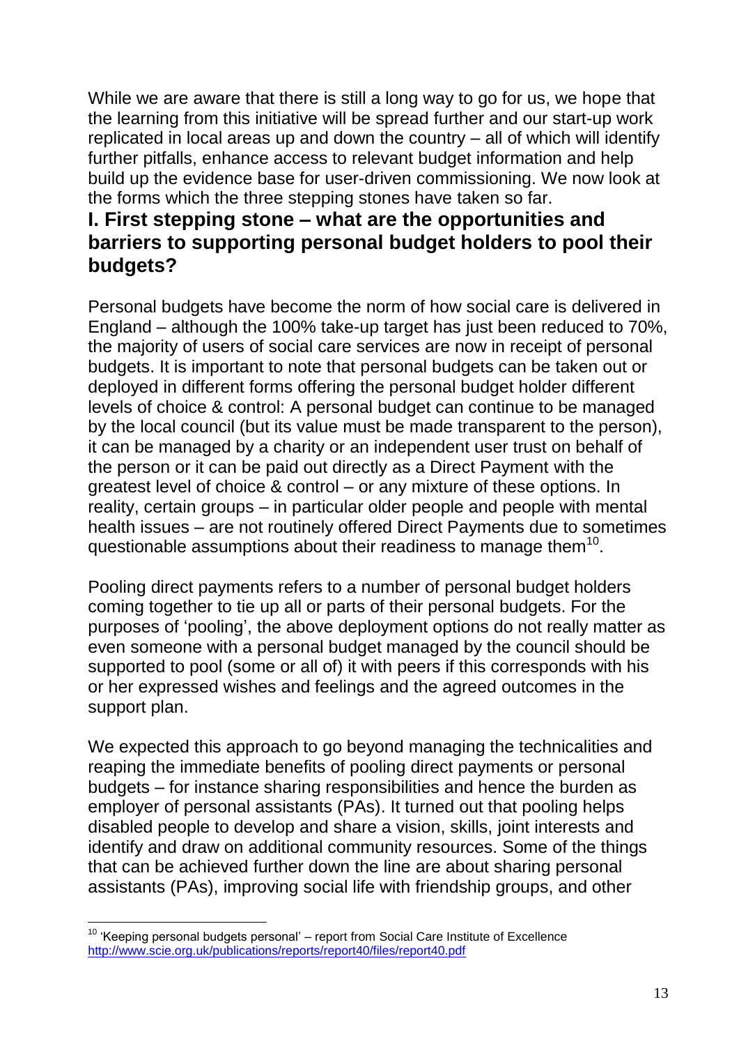While we are aware that there is still a long way to go for us, we hope that the learning from this initiative will be spread further and our start-up work replicated in local areas up and down the country – all of which will identify further pitfalls, enhance access to relevant budget information and help build up the evidence base for user-driven commissioning. We now look at the forms which the three stepping stones have taken so far.

## I. First stepping stone – what are the opportunities and barriers to supporting personal budget holders to pool their budgets?

Personal budgets have become the norm of how social care is delivered in England – although the 100% take-up target has just been reduced to 70%, the majority of users of social care services are now in receipt of personal budgets. It is important to note that personal budgets can be taken out or deployed in different forms offering the personal budget holder different levels of choice & control: A personal budget can continue to be managed by the local council (but its value must be made transparent to the person), it can be managed by a charity or an independent user trust on behalf of the person or it can be paid out directly as a Direct Payment with the greatest level of choice & control – or any mixture of these options. In reality, certain groups – in particular older people and people with mental health issues – are not routinely offered Direct Payments due to sometimes questionable assumptions about their readiness to manage them[10].

Pooling direct payments refers to a number of personal budget holders coming together to tie up all or parts of their personal budgets. For the purposes of 'pooling', the above deployment options do not really matter as even someone with a personal budget managed by the council should be supported to pool (some or all of) it with peers if this corresponds with his or her expressed wishes and feelings and the agreed outcomes in the support plan.

We expected this approach to go beyond managing the technicalities and reaping the immediate benefits of pooling direct payments or personal budgets – for instance sharing responsibilities and hence the burden as employer of personal assistants (PAs). It turned out that pooling helps disabled people to develop and share a vision, skills, joint interests and identify and draw on additional community resources. Some of the things that can be achieved further down the line are about sharing personal assistants (PAs), improving social life with friendship groups, and other

---

[10] 'Keeping personal budgets personal' – report from Social Care Institute of Excellence http://www.scie.org.uk/publications/reports/report40/files/report40.pdf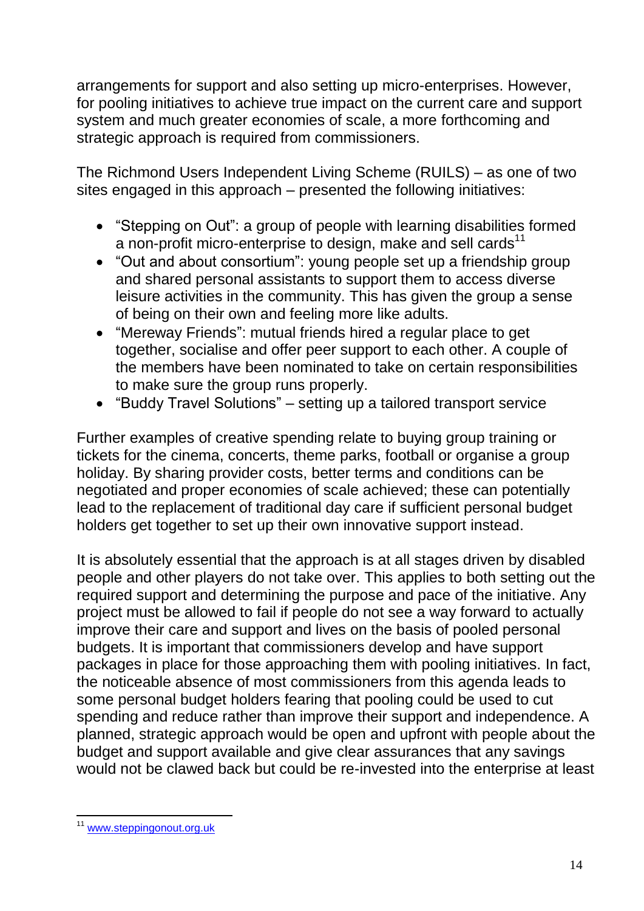arrangements for support and also setting up micro-enterprises. However, for pooling initiatives to achieve true impact on the current care and support system and much greater economies of scale, a more forthcoming and strategic approach is required from commissioners.

The Richmond Users Independent Living Scheme (RUILS) – as one of two sites engaged in this approach – presented the following initiatives:

- "Stepping on Out": a group of people with learning disabilities formed a non-profit micro-enterprise to design, make and sell cards[11]
- "Out and about consortium": young people set up a friendship group and shared personal assistants to support them to access diverse leisure activities in the community. This has given the group a sense of being on their own and feeling more like adults.
- "Mereway Friends": mutual friends hired a regular place to get together, socialise and offer peer support to each other. A couple of the members have been nominated to take on certain responsibilities to make sure the group runs properly.
- "Buddy Travel Solutions" – setting up a tailored transport service

Further examples of creative spending relate to buying group training or tickets for the cinema, concerts, theme parks, football or organise a group holiday. By sharing provider costs, better terms and conditions can be negotiated and proper economies of scale achieved; these can potentially lead to the replacement of traditional day care if sufficient personal budget holders get together to set up their own innovative support instead.

It is absolutely essential that the approach is at all stages driven by disabled people and other players do not take over. This applies to both setting out the required support and determining the purpose and pace of the initiative. Any project must be allowed to fail if people do not see a way forward to actually improve their care and support and lives on the basis of pooled personal budgets. It is important that commissioners develop and have support packages in place for those approaching them with pooling initiatives. In fact, the noticeable absence of most commissioners from this agenda leads to some personal budget holders fearing that pooling could be used to cut spending and reduce rather than improve their support and independence. A planned, strategic approach would be open and upfront with people about the budget and support available and give clear assurances that any savings would not be clawed back but could be re-invested into the enterprise at least

[11] www.steppingonout.org.uk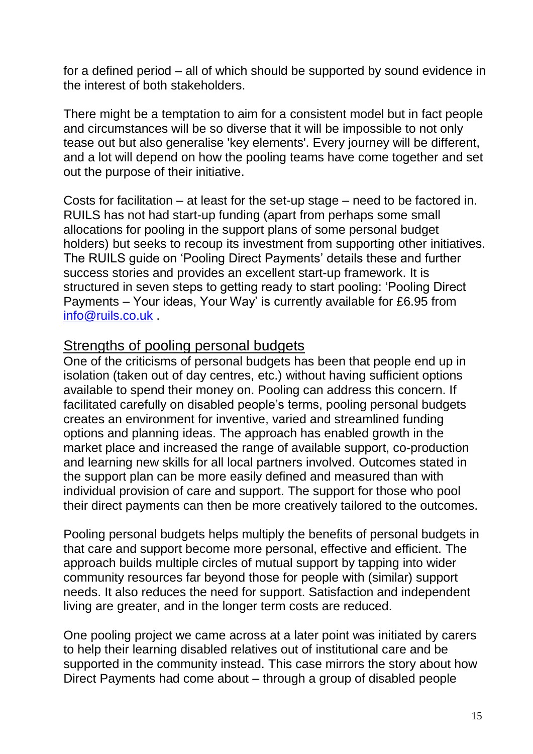for a defined period – all of which should be supported by sound evidence in the interest of both stakeholders.

There might be a temptation to aim for a consistent model but in fact people and circumstances will be so diverse that it will be impossible to not only tease out but also generalise 'key elements'. Every journey will be different, and a lot will depend on how the pooling teams have come together and set out the purpose of their initiative.

Costs for facilitation – at least for the set-up stage – need to be factored in. RUILS has not had start-up funding (apart from perhaps some small allocations for pooling in the support plans of some personal budget holders) but seeks to recoup its investment from supporting other initiatives. The RUILS guide on 'Pooling Direct Payments' details these and further success stories and provides an excellent start-up framework. It is structured in seven steps to getting ready to start pooling: 'Pooling Direct Payments – Your ideas, Your Way' is currently available for £6.95 from info@ruils.co.uk .

## Strengths of pooling personal budgets

One of the criticisms of personal budgets has been that people end up in isolation (taken out of day centres, etc.) without having sufficient options available to spend their money on. Pooling can address this concern. If facilitated carefully on disabled people's terms, pooling personal budgets creates an environment for inventive, varied and streamlined funding options and planning ideas. The approach has enabled growth in the market place and increased the range of available support, co-production and learning new skills for all local partners involved. Outcomes stated in the support plan can be more easily defined and measured than with individual provision of care and support. The support for those who pool their direct payments can then be more creatively tailored to the outcomes.

Pooling personal budgets helps multiply the benefits of personal budgets in that care and support become more personal, effective and efficient. The approach builds multiple circles of mutual support by tapping into wider community resources far beyond those for people with (similar) support needs. It also reduces the need for support. Satisfaction and independent living are greater, and in the longer term costs are reduced.

One pooling project we came across at a later point was initiated by carers to help their learning disabled relatives out of institutional care and be supported in the community instead. This case mirrors the story about how Direct Payments had come about – through a group of disabled people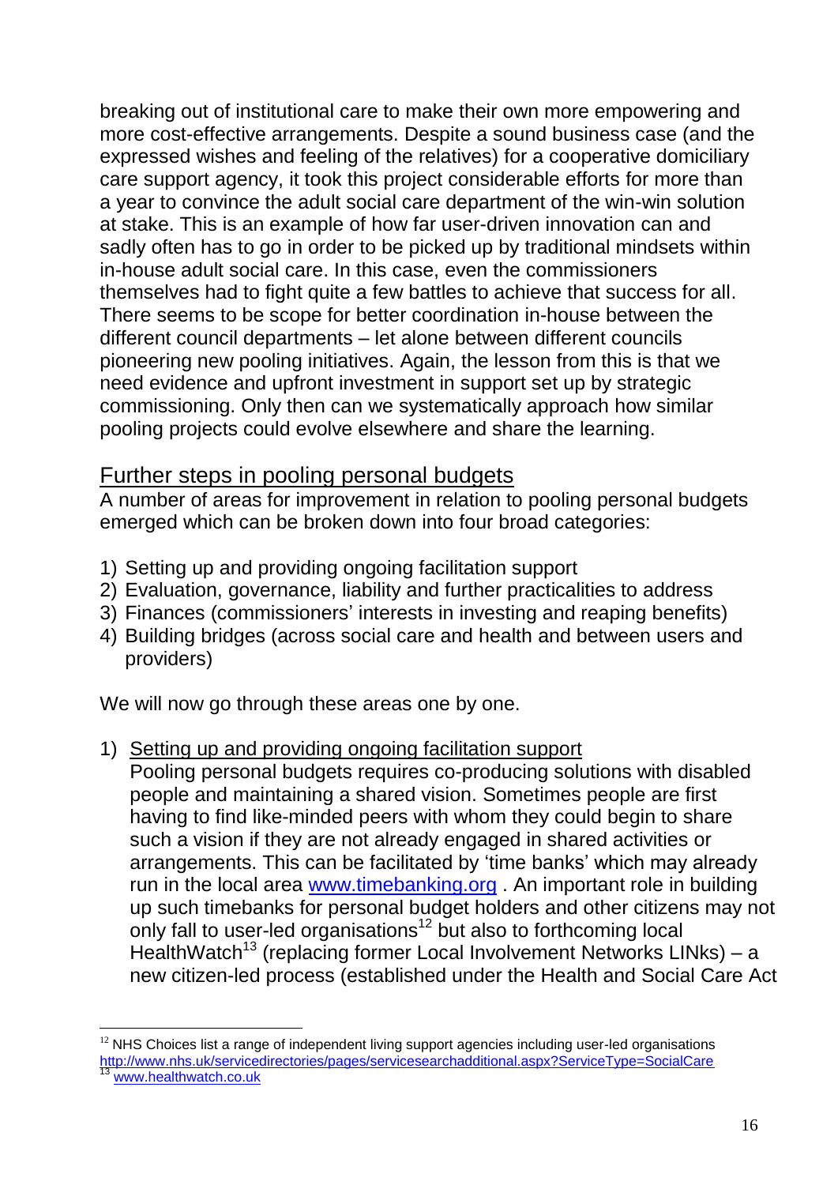breaking out of institutional care to make their own more empowering and more cost-effective arrangements. Despite a sound business case (and the expressed wishes and feeling of the relatives) for a cooperative domiciliary care support agency, it took this project considerable efforts for more than a year to convince the adult social care department of the win-win solution at stake. This is an example of how far user-driven innovation can and sadly often has to go in order to be picked up by traditional mindsets within in-house adult social care. In this case, even the commissioners themselves had to fight quite a few battles to achieve that success for all. There seems to be scope for better coordination in-house between the different council departments – let alone between different councils pioneering new pooling initiatives. Again, the lesson from this is that we need evidence and upfront investment in support set up by strategic commissioning. Only then can we systematically approach how similar pooling projects could evolve elsewhere and share the learning.

## Further steps in pooling personal budgets

A number of areas for improvement in relation to pooling personal budgets emerged which can be broken down into four broad categories:

1) Setting up and providing ongoing facilitation support
2) Evaluation, governance, liability and further practicalities to address
3) Finances (commissioners' interests in investing and reaping benefits)
4) Building bridges (across social care and health and between users and providers)

We will now go through these areas one by one.

1) Setting up and providing ongoing facilitation support

   Pooling personal budgets requires co-producing solutions with disabled people and maintaining a shared vision. Sometimes people are first having to find like-minded peers with whom they could begin to share such a vision if they are not already engaged in shared activities or arrangements. This can be facilitated by 'time banks' which may already run in the local area www.timebanking.org . An important role in building up such timebanks for personal budget holders and other citizens may not only fall to user-led organisations[12] but also to forthcoming local HealthWatch[13] (replacing former Local Involvement Networks LINks) – a new citizen-led process (established under the Health and Social Care Act

[12] NHS Choices list a range of independent living support agencies including user-led organisations http://www.nhs.uk/servicedirectories/pages/servicesearchadditional.aspx?ServiceType=SocialCare

[13] www.healthwatch.co.uk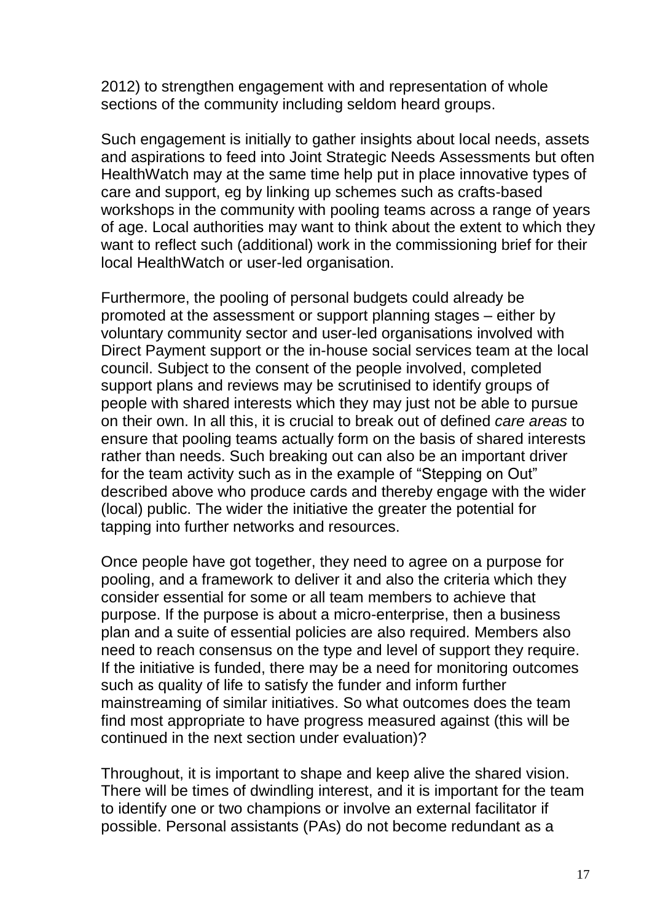2012) to strengthen engagement with and representation of whole sections of the community including seldom heard groups.

Such engagement is initially to gather insights about local needs, assets and aspirations to feed into Joint Strategic Needs Assessments but often HealthWatch may at the same time help put in place innovative types of care and support, eg by linking up schemes such as crafts-based workshops in the community with pooling teams across a range of years of age. Local authorities may want to think about the extent to which they want to reflect such (additional) work in the commissioning brief for their local HealthWatch or user-led organisation.

Furthermore, the pooling of personal budgets could already be promoted at the assessment or support planning stages – either by voluntary community sector and user-led organisations involved with Direct Payment support or the in-house social services team at the local council. Subject to the consent of the people involved, completed support plans and reviews may be scrutinised to identify groups of people with shared interests which they may just not be able to pursue on their own. In all this, it is crucial to break out of defined *care areas* to ensure that pooling teams actually form on the basis of shared interests rather than needs. Such breaking out can also be an important driver for the team activity such as in the example of "Stepping on Out" described above who produce cards and thereby engage with the wider (local) public. The wider the initiative the greater the potential for tapping into further networks and resources.

Once people have got together, they need to agree on a purpose for pooling, and a framework to deliver it and also the criteria which they consider essential for some or all team members to achieve that purpose. If the purpose is about a micro-enterprise, then a business plan and a suite of essential policies are also required. Members also need to reach consensus on the type and level of support they require. If the initiative is funded, there may be a need for monitoring outcomes such as quality of life to satisfy the funder and inform further mainstreaming of similar initiatives. So what outcomes does the team find most appropriate to have progress measured against (this will be continued in the next section under evaluation)?

Throughout, it is important to shape and keep alive the shared vision. There will be times of dwindling interest, and it is important for the team to identify one or two champions or involve an external facilitator if possible. Personal assistants (PAs) do not become redundant as a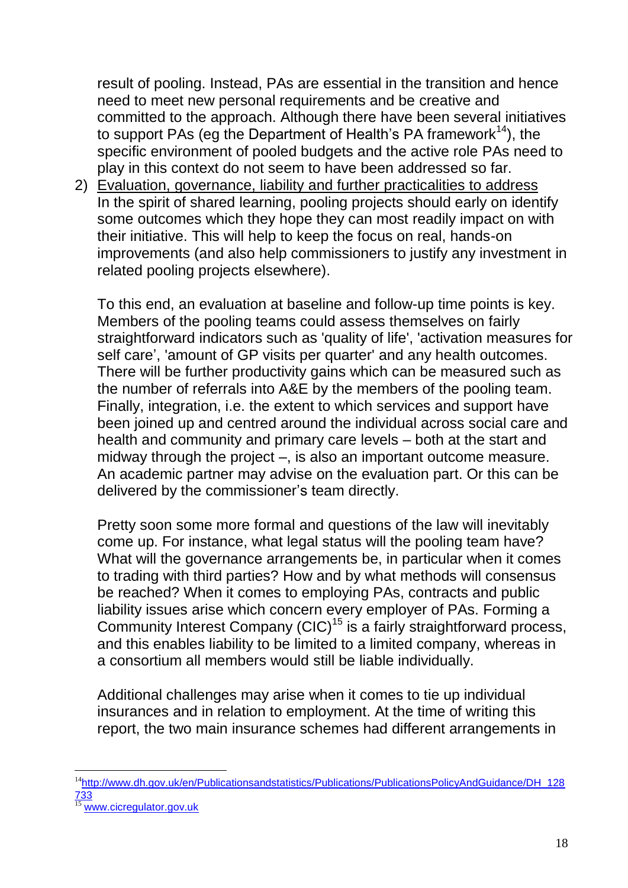result of pooling. Instead, PAs are essential in the transition and hence need to meet new personal requirements and be creative and committed to the approach. Although there have been several initiatives to support PAs (eg the Department of Health's PA framework[14]), the specific environment of pooled budgets and the active role PAs need to play in this context do not seem to have been addressed so far.

2) Evaluation, governance, liability and further practicalities to address

   In the spirit of shared learning, pooling projects should early on identify some outcomes which they hope they can most readily impact on with their initiative. This will help to keep the focus on real, hands-on improvements (and also help commissioners to justify any investment in related pooling projects elsewhere).

   To this end, an evaluation at baseline and follow-up time points is key. Members of the pooling teams could assess themselves on fairly straightforward indicators such as 'quality of life', 'activation measures for self care', 'amount of GP visits per quarter' and any health outcomes. There will be further productivity gains which can be measured such as the number of referrals into A&E by the members of the pooling team. Finally, integration, i.e. the extent to which services and support have been joined up and centred around the individual across social care and health and community and primary care levels – both at the start and midway through the project –, is also an important outcome measure. An academic partner may advise on the evaluation part. Or this can be delivered by the commissioner's team directly.

   Pretty soon some more formal and questions of the law will inevitably come up. For instance, what legal status will the pooling team have? What will the governance arrangements be, in particular when it comes to trading with third parties? How and by what methods will consensus be reached? When it comes to employing PAs, contracts and public liability issues arise which concern every employer of PAs. Forming a Community Interest Company (CIC)[15] is a fairly straightforward process, and this enables liability to be limited to a limited company, whereas in a consortium all members would still be liable individually.

   Additional challenges may arise when it comes to tie up individual insurances and in relation to employment. At the time of writing this report, the two main insurance schemes had different arrangements in

---

[14] http://www.dh.gov.uk/en/Publicationsandstatistics/Publications/PublicationsPolicyAndGuidance/DH_128733

[15] www.cicregulator.gov.uk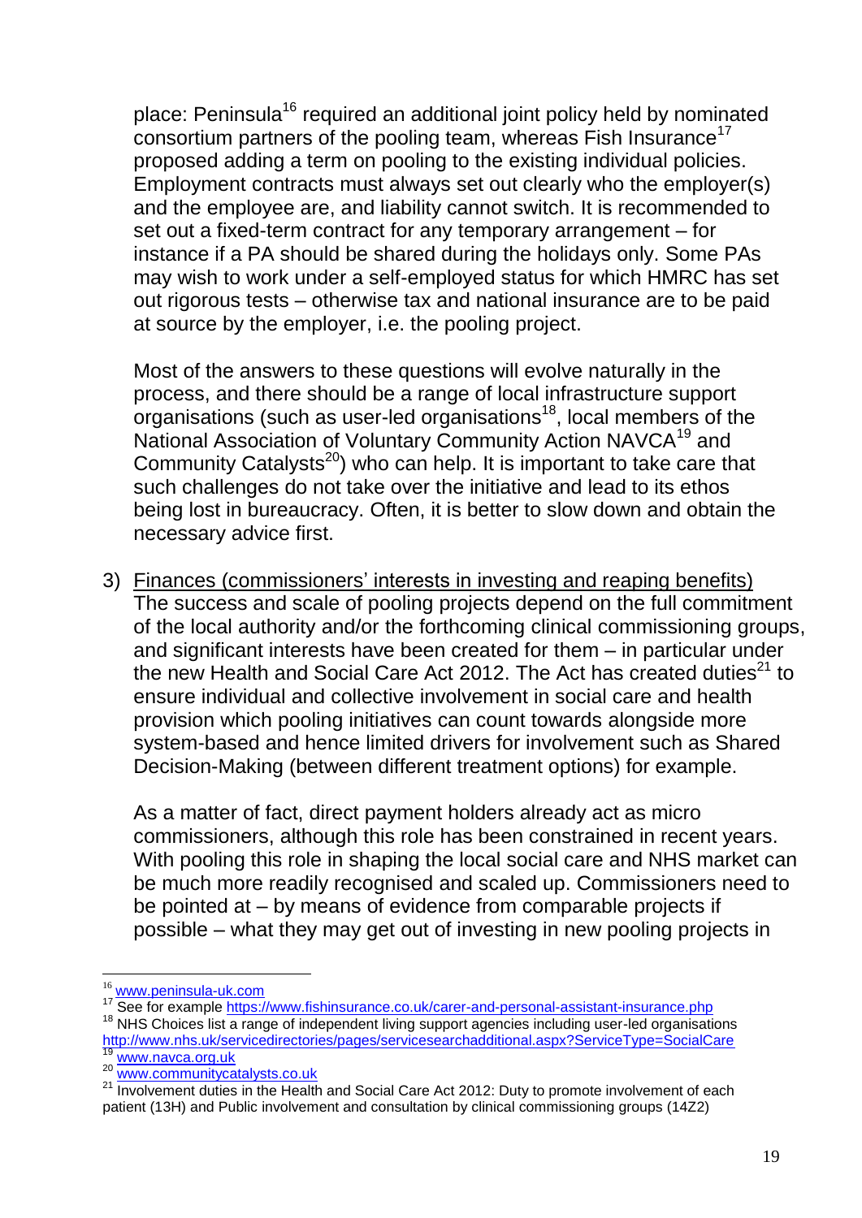place: Peninsula[16] required an additional joint policy held by nominated consortium partners of the pooling team, whereas Fish Insurance[17] proposed adding a term on pooling to the existing individual policies. Employment contracts must always set out clearly who the employer(s) and the employee are, and liability cannot switch. It is recommended to set out a fixed-term contract for any temporary arrangement – for instance if a PA should be shared during the holidays only. Some PAs may wish to work under a self-employed status for which HMRC has set out rigorous tests – otherwise tax and national insurance are to be paid at source by the employer, i.e. the pooling project.

Most of the answers to these questions will evolve naturally in the process, and there should be a range of local infrastructure support organisations (such as user-led organisations[18], local members of the National Association of Voluntary Community Action NAVCA[19] and Community Catalysts[20]) who can help. It is important to take care that such challenges do not take over the initiative and lead to its ethos being lost in bureaucracy. Often, it is better to slow down and obtain the necessary advice first.

3) Finances (commissioners' interests in investing and reaping benefits)
   The success and scale of pooling projects depend on the full commitment of the local authority and/or the forthcoming clinical commissioning groups, and significant interests have been created for them – in particular under the new Health and Social Care Act 2012. The Act has created duties[21] to ensure individual and collective involvement in social care and health provision which pooling initiatives can count towards alongside more system-based and hence limited drivers for involvement such as Shared Decision-Making (between different treatment options) for example.

   As a matter of fact, direct payment holders already act as micro commissioners, although this role has been constrained in recent years. With pooling this role in shaping the local social care and NHS market can be much more readily recognised and scaled up. Commissioners need to be pointed at – by means of evidence from comparable projects if possible – what they may get out of investing in new pooling projects in

---

[16] www.peninsula-uk.com

[17] See for example https://www.fishinsurance.co.uk/carer-and-personal-assistant-insurance.php

[18] NHS Choices list a range of independent living support agencies including user-led organisations http://www.nhs.uk/servicedirectories/pages/servicesearchadditional.aspx?ServiceType=SocialCare

[19] www.navca.org.uk

[20] www.communitycatalysts.co.uk

[21] Involvement duties in the Health and Social Care Act 2012: Duty to promote involvement of each patient (13H) and Public involvement and consultation by clinical commissioning groups (14Z2)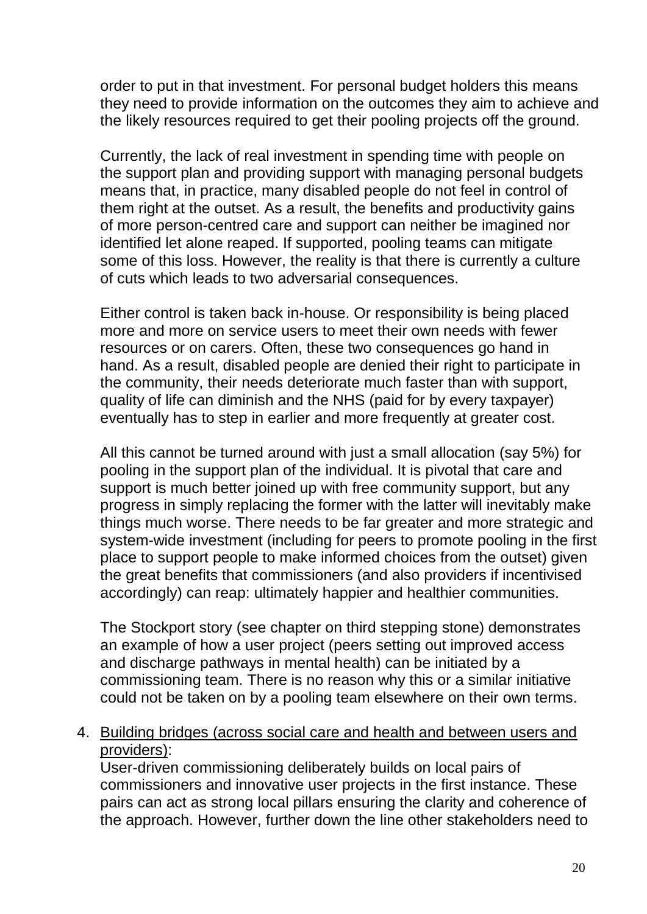order to put in that investment. For personal budget holders this means they need to provide information on the outcomes they aim to achieve and the likely resources required to get their pooling projects off the ground.

Currently, the lack of real investment in spending time with people on the support plan and providing support with managing personal budgets means that, in practice, many disabled people do not feel in control of them right at the outset. As a result, the benefits and productivity gains of more person-centred care and support can neither be imagined nor identified let alone reaped. If supported, pooling teams can mitigate some of this loss. However, the reality is that there is currently a culture of cuts which leads to two adversarial consequences.

Either control is taken back in-house. Or responsibility is being placed more and more on service users to meet their own needs with fewer resources or on carers. Often, these two consequences go hand in hand. As a result, disabled people are denied their right to participate in the community, their needs deteriorate much faster than with support, quality of life can diminish and the NHS (paid for by every taxpayer) eventually has to step in earlier and more frequently at greater cost.

All this cannot be turned around with just a small allocation (say 5%) for pooling in the support plan of the individual. It is pivotal that care and support is much better joined up with free community support, but any progress in simply replacing the former with the latter will inevitably make things much worse. There needs to be far greater and more strategic and system-wide investment (including for peers to promote pooling in the first place to support people to make informed choices from the outset) given the great benefits that commissioners (and also providers if incentivised accordingly) can reap: ultimately happier and healthier communities.

The Stockport story (see chapter on third stepping stone) demonstrates an example of how a user project (peers setting out improved access and discharge pathways in mental health) can be initiated by a commissioning team. There is no reason why this or a similar initiative could not be taken on by a pooling team elsewhere on their own terms.

4. <u>Building bridges (across social care and health and between users and providers)</u>:
   User-driven commissioning deliberately builds on local pairs of commissioners and innovative user projects in the first instance. These pairs can act as strong local pillars ensuring the clarity and coherence of the approach. However, further down the line other stakeholders need to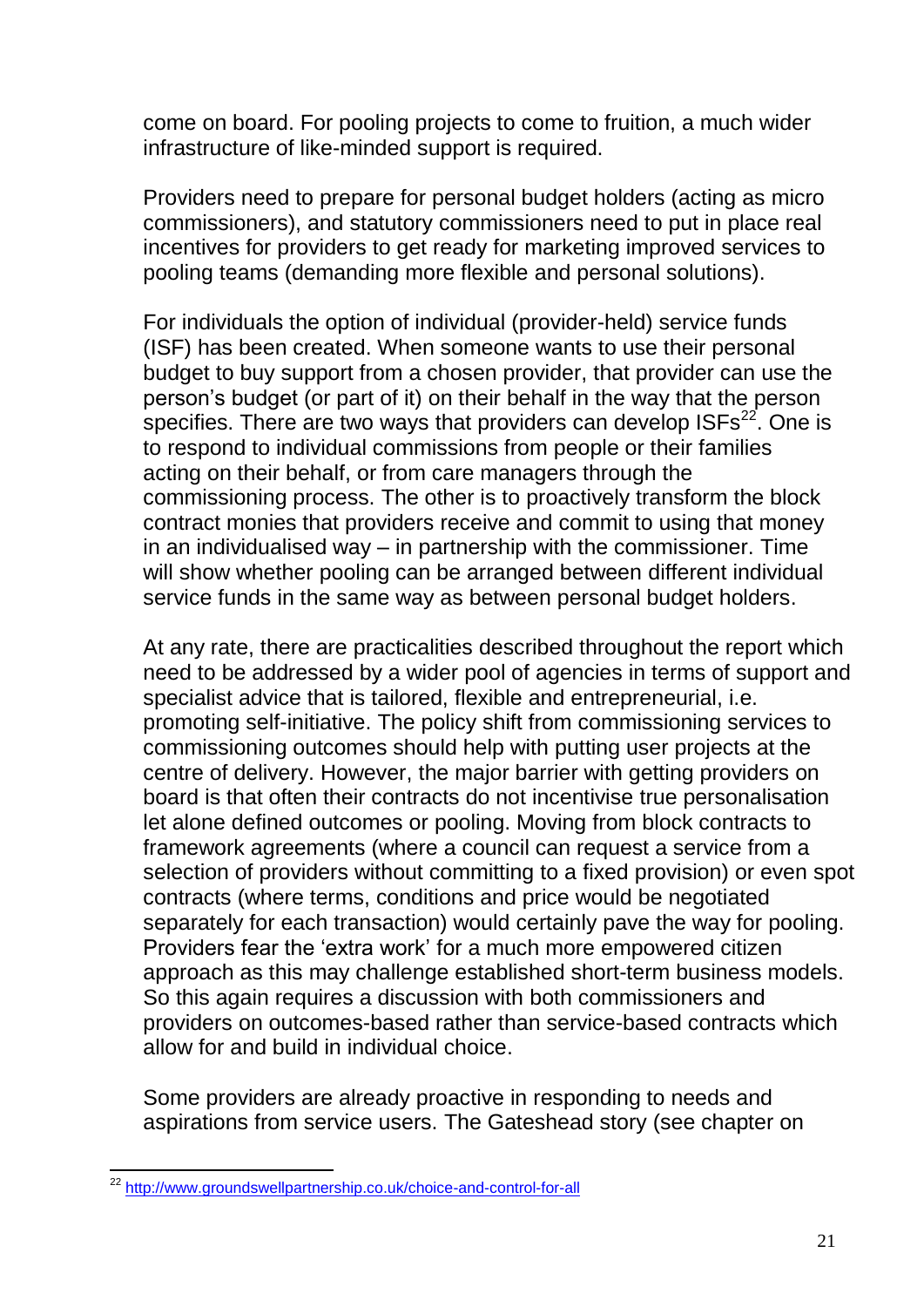come on board. For pooling projects to come to fruition, a much wider infrastructure of like-minded support is required.

Providers need to prepare for personal budget holders (acting as micro commissioners), and statutory commissioners need to put in place real incentives for providers to get ready for marketing improved services to pooling teams (demanding more flexible and personal solutions).

For individuals the option of individual (provider-held) service funds (ISF) has been created. When someone wants to use their personal budget to buy support from a chosen provider, that provider can use the person's budget (or part of it) on their behalf in the way that the person specifies. There are two ways that providers can develop ISFs[22]. One is to respond to individual commissions from people or their families acting on their behalf, or from care managers through the commissioning process. The other is to proactively transform the block contract monies that providers receive and commit to using that money in an individualised way – in partnership with the commissioner. Time will show whether pooling can be arranged between different individual service funds in the same way as between personal budget holders.

At any rate, there are practicalities described throughout the report which need to be addressed by a wider pool of agencies in terms of support and specialist advice that is tailored, flexible and entrepreneurial, i.e. promoting self-initiative. The policy shift from commissioning services to commissioning outcomes should help with putting user projects at the centre of delivery. However, the major barrier with getting providers on board is that often their contracts do not incentivise true personalisation let alone defined outcomes or pooling. Moving from block contracts to framework agreements (where a council can request a service from a selection of providers without committing to a fixed provision) or even spot contracts (where terms, conditions and price would be negotiated separately for each transaction) would certainly pave the way for pooling. Providers fear the 'extra work' for a much more empowered citizen approach as this may challenge established short-term business models. So this again requires a discussion with both commissioners and providers on outcomes-based rather than service-based contracts which allow for and build in individual choice.

Some providers are already proactive in responding to needs and aspirations from service users. The Gateshead story (see chapter on

---

[22] http://www.groundswellpartnership.co.uk/choice-and-control-for-all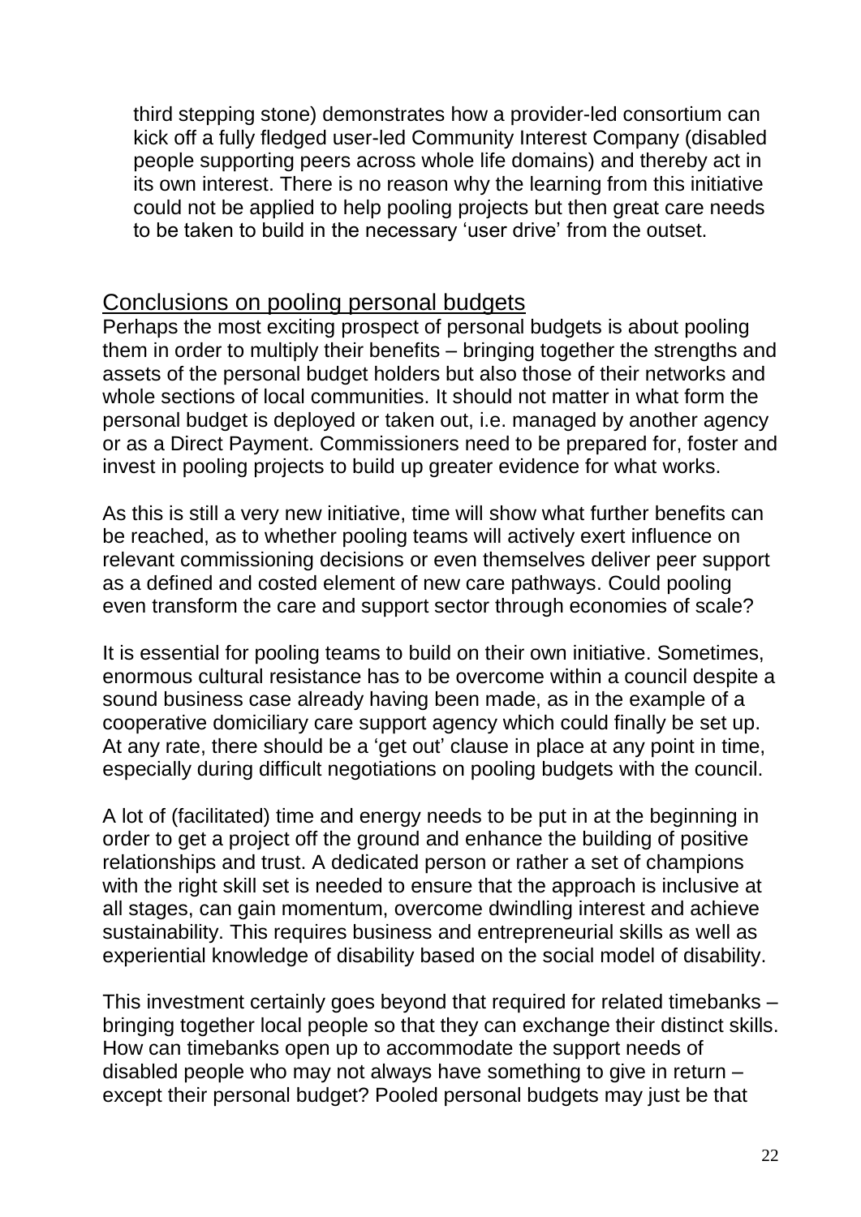third stepping stone) demonstrates how a provider-led consortium can kick off a fully fledged user-led Community Interest Company (disabled people supporting peers across whole life domains) and thereby act in its own interest. There is no reason why the learning from this initiative could not be applied to help pooling projects but then great care needs to be taken to build in the necessary 'user drive' from the outset.

## Conclusions on pooling personal budgets

Perhaps the most exciting prospect of personal budgets is about pooling them in order to multiply their benefits – bringing together the strengths and assets of the personal budget holders but also those of their networks and whole sections of local communities. It should not matter in what form the personal budget is deployed or taken out, i.e. managed by another agency or as a Direct Payment. Commissioners need to be prepared for, foster and invest in pooling projects to build up greater evidence for what works.

As this is still a very new initiative, time will show what further benefits can be reached, as to whether pooling teams will actively exert influence on relevant commissioning decisions or even themselves deliver peer support as a defined and costed element of new care pathways. Could pooling even transform the care and support sector through economies of scale?

It is essential for pooling teams to build on their own initiative. Sometimes, enormous cultural resistance has to be overcome within a council despite a sound business case already having been made, as in the example of a cooperative domiciliary care support agency which could finally be set up. At any rate, there should be a 'get out' clause in place at any point in time, especially during difficult negotiations on pooling budgets with the council.

A lot of (facilitated) time and energy needs to be put in at the beginning in order to get a project off the ground and enhance the building of positive relationships and trust. A dedicated person or rather a set of champions with the right skill set is needed to ensure that the approach is inclusive at all stages, can gain momentum, overcome dwindling interest and achieve sustainability. This requires business and entrepreneurial skills as well as experiential knowledge of disability based on the social model of disability.

This investment certainly goes beyond that required for related timebanks – bringing together local people so that they can exchange their distinct skills. How can timebanks open up to accommodate the support needs of disabled people who may not always have something to give in return – except their personal budget? Pooled personal budgets may just be that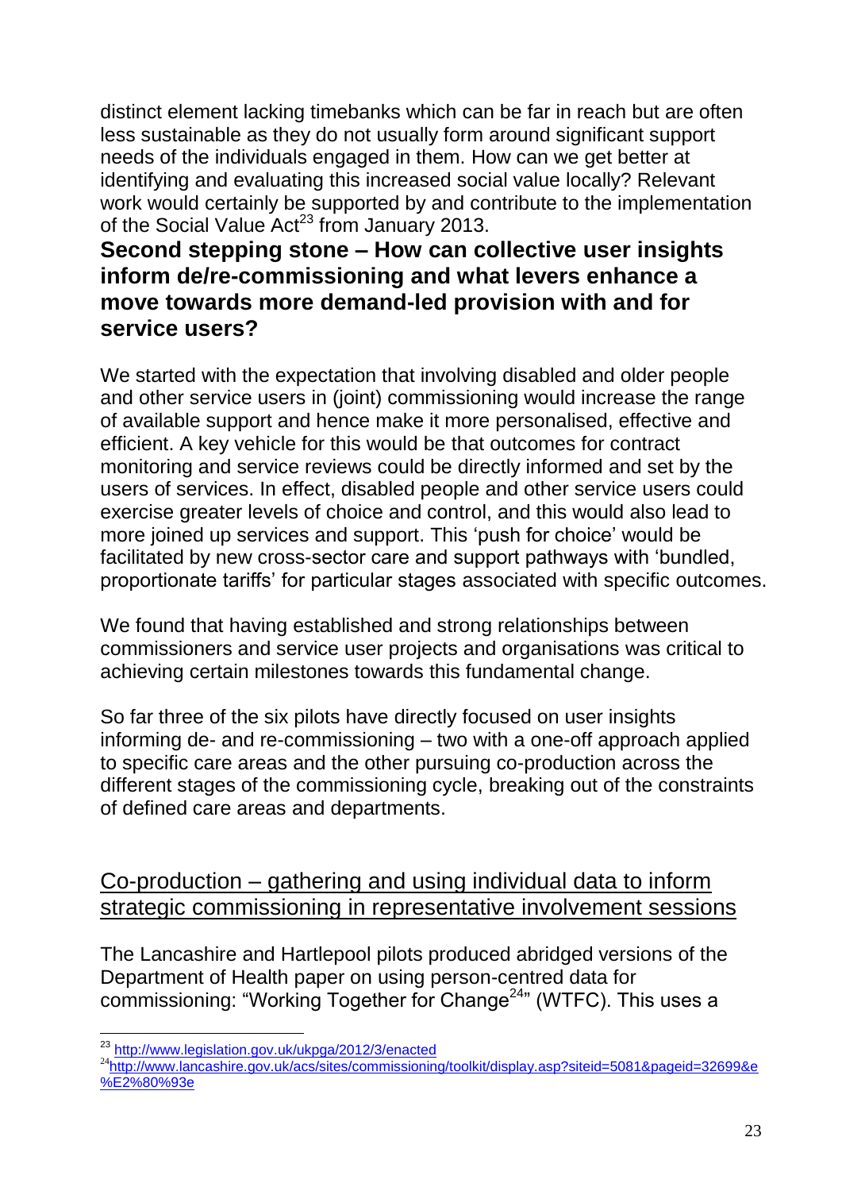distinct element lacking timebanks which can be far in reach but are often less sustainable as they do not usually form around significant support needs of the individuals engaged in them. How can we get better at identifying and evaluating this increased social value locally? Relevant work would certainly be supported by and contribute to the implementation of the Social Value Act[23] from January 2013.

## Second stepping stone – How can collective user insights inform de/re-commissioning and what levers enhance a move towards more demand-led provision with and for service users?

We started with the expectation that involving disabled and older people and other service users in (joint) commissioning would increase the range of available support and hence make it more personalised, effective and efficient. A key vehicle for this would be that outcomes for contract monitoring and service reviews could be directly informed and set by the users of services. In effect, disabled people and other service users could exercise greater levels of choice and control, and this would also lead to more joined up services and support. This 'push for choice' would be facilitated by new cross-sector care and support pathways with 'bundled, proportionate tariffs' for particular stages associated with specific outcomes.

We found that having established and strong relationships between commissioners and service user projects and organisations was critical to achieving certain milestones towards this fundamental change.

So far three of the six pilots have directly focused on user insights informing de- and re-commissioning – two with a one-off approach applied to specific care areas and the other pursuing co-production across the different stages of the commissioning cycle, breaking out of the constraints of defined care areas and departments.

### Co-production – gathering and using individual data to inform strategic commissioning in representative involvement sessions

The Lancashire and Hartlepool pilots produced abridged versions of the Department of Health paper on using person-centred data for commissioning: "Working Together for Change[24]" (WTFC). This uses a

---

[23] http://www.legislation.gov.uk/ukpga/2012/3/enacted

[24] http://www.lancashire.gov.uk/acs/sites/commissioning/toolkit/display.asp?siteid=5081&pageid=32699&e%E2%80%93e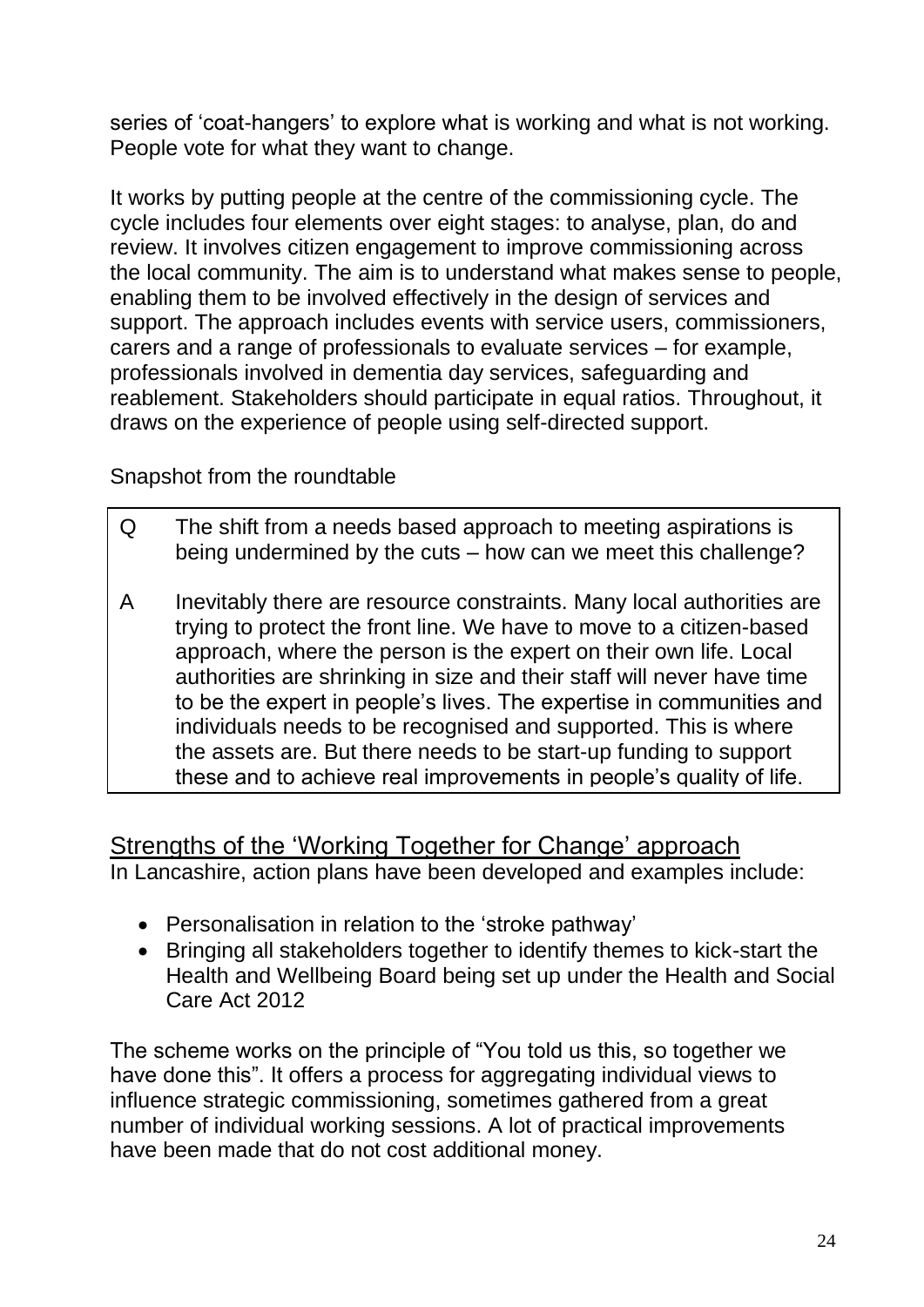series of 'coat-hangers' to explore what is working and what is not working. People vote for what they want to change.

It works by putting people at the centre of the commissioning cycle. The cycle includes four elements over eight stages: to analyse, plan, do and review. It involves citizen engagement to improve commissioning across the local community. The aim is to understand what makes sense to people, enabling them to be involved effectively in the design of services and support. The approach includes events with service users, commissioners, carers and a range of professionals to evaluate services – for example, professionals involved in dementia day services, safeguarding and reablement. Stakeholders should participate in equal ratios. Throughout, it draws on the experience of people using self-directed support.

Snapshot from the roundtable

| | |
|---|---|
| Q | The shift from a needs based approach to meeting aspirations is being undermined by the cuts – how can we meet this challenge? |
| A | Inevitably there are resource constraints. Many local authorities are trying to protect the front line. We have to move to a citizen-based approach, where the person is the expert on their own life. Local authorities are shrinking in size and their staff will never have time to be the expert in people's lives. The expertise in communities and individuals needs to be recognised and supported. This is where the assets are. But there needs to be start-up funding to support these and to achieve real improvements in people's quality of life. |

## Strengths of the 'Working Together for Change' approach

In Lancashire, action plans have been developed and examples include:

- Personalisation in relation to the 'stroke pathway'
- Bringing all stakeholders together to identify themes to kick-start the Health and Wellbeing Board being set up under the Health and Social Care Act 2012

The scheme works on the principle of "You told us this, so together we have done this". It offers a process for aggregating individual views to influence strategic commissioning, sometimes gathered from a great number of individual working sessions. A lot of practical improvements have been made that do not cost additional money.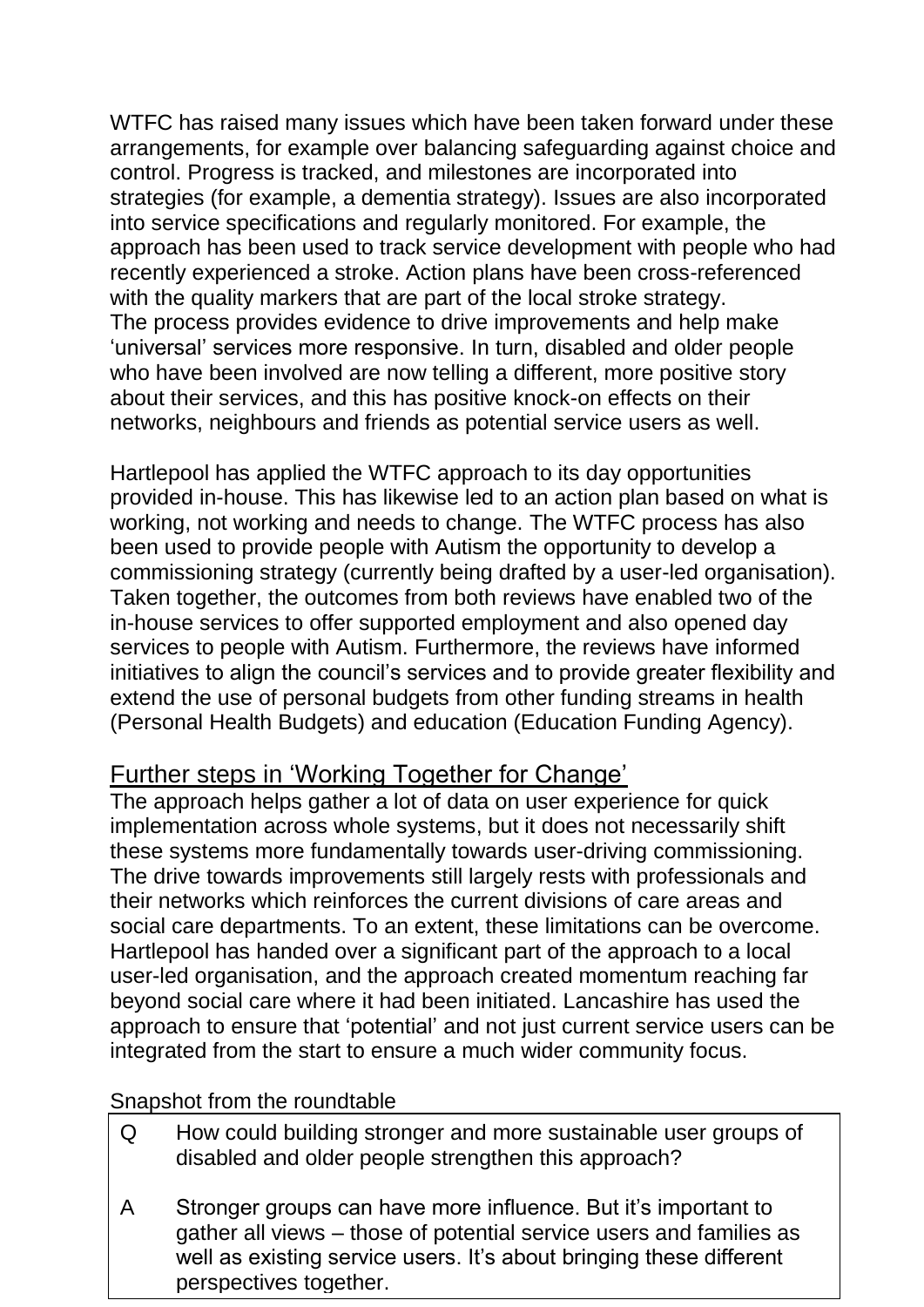WTFC has raised many issues which have been taken forward under these arrangements, for example over balancing safeguarding against choice and control. Progress is tracked, and milestones are incorporated into strategies (for example, a dementia strategy). Issues are also incorporated into service specifications and regularly monitored. For example, the approach has been used to track service development with people who had recently experienced a stroke. Action plans have been cross-referenced with the quality markers that are part of the local stroke strategy. The process provides evidence to drive improvements and help make 'universal' services more responsive. In turn, disabled and older people who have been involved are now telling a different, more positive story about their services, and this has positive knock-on effects on their networks, neighbours and friends as potential service users as well.

Hartlepool has applied the WTFC approach to its day opportunities provided in-house. This has likewise led to an action plan based on what is working, not working and needs to change. The WTFC process has also been used to provide people with Autism the opportunity to develop a commissioning strategy (currently being drafted by a user-led organisation). Taken together, the outcomes from both reviews have enabled two of the in-house services to offer supported employment and also opened day services to people with Autism. Furthermore, the reviews have informed initiatives to align the council's services and to provide greater flexibility and extend the use of personal budgets from other funding streams in health (Personal Health Budgets) and education (Education Funding Agency).

## Further steps in 'Working Together for Change'

The approach helps gather a lot of data on user experience for quick implementation across whole systems, but it does not necessarily shift these systems more fundamentally towards user-driving commissioning. The drive towards improvements still largely rests with professionals and their networks which reinforces the current divisions of care areas and social care departments. To an extent, these limitations can be overcome. Hartlepool has handed over a significant part of the approach to a local user-led organisation, and the approach created momentum reaching far beyond social care where it had been initiated. Lancashire has used the approach to ensure that 'potential' and not just current service users can be integrated from the start to ensure a much wider community focus.

Snapshot from the roundtable

| | |
|---|---|
| Q | How could building stronger and more sustainable user groups of disabled and older people strengthen this approach? |
| A | Stronger groups can have more influence. But it's important to gather all views – those of potential service users and families as well as existing service users. It's about bringing these different perspectives together. |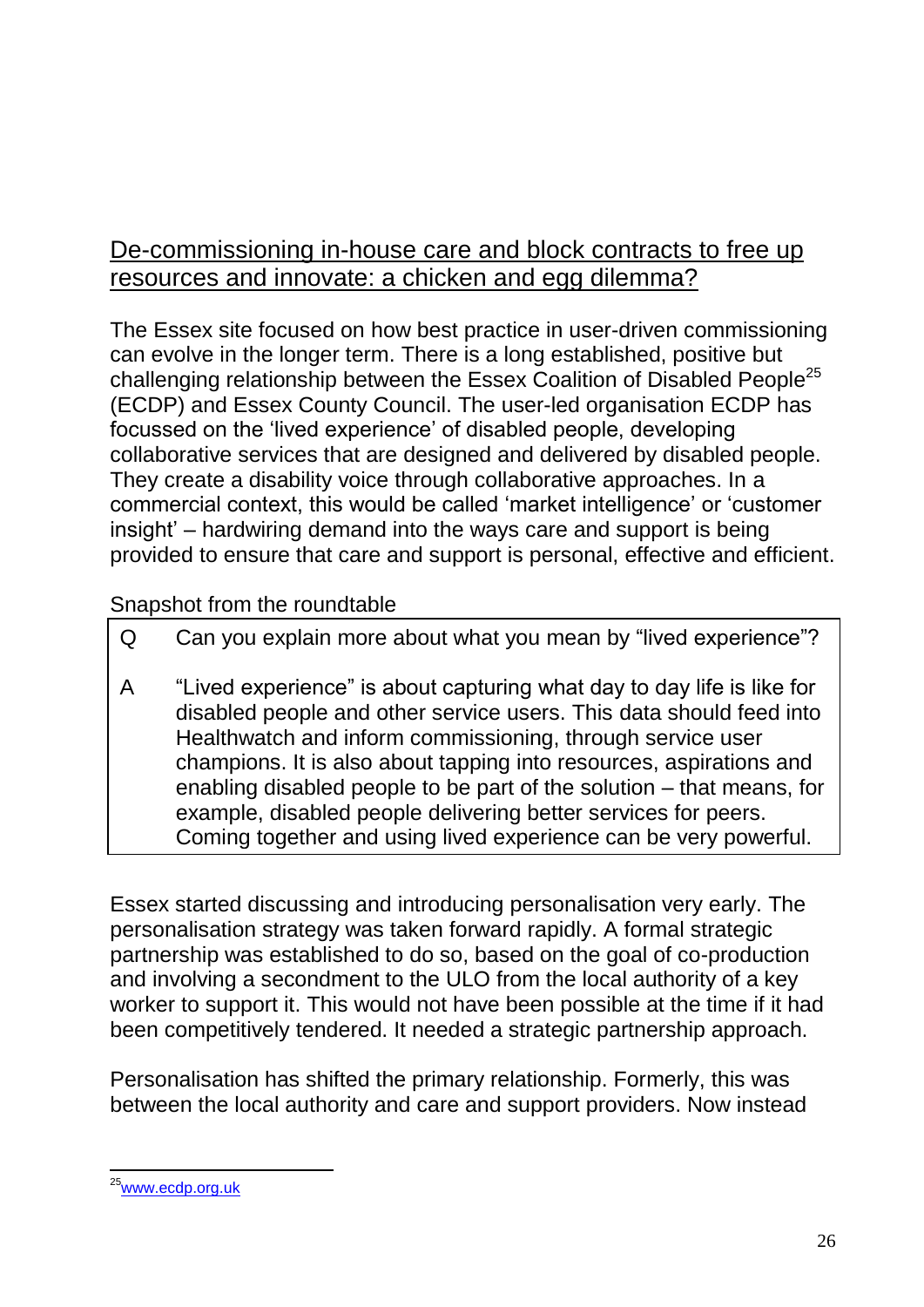## De-commissioning in-house care and block contracts to free up resources and innovate: a chicken and egg dilemma?

The Essex site focused on how best practice in user-driven commissioning can evolve in the longer term. There is a long established, positive but challenging relationship between the Essex Coalition of Disabled People[25] (ECDP) and Essex County Council. The user-led organisation ECDP has focussed on the 'lived experience' of disabled people, developing collaborative services that are designed and delivered by disabled people. They create a disability voice through collaborative approaches. In a commercial context, this would be called 'market intelligence' or 'customer insight' – hardwiring demand into the ways care and support is being provided to ensure that care and support is personal, effective and efficient.

Snapshot from the roundtable

| | |
|---|---|
| Q | Can you explain more about what you mean by "lived experience"? |
| A | "Lived experience" is about capturing what day to day life is like for disabled people and other service users. This data should feed into Healthwatch and inform commissioning, through service user champions. It is also about tapping into resources, aspirations and enabling disabled people to be part of the solution – that means, for example, disabled people delivering better services for peers. Coming together and using lived experience can be very powerful. |

Essex started discussing and introducing personalisation very early. The personalisation strategy was taken forward rapidly. A formal strategic partnership was established to do so, based on the goal of co-production and involving a secondment to the ULO from the local authority of a key worker to support it. This would not have been possible at the time if it had been competitively tendered. It needed a strategic partnership approach.

Personalisation has shifted the primary relationship. Formerly, this was between the local authority and care and support providers. Now instead

[25] www.ecdp.org.uk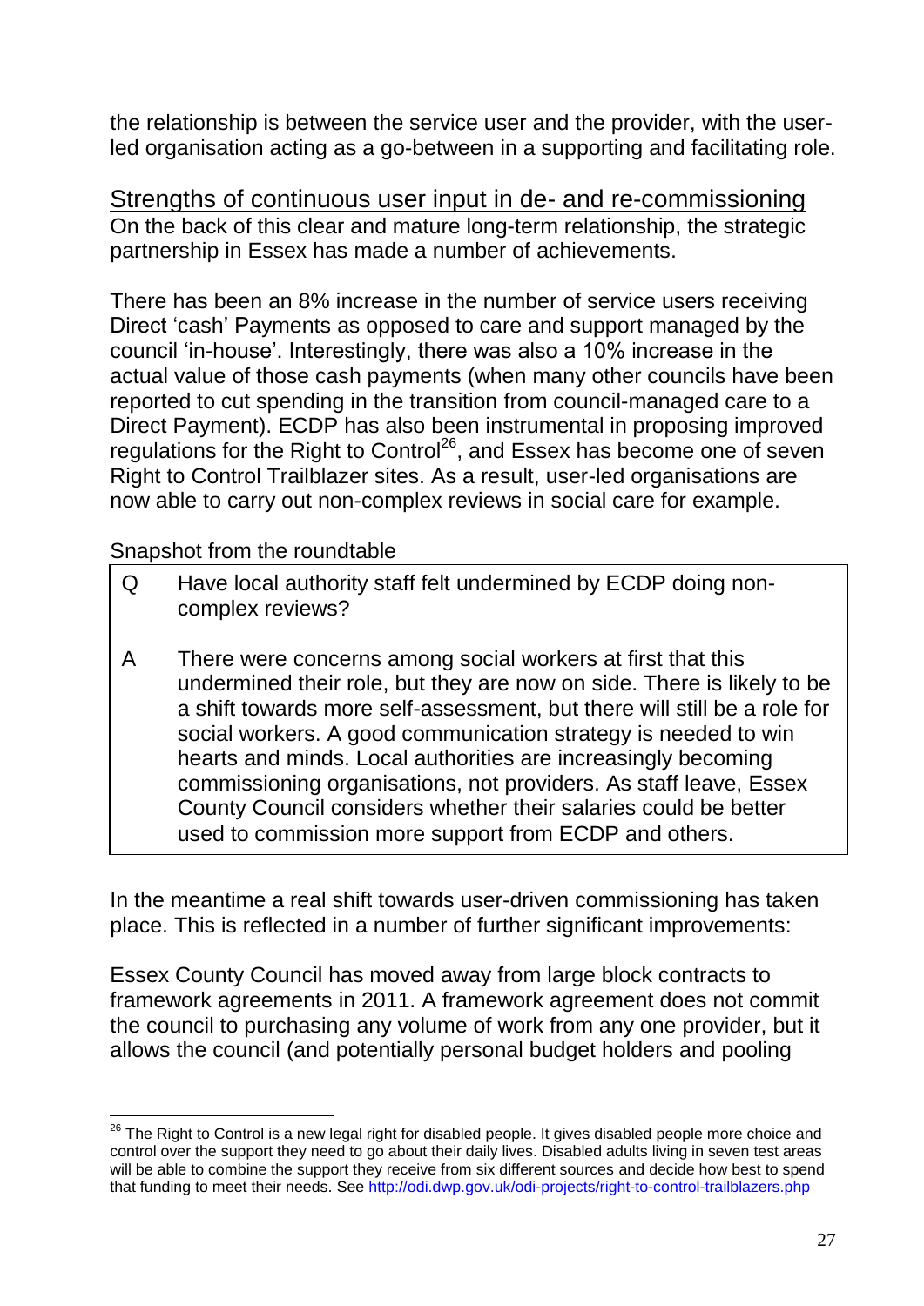the relationship is between the service user and the provider, with the user-led organisation acting as a go-between in a supporting and facilitating role.

## Strengths of continuous user input in de- and re-commissioning

On the back of this clear and mature long-term relationship, the strategic partnership in Essex has made a number of achievements.

There has been an 8% increase in the number of service users receiving Direct 'cash' Payments as opposed to care and support managed by the council 'in-house'. Interestingly, there was also a 10% increase in the actual value of those cash payments (when many other councils have been reported to cut spending in the transition from council-managed care to a Direct Payment). ECDP has also been instrumental in proposing improved regulations for the Right to Control[26], and Essex has become one of seven Right to Control Trailblazer sites. As a result, user-led organisations are now able to carry out non-complex reviews in social care for example.

Snapshot from the roundtable

| | |
|---|---|
| Q | Have local authority staff felt undermined by ECDP doing non-complex reviews? |
| A | There were concerns among social workers at first that this undermined their role, but they are now on side. There is likely to be a shift towards more self-assessment, but there will still be a role for social workers. A good communication strategy is needed to win hearts and minds. Local authorities are increasingly becoming commissioning organisations, not providers. As staff leave, Essex County Council considers whether their salaries could be better used to commission more support from ECDP and others. |

In the meantime a real shift towards user-driven commissioning has taken place. This is reflected in a number of further significant improvements:

Essex County Council has moved away from large block contracts to framework agreements in 2011. A framework agreement does not commit the council to purchasing any volume of work from any one provider, but it allows the council (and potentially personal budget holders and pooling

---

[26] The Right to Control is a new legal right for disabled people. It gives disabled people more choice and control over the support they need to go about their daily lives. Disabled adults living in seven test areas will be able to combine the support they receive from six different sources and decide how best to spend that funding to meet their needs. See http://odi.dwp.gov.uk/odi-projects/right-to-control-trailblazers.php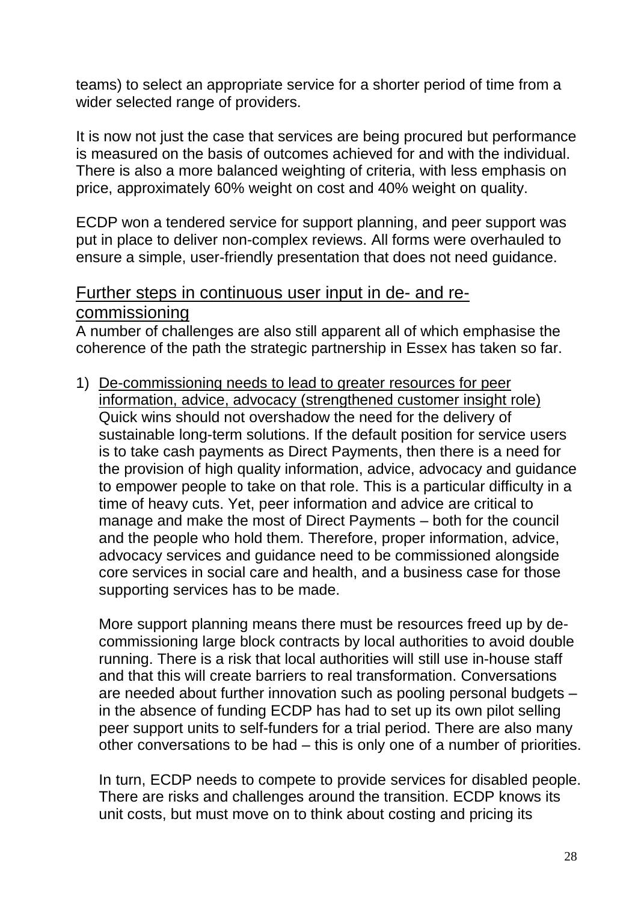teams) to select an appropriate service for a shorter period of time from a wider selected range of providers.

It is now not just the case that services are being procured but performance is measured on the basis of outcomes achieved for and with the individual. There is also a more balanced weighting of criteria, with less emphasis on price, approximately 60% weight on cost and 40% weight on quality.

ECDP won a tendered service for support planning, and peer support was put in place to deliver non-complex reviews. All forms were overhauled to ensure a simple, user-friendly presentation that does not need guidance.

## Further steps in continuous user input in de- and re-commissioning

A number of challenges are also still apparent all of which emphasise the coherence of the path the strategic partnership in Essex has taken so far.

1) De-commissioning needs to lead to greater resources for peer information, advice, advocacy (strengthened customer insight role)
   Quick wins should not overshadow the need for the delivery of sustainable long-term solutions. If the default position for service users is to take cash payments as Direct Payments, then there is a need for the provision of high quality information, advice, advocacy and guidance to empower people to take on that role. This is a particular difficulty in a time of heavy cuts. Yet, peer information and advice are critical to manage and make the most of Direct Payments – both for the council and the people who hold them. Therefore, proper information, advice, advocacy services and guidance need to be commissioned alongside core services in social care and health, and a business case for those supporting services has to be made.

   More support planning means there must be resources freed up by de-commissioning large block contracts by local authorities to avoid double running. There is a risk that local authorities will still use in-house staff and that this will create barriers to real transformation. Conversations are needed about further innovation such as pooling personal budgets – in the absence of funding ECDP has had to set up its own pilot selling peer support units to self-funders for a trial period. There are also many other conversations to be had – this is only one of a number of priorities.

   In turn, ECDP needs to compete to provide services for disabled people. There are risks and challenges around the transition. ECDP knows its unit costs, but must move on to think about costing and pricing its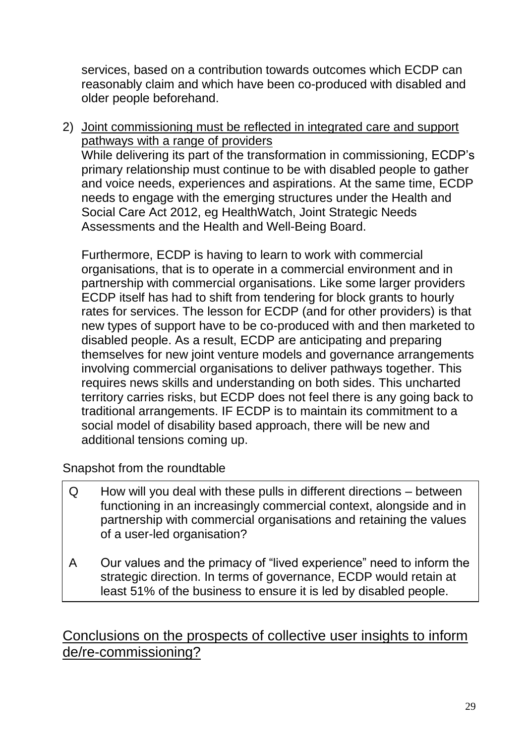services, based on a contribution towards outcomes which ECDP can reasonably claim and which have been co-produced with disabled and older people beforehand.

2) Joint commissioning must be reflected in integrated care and support pathways with a range of providers
   While delivering its part of the transformation in commissioning, ECDP's primary relationship must continue to be with disabled people to gather and voice needs, experiences and aspirations. At the same time, ECDP needs to engage with the emerging structures under the Health and Social Care Act 2012, eg HealthWatch, Joint Strategic Needs Assessments and the Health and Well-Being Board.

   Furthermore, ECDP is having to learn to work with commercial organisations, that is to operate in a commercial environment and in partnership with commercial organisations. Like some larger providers ECDP itself has had to shift from tendering for block grants to hourly rates for services. The lesson for ECDP (and for other providers) is that new types of support have to be co-produced with and then marketed to disabled people. As a result, ECDP are anticipating and preparing themselves for new joint venture models and governance arrangements involving commercial organisations to deliver pathways together. This requires news skills and understanding on both sides. This uncharted territory carries risks, but ECDP does not feel there is any going back to traditional arrangements. IF ECDP is to maintain its commitment to a social model of disability based approach, there will be new and additional tensions coming up.

Snapshot from the roundtable

| | |
|---|---|
| Q | How will you deal with these pulls in different directions – between functioning in an increasingly commercial context, alongside and in partnership with commercial organisations and retaining the values of a user-led organisation? |
| A | Our values and the primacy of "lived experience" need to inform the strategic direction. In terms of governance, ECDP would retain at least 51% of the business to ensure it is led by disabled people. |

## Conclusions on the prospects of collective user insights to inform de/re-commissioning?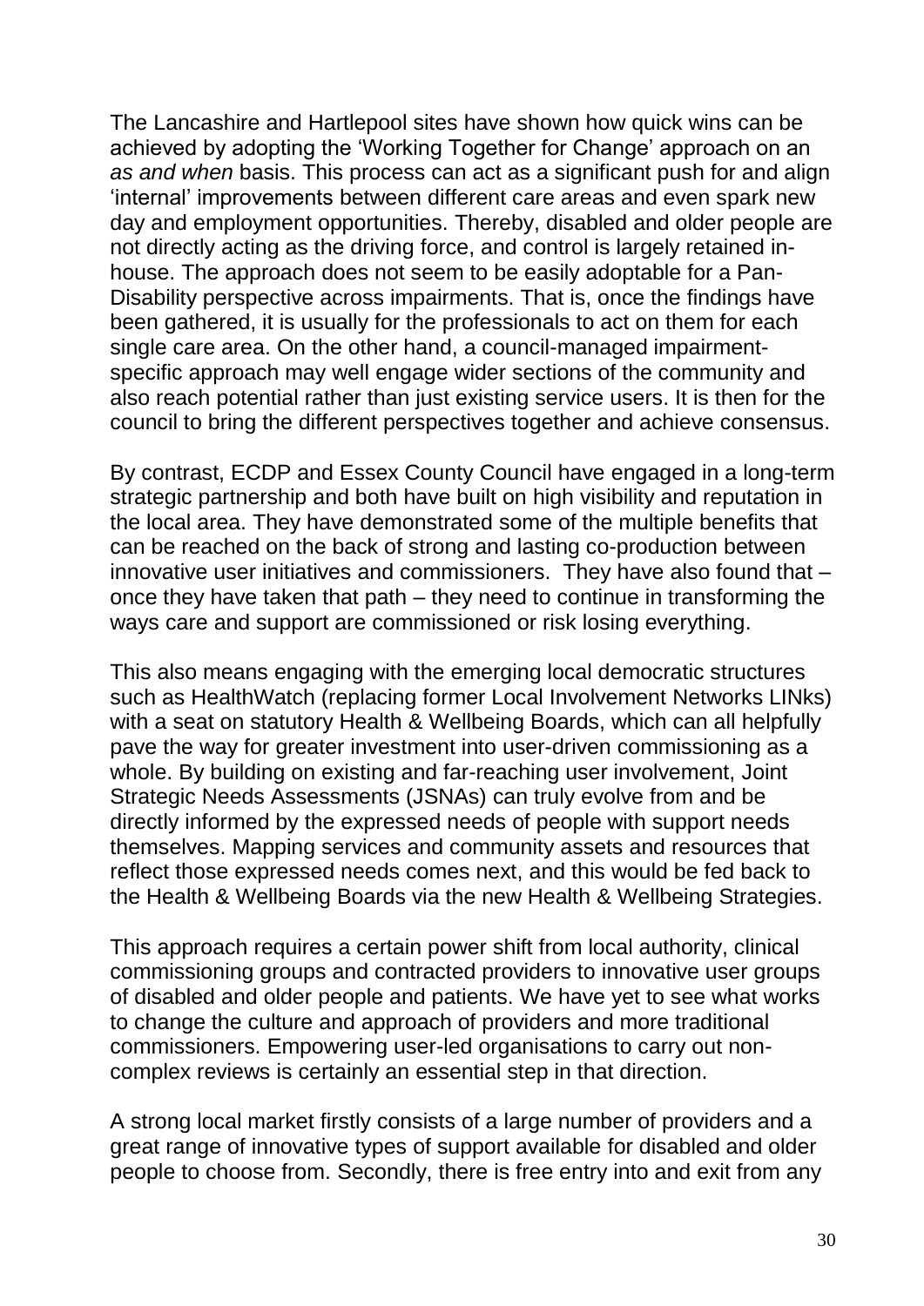The Lancashire and Hartlepool sites have shown how quick wins can be achieved by adopting the 'Working Together for Change' approach on an *as and when* basis. This process can act as a significant push for and align 'internal' improvements between different care areas and even spark new day and employment opportunities. Thereby, disabled and older people are not directly acting as the driving force, and control is largely retained in-house. The approach does not seem to be easily adoptable for a Pan-Disability perspective across impairments. That is, once the findings have been gathered, it is usually for the professionals to act on them for each single care area. On the other hand, a council-managed impairment-specific approach may well engage wider sections of the community and also reach potential rather than just existing service users. It is then for the council to bring the different perspectives together and achieve consensus.

By contrast, ECDP and Essex County Council have engaged in a long-term strategic partnership and both have built on high visibility and reputation in the local area. They have demonstrated some of the multiple benefits that can be reached on the back of strong and lasting co-production between innovative user initiatives and commissioners. They have also found that – once they have taken that path – they need to continue in transforming the ways care and support are commissioned or risk losing everything.

This also means engaging with the emerging local democratic structures such as HealthWatch (replacing former Local Involvement Networks LINks) with a seat on statutory Health & Wellbeing Boards, which can all helpfully pave the way for greater investment into user-driven commissioning as a whole. By building on existing and far-reaching user involvement, Joint Strategic Needs Assessments (JSNAs) can truly evolve from and be directly informed by the expressed needs of people with support needs themselves. Mapping services and community assets and resources that reflect those expressed needs comes next, and this would be fed back to the Health & Wellbeing Boards via the new Health & Wellbeing Strategies.

This approach requires a certain power shift from local authority, clinical commissioning groups and contracted providers to innovative user groups of disabled and older people and patients. We have yet to see what works to change the culture and approach of providers and more traditional commissioners. Empowering user-led organisations to carry out non-complex reviews is certainly an essential step in that direction.

A strong local market firstly consists of a large number of providers and a great range of innovative types of support available for disabled and older people to choose from. Secondly, there is free entry into and exit from any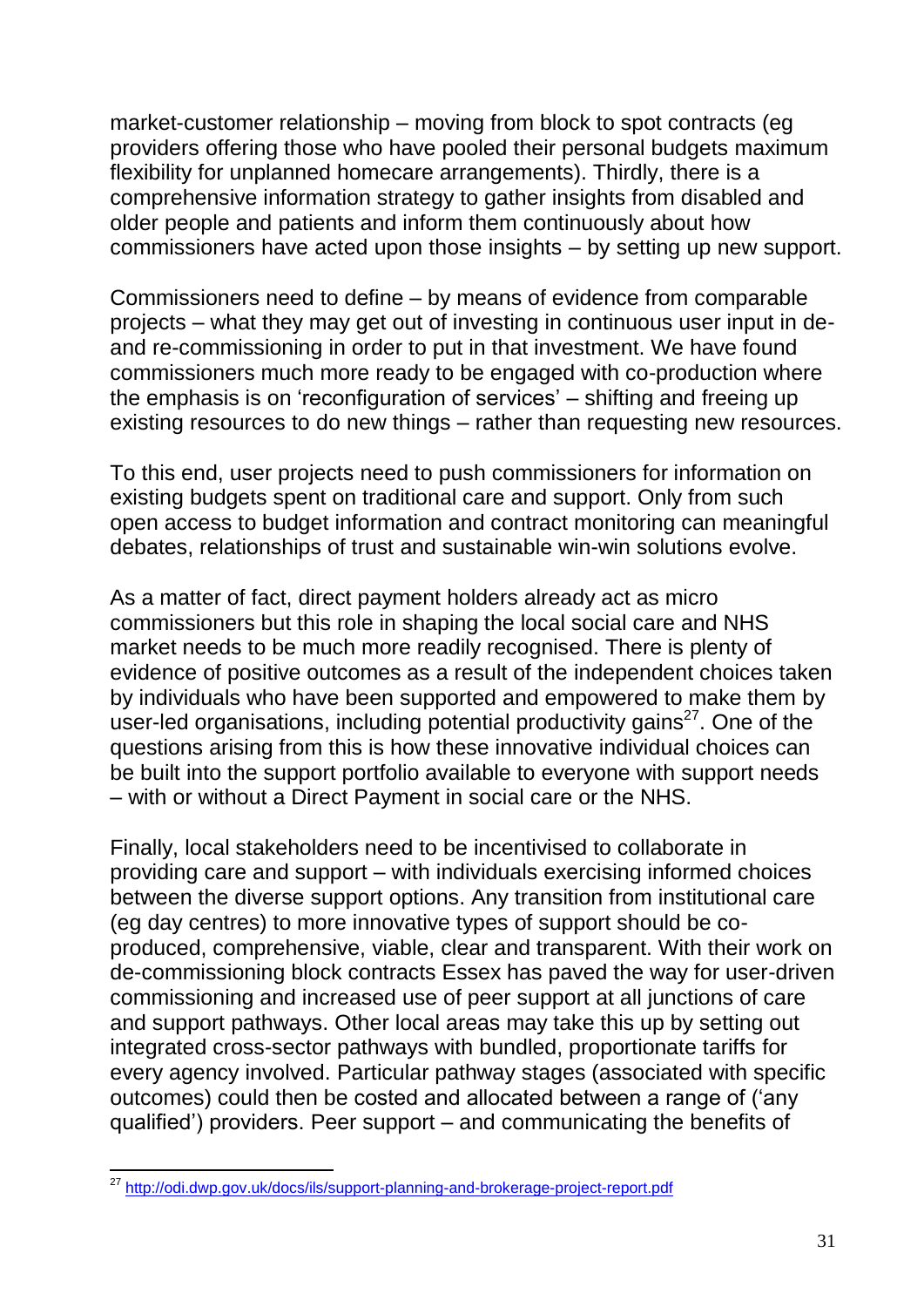market-customer relationship – moving from block to spot contracts (eg providers offering those who have pooled their personal budgets maximum flexibility for unplanned homecare arrangements). Thirdly, there is a comprehensive information strategy to gather insights from disabled and older people and patients and inform them continuously about how commissioners have acted upon those insights – by setting up new support.

Commissioners need to define – by means of evidence from comparable projects – what they may get out of investing in continuous user input in de- and re-commissioning in order to put in that investment. We have found commissioners much more ready to be engaged with co-production where the emphasis is on 'reconfiguration of services' – shifting and freeing up existing resources to do new things – rather than requesting new resources.

To this end, user projects need to push commissioners for information on existing budgets spent on traditional care and support. Only from such open access to budget information and contract monitoring can meaningful debates, relationships of trust and sustainable win-win solutions evolve.

As a matter of fact, direct payment holders already act as micro commissioners but this role in shaping the local social care and NHS market needs to be much more readily recognised. There is plenty of evidence of positive outcomes as a result of the independent choices taken by individuals who have been supported and empowered to make them by user-led organisations, including potential productivity gains[27]. One of the questions arising from this is how these innovative individual choices can be built into the support portfolio available to everyone with support needs – with or without a Direct Payment in social care or the NHS.

Finally, local stakeholders need to be incentivised to collaborate in providing care and support – with individuals exercising informed choices between the diverse support options. Any transition from institutional care (eg day centres) to more innovative types of support should be co-produced, comprehensive, viable, clear and transparent. With their work on de-commissioning block contracts Essex has paved the way for user-driven commissioning and increased use of peer support at all junctions of care and support pathways. Other local areas may take this up by setting out integrated cross-sector pathways with bundled, proportionate tariffs for every agency involved. Particular pathway stages (associated with specific outcomes) could then be costed and allocated between a range of ('any qualified') providers. Peer support – and communicating the benefits of

---

[27] http://odi.dwp.gov.uk/docs/ils/support-planning-and-brokerage-project-report.pdf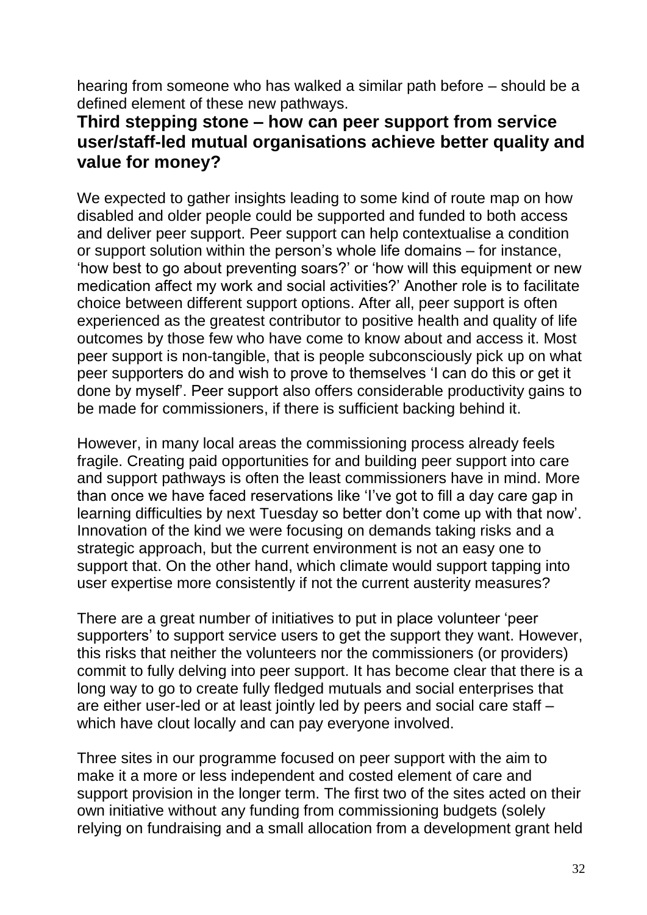hearing from someone who has walked a similar path before – should be a defined element of these new pathways.

## Third stepping stone – how can peer support from service user/staff-led mutual organisations achieve better quality and value for money?

We expected to gather insights leading to some kind of route map on how disabled and older people could be supported and funded to both access and deliver peer support. Peer support can help contextualise a condition or support solution within the person's whole life domains – for instance, 'how best to go about preventing soars?' or 'how will this equipment or new medication affect my work and social activities?' Another role is to facilitate choice between different support options. After all, peer support is often experienced as the greatest contributor to positive health and quality of life outcomes by those few who have come to know about and access it. Most peer support is non-tangible, that is people subconsciously pick up on what peer supporters do and wish to prove to themselves 'I can do this or get it done by myself'. Peer support also offers considerable productivity gains to be made for commissioners, if there is sufficient backing behind it.

However, in many local areas the commissioning process already feels fragile. Creating paid opportunities for and building peer support into care and support pathways is often the least commissioners have in mind. More than once we have faced reservations like 'I've got to fill a day care gap in learning difficulties by next Tuesday so better don't come up with that now'. Innovation of the kind we were focusing on demands taking risks and a strategic approach, but the current environment is not an easy one to support that. On the other hand, which climate would support tapping into user expertise more consistently if not the current austerity measures?

There are a great number of initiatives to put in place volunteer 'peer supporters' to support service users to get the support they want. However, this risks that neither the volunteers nor the commissioners (or providers) commit to fully delving into peer support. It has become clear that there is a long way to go to create fully fledged mutuals and social enterprises that are either user-led or at least jointly led by peers and social care staff – which have clout locally and can pay everyone involved.

Three sites in our programme focused on peer support with the aim to make it a more or less independent and costed element of care and support provision in the longer term. The first two of the sites acted on their own initiative without any funding from commissioning budgets (solely relying on fundraising and a small allocation from a development grant held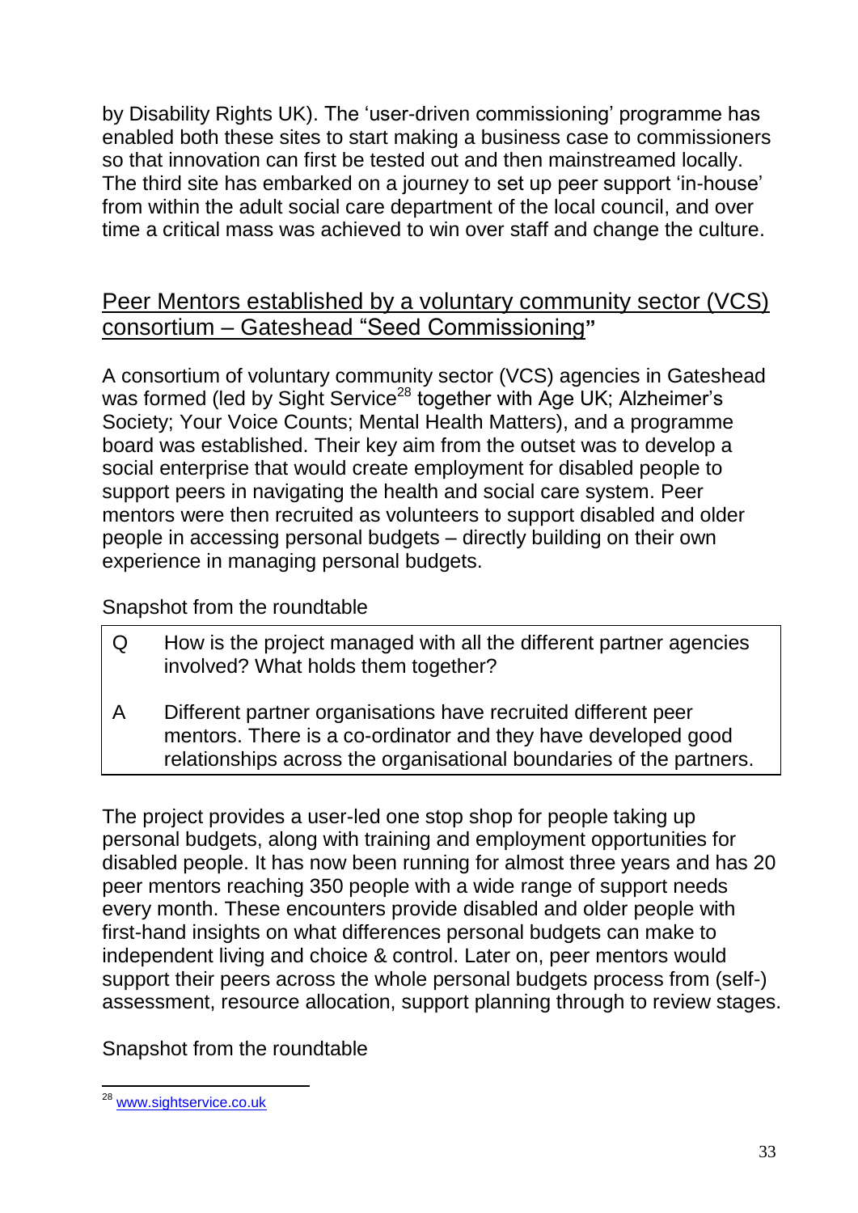by Disability Rights UK). The 'user-driven commissioning' programme has enabled both these sites to start making a business case to commissioners so that innovation can first be tested out and then mainstreamed locally. The third site has embarked on a journey to set up peer support 'in-house' from within the adult social care department of the local council, and over time a critical mass was achieved to win over staff and change the culture.

## Peer Mentors established by a voluntary community sector (VCS) consortium – Gateshead "Seed Commissioning"

A consortium of voluntary community sector (VCS) agencies in Gateshead was formed (led by Sight Service[28] together with Age UK; Alzheimer's Society; Your Voice Counts; Mental Health Matters), and a programme board was established. Their key aim from the outset was to develop a social enterprise that would create employment for disabled people to support peers in navigating the health and social care system. Peer mentors were then recruited as volunteers to support disabled and older people in accessing personal budgets – directly building on their own experience in managing personal budgets.

Snapshot from the roundtable

| | |
|---|---|
| Q | How is the project managed with all the different partner agencies involved? What holds them together? |
| A | Different partner organisations have recruited different peer mentors. There is a co-ordinator and they have developed good relationships across the organisational boundaries of the partners. |

The project provides a user-led one stop shop for people taking up personal budgets, along with training and employment opportunities for disabled people. It has now been running for almost three years and has 20 peer mentors reaching 350 people with a wide range of support needs every month. These encounters provide disabled and older people with first-hand insights on what differences personal budgets can make to independent living and choice & control. Later on, peer mentors would support their peers across the whole personal budgets process from (self-) assessment, resource allocation, support planning through to review stages.

Snapshot from the roundtable

[28] www.sightservice.co.uk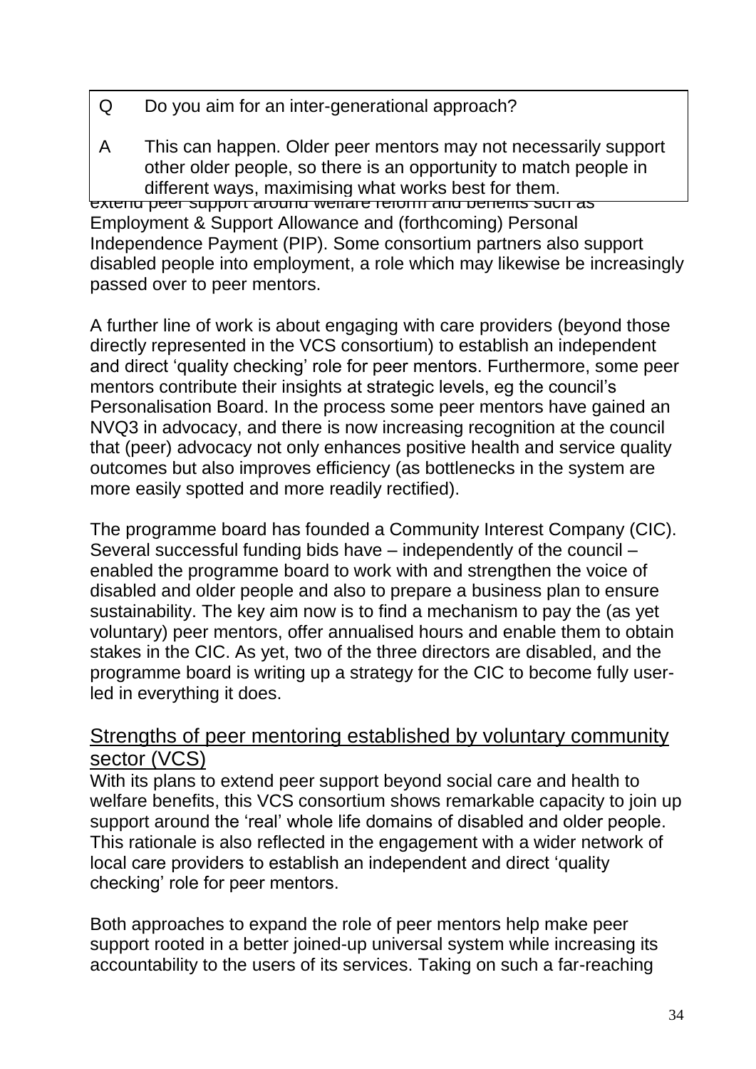Q Do you aim for an inter-generational approach?

A This can happen. Older peer mentors may not necessarily support other older people, so there is an opportunity to match people in different ways, maximising what works best for them.

extend peer support around welfare reform and benefits such as Employment & Support Allowance and (forthcoming) Personal Independence Payment (PIP). Some consortium partners also support disabled people into employment, a role which may likewise be increasingly passed over to peer mentors.

A further line of work is about engaging with care providers (beyond those directly represented in the VCS consortium) to establish an independent and direct 'quality checking' role for peer mentors. Furthermore, some peer mentors contribute their insights at strategic levels, eg the council's Personalisation Board. In the process some peer mentors have gained an NVQ3 in advocacy, and there is now increasing recognition at the council that (peer) advocacy not only enhances positive health and service quality outcomes but also improves efficiency (as bottlenecks in the system are more easily spotted and more readily rectified).

The programme board has founded a Community Interest Company (CIC). Several successful funding bids have – independently of the council – enabled the programme board to work with and strengthen the voice of disabled and older people and also to prepare a business plan to ensure sustainability. The key aim now is to find a mechanism to pay the (as yet voluntary) peer mentors, offer annualised hours and enable them to obtain stakes in the CIC. As yet, two of the three directors are disabled, and the programme board is writing up a strategy for the CIC to become fully user-led in everything it does.

## Strengths of peer mentoring established by voluntary community sector (VCS)

With its plans to extend peer support beyond social care and health to welfare benefits, this VCS consortium shows remarkable capacity to join up support around the 'real' whole life domains of disabled and older people. This rationale is also reflected in the engagement with a wider network of local care providers to establish an independent and direct 'quality checking' role for peer mentors.

Both approaches to expand the role of peer mentors help make peer support rooted in a better joined-up universal system while increasing its accountability to the users of its services. Taking on such a far-reaching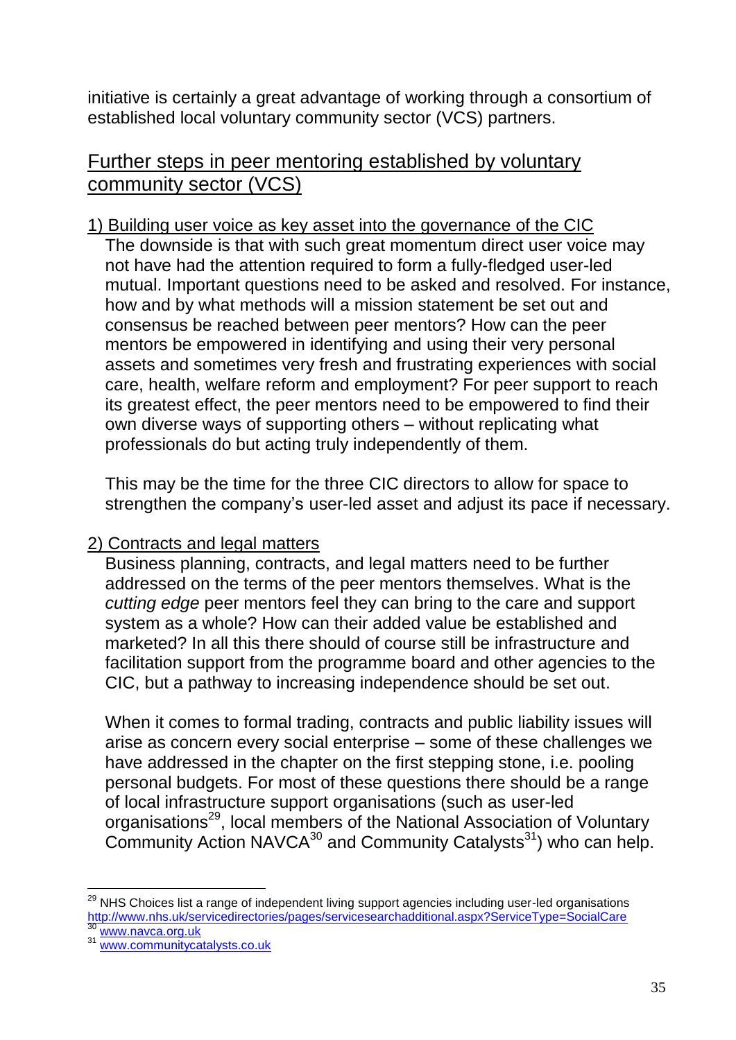initiative is certainly a great advantage of working through a consortium of established local voluntary community sector (VCS) partners.

## Further steps in peer mentoring established by voluntary community sector (VCS)

### 1) Building user voice as key asset into the governance of the CIC

The downside is that with such great momentum direct user voice may not have had the attention required to form a fully-fledged user-led mutual. Important questions need to be asked and resolved. For instance, how and by what methods will a mission statement be set out and consensus be reached between peer mentors? How can the peer mentors be empowered in identifying and using their very personal assets and sometimes very fresh and frustrating experiences with social care, health, welfare reform and employment? For peer support to reach its greatest effect, the peer mentors need to be empowered to find their own diverse ways of supporting others – without replicating what professionals do but acting truly independently of them.

This may be the time for the three CIC directors to allow for space to strengthen the company's user-led asset and adjust its pace if necessary.

### 2) Contracts and legal matters

Business planning, contracts, and legal matters need to be further addressed on the terms of the peer mentors themselves. What is the *cutting edge* peer mentors feel they can bring to the care and support system as a whole? How can their added value be established and marketed? In all this there should of course still be infrastructure and facilitation support from the programme board and other agencies to the CIC, but a pathway to increasing independence should be set out.

When it comes to formal trading, contracts and public liability issues will arise as concern every social enterprise – some of these challenges we have addressed in the chapter on the first stepping stone, i.e. pooling personal budgets. For most of these questions there should be a range of local infrastructure support organisations (such as user-led organisations[29], local members of the National Association of Voluntary Community Action NAVCA[30] and Community Catalysts[31]) who can help.

---

[29] NHS Choices list a range of independent living support agencies including user-led organisations http://www.nhs.uk/servicedirectories/pages/servicesearchadditional.aspx?ServiceType=SocialCare

[30] www.navca.org.uk

[31] www.communitycatalysts.co.uk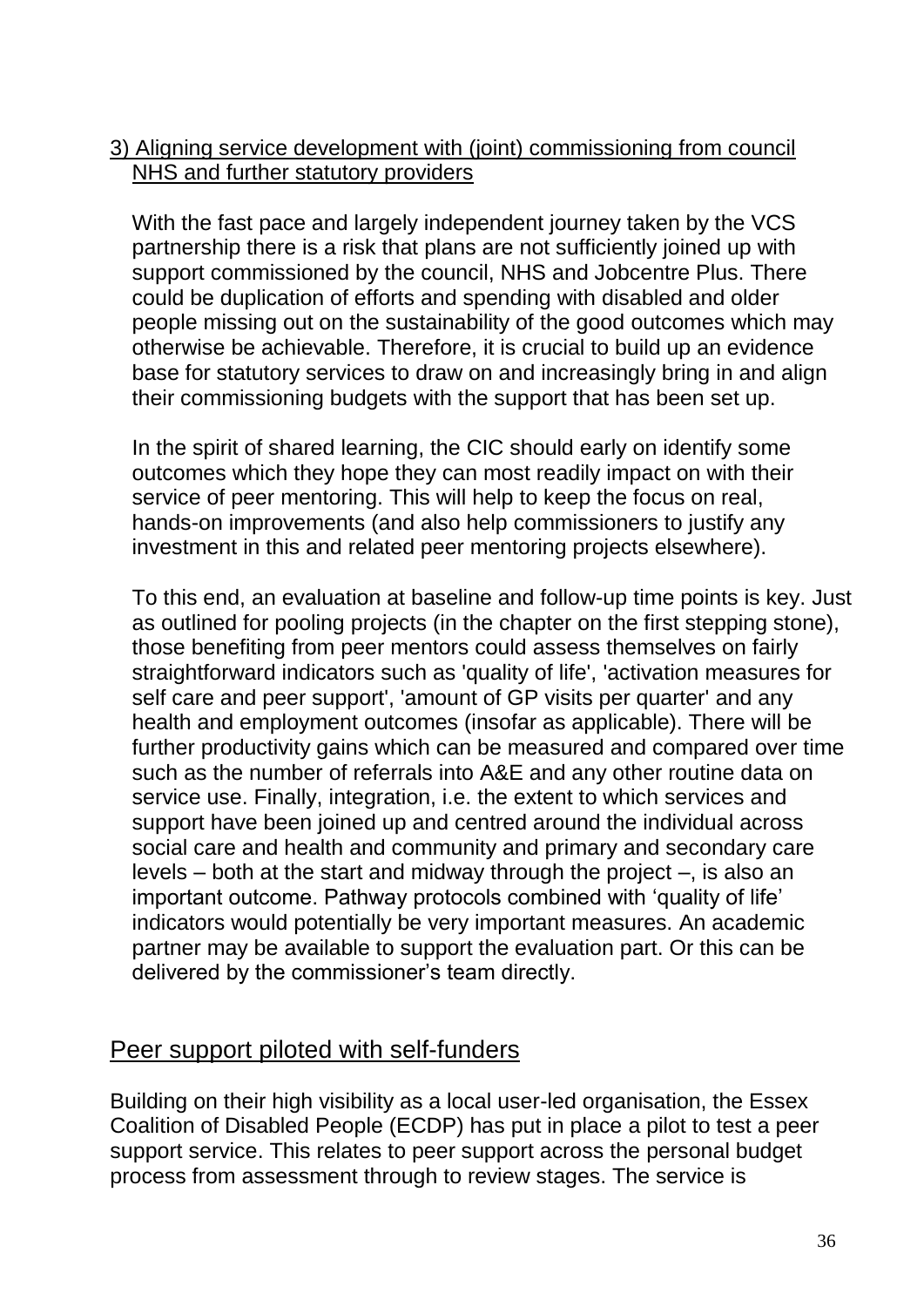### 3) Aligning service development with (joint) commissioning from council NHS and further statutory providers

With the fast pace and largely independent journey taken by the VCS partnership there is a risk that plans are not sufficiently joined up with support commissioned by the council, NHS and Jobcentre Plus. There could be duplication of efforts and spending with disabled and older people missing out on the sustainability of the good outcomes which may otherwise be achievable. Therefore, it is crucial to build up an evidence base for statutory services to draw on and increasingly bring in and align their commissioning budgets with the support that has been set up.

In the spirit of shared learning, the CIC should early on identify some outcomes which they hope they can most readily impact on with their service of peer mentoring. This will help to keep the focus on real, hands-on improvements (and also help commissioners to justify any investment in this and related peer mentoring projects elsewhere).

To this end, an evaluation at baseline and follow-up time points is key. Just as outlined for pooling projects (in the chapter on the first stepping stone), those benefiting from peer mentors could assess themselves on fairly straightforward indicators such as 'quality of life', 'activation measures for self care and peer support', 'amount of GP visits per quarter' and any health and employment outcomes (insofar as applicable). There will be further productivity gains which can be measured and compared over time such as the number of referrals into A&E and any other routine data on service use. Finally, integration, i.e. the extent to which services and support have been joined up and centred around the individual across social care and health and community and primary and secondary care levels – both at the start and midway through the project –, is also an important outcome. Pathway protocols combined with 'quality of life' indicators would potentially be very important measures. An academic partner may be available to support the evaluation part. Or this can be delivered by the commissioner's team directly.

## Peer support piloted with self-funders

Building on their high visibility as a local user-led organisation, the Essex Coalition of Disabled People (ECDP) has put in place a pilot to test a peer support service. This relates to peer support across the personal budget process from assessment through to review stages. The service is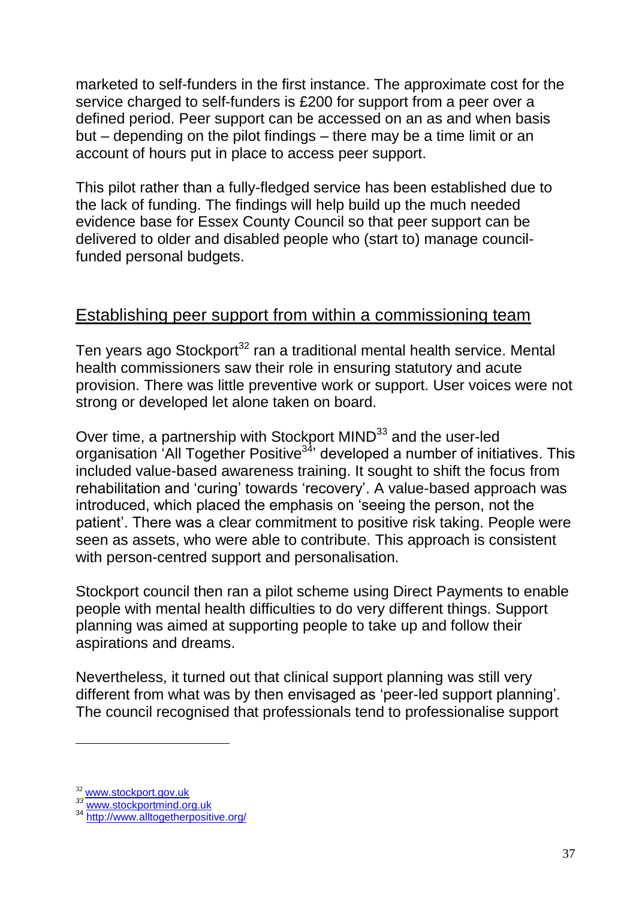marketed to self-funders in the first instance. The approximate cost for the service charged to self-funders is £200 for support from a peer over a defined period. Peer support can be accessed on an as and when basis but – depending on the pilot findings – there may be a time limit or an account of hours put in place to access peer support.

This pilot rather than a fully-fledged service has been established due to the lack of funding. The findings will help build up the much needed evidence base for Essex County Council so that peer support can be delivered to older and disabled people who (start to) manage council-funded personal budgets.

## Establishing peer support from within a commissioning team

Ten years ago Stockport[32] ran a traditional mental health service. Mental health commissioners saw their role in ensuring statutory and acute provision. There was little preventive work or support. User voices were not strong or developed let alone taken on board.

Over time, a partnership with Stockport MIND[33] and the user-led organisation 'All Together Positive[34]' developed a number of initiatives. This included value-based awareness training. It sought to shift the focus from rehabilitation and 'curing' towards 'recovery'. A value-based approach was introduced, which placed the emphasis on 'seeing the person, not the patient'. There was a clear commitment to positive risk taking. People were seen as assets, who were able to contribute. This approach is consistent with person-centred support and personalisation.

Stockport council then ran a pilot scheme using Direct Payments to enable people with mental health difficulties to do very different things. Support planning was aimed at supporting people to take up and follow their aspirations and dreams.

Nevertheless, it turned out that clinical support planning was still very different from what was by then envisaged as 'peer-led support planning'. The council recognised that professionals tend to professionalise support

---

[32] www.stockport.gov.uk

[33] www.stockportmind.org.uk

[34] http://www.alltogetherpositive.org/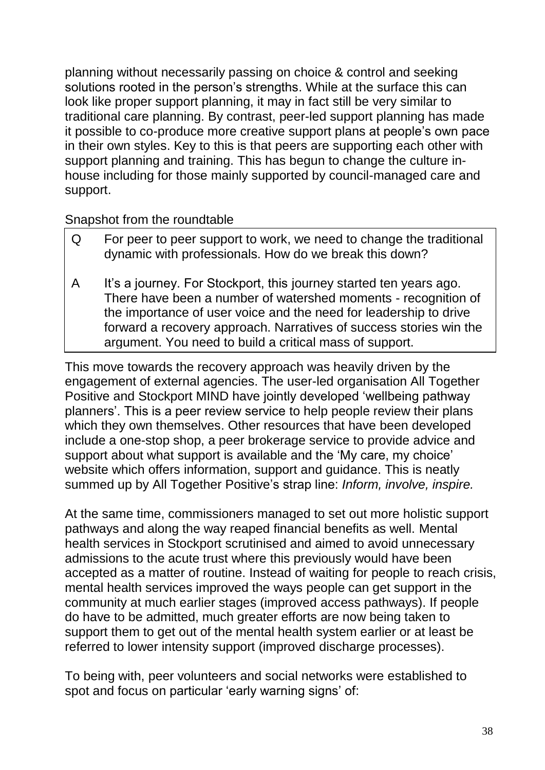planning without necessarily passing on choice & control and seeking solutions rooted in the person's strengths. While at the surface this can look like proper support planning, it may in fact still be very similar to traditional care planning. By contrast, peer-led support planning has made it possible to co-produce more creative support plans at people's own pace in their own styles. Key to this is that peers are supporting each other with support planning and training. This has begun to change the culture in-house including for those mainly supported by council-managed care and support.

Snapshot from the roundtable

| | |
|---|---|
| Q | For peer to peer support to work, we need to change the traditional dynamic with professionals. How do we break this down? |
| A | It's a journey. For Stockport, this journey started ten years ago. There have been a number of watershed moments - recognition of the importance of user voice and the need for leadership to drive forward a recovery approach. Narratives of success stories win the argument. You need to build a critical mass of support. |

This move towards the recovery approach was heavily driven by the engagement of external agencies. The user-led organisation All Together Positive and Stockport MIND have jointly developed 'wellbeing pathway planners'. This is a peer review service to help people review their plans which they own themselves. Other resources that have been developed include a one-stop shop, a peer brokerage service to provide advice and support about what support is available and the 'My care, my choice' website which offers information, support and guidance. This is neatly summed up by All Together Positive's strap line: *Inform, involve, inspire.*

At the same time, commissioners managed to set out more holistic support pathways and along the way reaped financial benefits as well. Mental health services in Stockport scrutinised and aimed to avoid unnecessary admissions to the acute trust where this previously would have been accepted as a matter of routine. Instead of waiting for people to reach crisis, mental health services improved the ways people can get support in the community at much earlier stages (improved access pathways). If people do have to be admitted, much greater efforts are now being taken to support them to get out of the mental health system earlier or at least be referred to lower intensity support (improved discharge processes).

To being with, peer volunteers and social networks were established to spot and focus on particular 'early warning signs' of: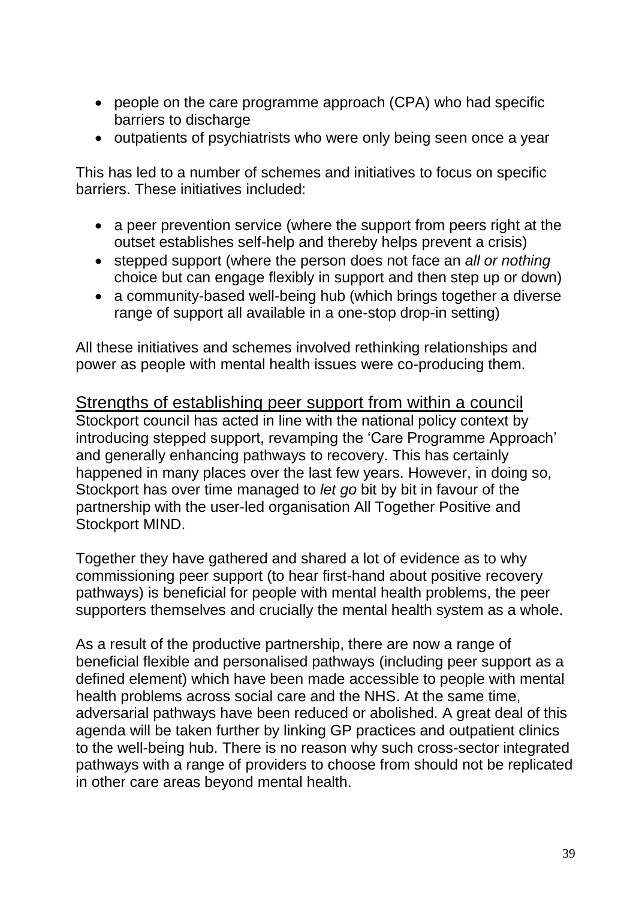- people on the care programme approach (CPA) who had specific barriers to discharge
- outpatients of psychiatrists who were only being seen once a year

This has led to a number of schemes and initiatives to focus on specific barriers. These initiatives included:

- a peer prevention service (where the support from peers right at the outset establishes self-help and thereby helps prevent a crisis)
- stepped support (where the person does not face an *all or nothing* choice but can engage flexibly in support and then step up or down)
- a community-based well-being hub (which brings together a diverse range of support all available in a one-stop drop-in setting)

All these initiatives and schemes involved rethinking relationships and power as people with mental health issues were co-producing them.

## Strengths of establishing peer support from within a council

Stockport council has acted in line with the national policy context by introducing stepped support, revamping the 'Care Programme Approach' and generally enhancing pathways to recovery. This has certainly happened in many places over the last few years. However, in doing so, Stockport has over time managed to *let go* bit by bit in favour of the partnership with the user-led organisation All Together Positive and Stockport MIND.

Together they have gathered and shared a lot of evidence as to why commissioning peer support (to hear first-hand about positive recovery pathways) is beneficial for people with mental health problems, the peer supporters themselves and crucially the mental health system as a whole.

As a result of the productive partnership, there are now a range of beneficial flexible and personalised pathways (including peer support as a defined element) which have been made accessible to people with mental health problems across social care and the NHS. At the same time, adversarial pathways have been reduced or abolished. A great deal of this agenda will be taken further by linking GP practices and outpatient clinics to the well-being hub. There is no reason why such cross-sector integrated pathways with a range of providers to choose from should not be replicated in other care areas beyond mental health.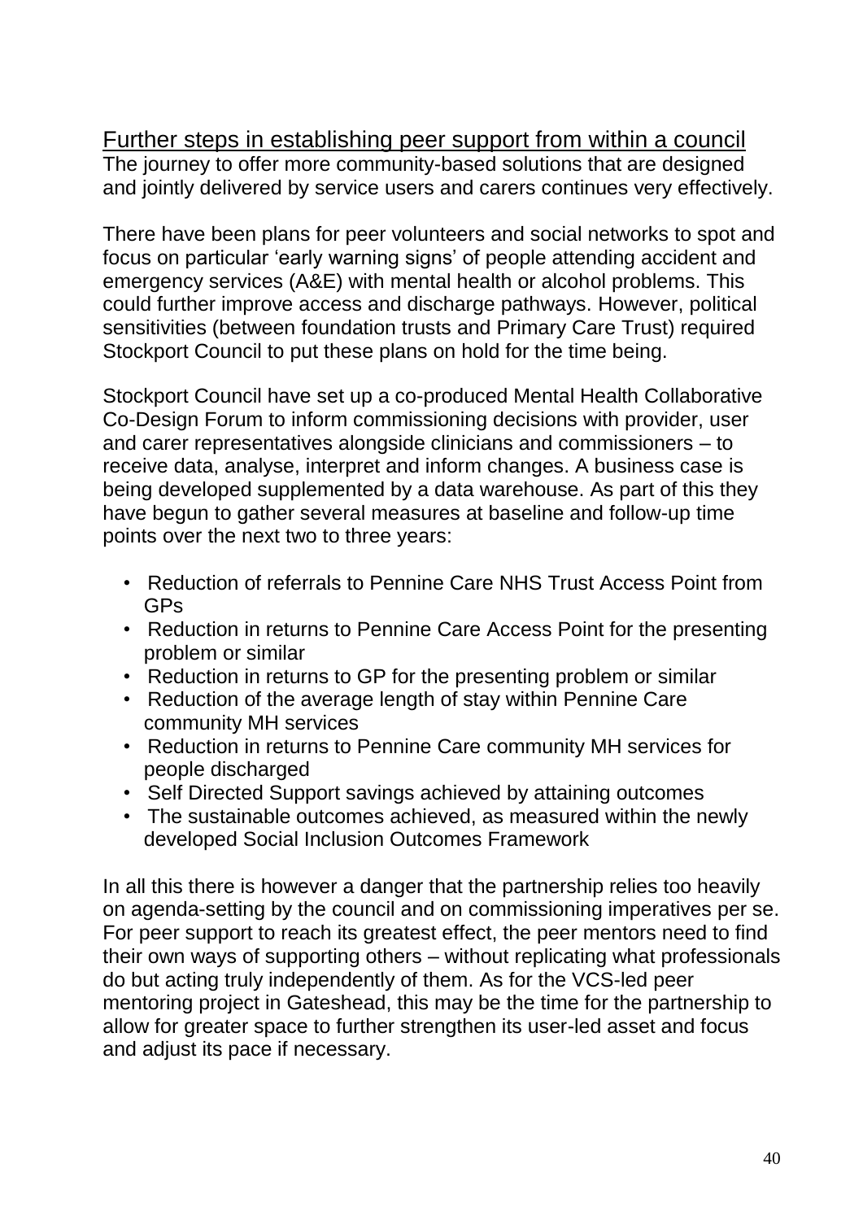## Further steps in establishing peer support from within a council

The journey to offer more community-based solutions that are designed and jointly delivered by service users and carers continues very effectively.

There have been plans for peer volunteers and social networks to spot and focus on particular 'early warning signs' of people attending accident and emergency services (A&E) with mental health or alcohol problems. This could further improve access and discharge pathways. However, political sensitivities (between foundation trusts and Primary Care Trust) required Stockport Council to put these plans on hold for the time being.

Stockport Council have set up a co-produced Mental Health Collaborative Co-Design Forum to inform commissioning decisions with provider, user and carer representatives alongside clinicians and commissioners – to receive data, analyse, interpret and inform changes. A business case is being developed supplemented by a data warehouse. As part of this they have begun to gather several measures at baseline and follow-up time points over the next two to three years:

- Reduction of referrals to Pennine Care NHS Trust Access Point from GPs
- Reduction in returns to Pennine Care Access Point for the presenting problem or similar
- Reduction in returns to GP for the presenting problem or similar
- Reduction of the average length of stay within Pennine Care community MH services
- Reduction in returns to Pennine Care community MH services for people discharged
- Self Directed Support savings achieved by attaining outcomes
- The sustainable outcomes achieved, as measured within the newly developed Social Inclusion Outcomes Framework

In all this there is however a danger that the partnership relies too heavily on agenda-setting by the council and on commissioning imperatives per se. For peer support to reach its greatest effect, the peer mentors need to find their own ways of supporting others – without replicating what professionals do but acting truly independently of them. As for the VCS-led peer mentoring project in Gateshead, this may be the time for the partnership to allow for greater space to further strengthen its user-led asset and focus and adjust its pace if necessary.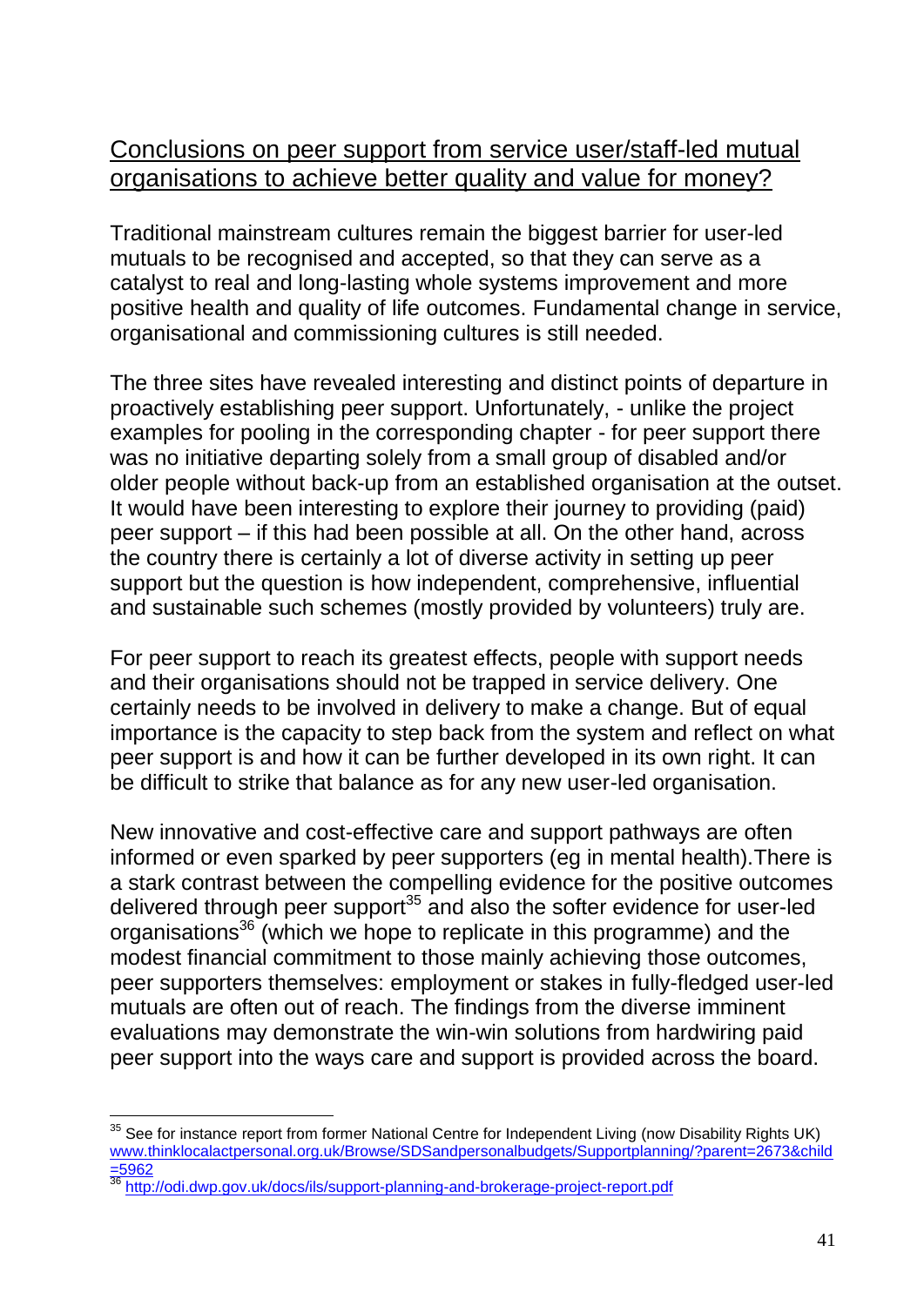## Conclusions on peer support from service user/staff-led mutual organisations to achieve better quality and value for money?

Traditional mainstream cultures remain the biggest barrier for user-led mutuals to be recognised and accepted, so that they can serve as a catalyst to real and long-lasting whole systems improvement and more positive health and quality of life outcomes. Fundamental change in service, organisational and commissioning cultures is still needed.

The three sites have revealed interesting and distinct points of departure in proactively establishing peer support. Unfortunately, - unlike the project examples for pooling in the corresponding chapter - for peer support there was no initiative departing solely from a small group of disabled and/or older people without back-up from an established organisation at the outset. It would have been interesting to explore their journey to providing (paid) peer support – if this had been possible at all. On the other hand, across the country there is certainly a lot of diverse activity in setting up peer support but the question is how independent, comprehensive, influential and sustainable such schemes (mostly provided by volunteers) truly are.

For peer support to reach its greatest effects, people with support needs and their organisations should not be trapped in service delivery. One certainly needs to be involved in delivery to make a change. But of equal importance is the capacity to step back from the system and reflect on what peer support is and how it can be further developed in its own right. It can be difficult to strike that balance as for any new user-led organisation.

New innovative and cost-effective care and support pathways are often informed or even sparked by peer supporters (eg in mental health).There is a stark contrast between the compelling evidence for the positive outcomes delivered through peer support[35] and also the softer evidence for user-led organisations[36] (which we hope to replicate in this programme) and the modest financial commitment to those mainly achieving those outcomes, peer supporters themselves: employment or stakes in fully-fledged user-led mutuals are often out of reach. The findings from the diverse imminent evaluations may demonstrate the win-win solutions from hardwiring paid peer support into the ways care and support is provided across the board.

---

[35] See for instance report from former National Centre for Independent Living (now Disability Rights UK) www.thinklocalactpersonal.org.uk/Browse/SDSandpersonalbudgets/Supportplanning/?parent=2673&child=5962

[36] http://odi.dwp.gov.uk/docs/ils/support-planning-and-brokerage-project-report.pdf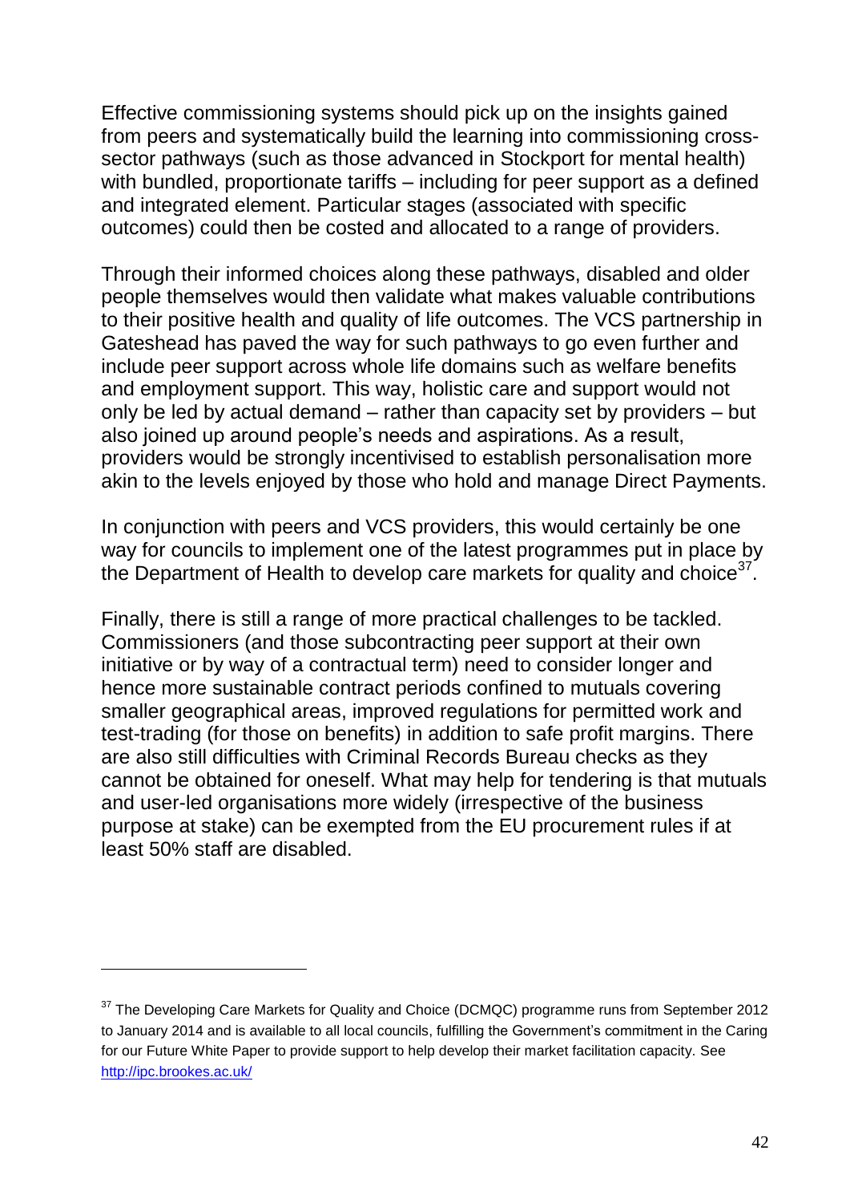Effective commissioning systems should pick up on the insights gained from peers and systematically build the learning into commissioning cross-sector pathways (such as those advanced in Stockport for mental health) with bundled, proportionate tariffs – including for peer support as a defined and integrated element. Particular stages (associated with specific outcomes) could then be costed and allocated to a range of providers.

Through their informed choices along these pathways, disabled and older people themselves would then validate what makes valuable contributions to their positive health and quality of life outcomes. The VCS partnership in Gateshead has paved the way for such pathways to go even further and include peer support across whole life domains such as welfare benefits and employment support. This way, holistic care and support would not only be led by actual demand – rather than capacity set by providers – but also joined up around people's needs and aspirations. As a result, providers would be strongly incentivised to establish personalisation more akin to the levels enjoyed by those who hold and manage Direct Payments.

In conjunction with peers and VCS providers, this would certainly be one way for councils to implement one of the latest programmes put in place by the Department of Health to develop care markets for quality and choice[37].

Finally, there is still a range of more practical challenges to be tackled. Commissioners (and those subcontracting peer support at their own initiative or by way of a contractual term) need to consider longer and hence more sustainable contract periods confined to mutuals covering smaller geographical areas, improved regulations for permitted work and test-trading (for those on benefits) in addition to safe profit margins. There are also still difficulties with Criminal Records Bureau checks as they cannot be obtained for oneself. What may help for tendering is that mutuals and user-led organisations more widely (irrespective of the business purpose at stake) can be exempted from the EU procurement rules if at least 50% staff are disabled.

[37] The Developing Care Markets for Quality and Choice (DCMQC) programme runs from September 2012 to January 2014 and is available to all local councils, fulfilling the Government's commitment in the Caring for our Future White Paper to provide support to help develop their market facilitation capacity. See http://ipc.brookes.ac.uk/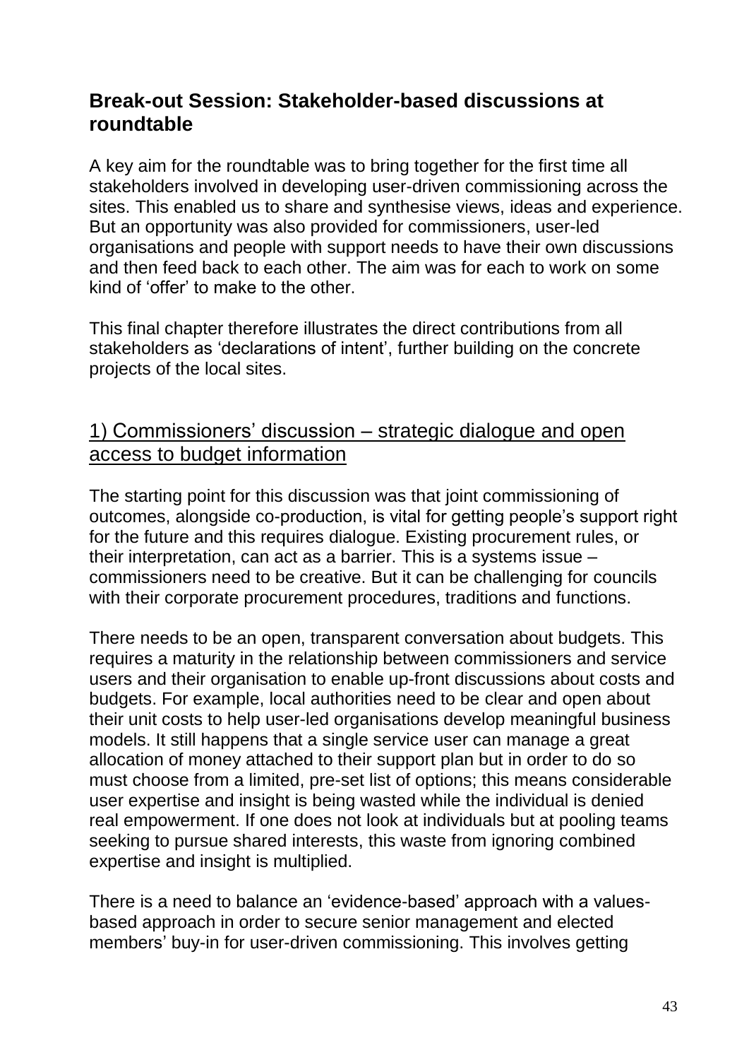## Break-out Session: Stakeholder-based discussions at roundtable

A key aim for the roundtable was to bring together for the first time all stakeholders involved in developing user-driven commissioning across the sites. This enabled us to share and synthesise views, ideas and experience. But an opportunity was also provided for commissioners, user-led organisations and people with support needs to have their own discussions and then feed back to each other. The aim was for each to work on some kind of 'offer' to make to the other.

This final chapter therefore illustrates the direct contributions from all stakeholders as 'declarations of intent', further building on the concrete projects of the local sites.

### 1) Commissioners' discussion – strategic dialogue and open access to budget information

The starting point for this discussion was that joint commissioning of outcomes, alongside co-production, is vital for getting people's support right for the future and this requires dialogue. Existing procurement rules, or their interpretation, can act as a barrier. This is a systems issue – commissioners need to be creative. But it can be challenging for councils with their corporate procurement procedures, traditions and functions.

There needs to be an open, transparent conversation about budgets. This requires a maturity in the relationship between commissioners and service users and their organisation to enable up-front discussions about costs and budgets. For example, local authorities need to be clear and open about their unit costs to help user-led organisations develop meaningful business models. It still happens that a single service user can manage a great allocation of money attached to their support plan but in order to do so must choose from a limited, pre-set list of options; this means considerable user expertise and insight is being wasted while the individual is denied real empowerment. If one does not look at individuals but at pooling teams seeking to pursue shared interests, this waste from ignoring combined expertise and insight is multiplied.

There is a need to balance an 'evidence-based' approach with a values-based approach in order to secure senior management and elected members' buy-in for user-driven commissioning. This involves getting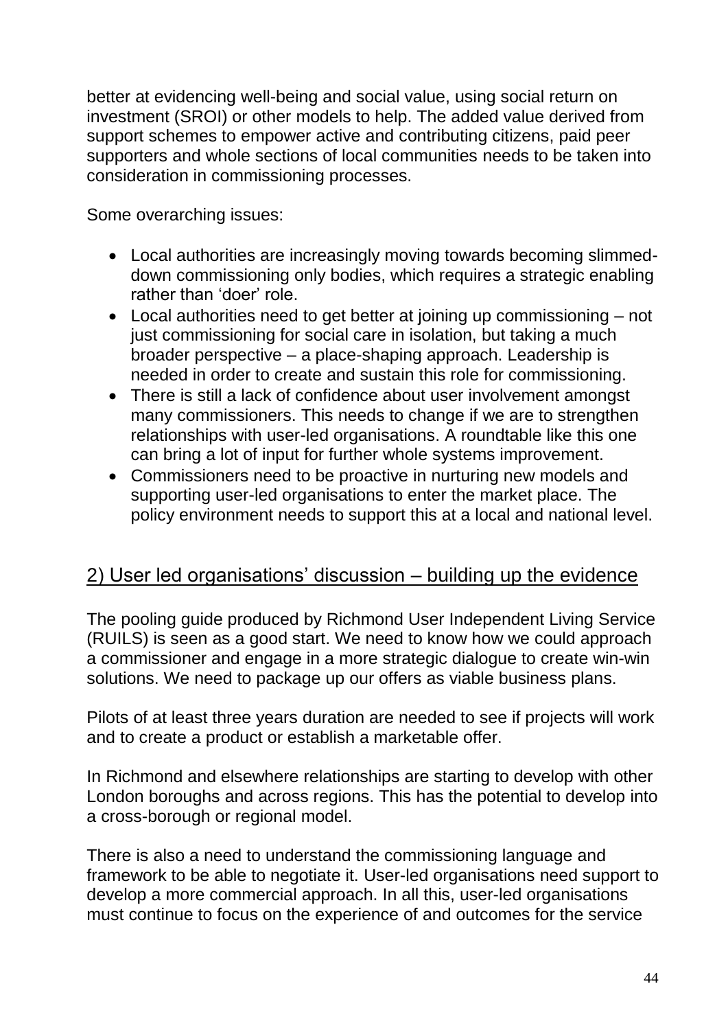better at evidencing well-being and social value, using social return on investment (SROI) or other models to help. The added value derived from support schemes to empower active and contributing citizens, paid peer supporters and whole sections of local communities needs to be taken into consideration in commissioning processes.

Some overarching issues:

- Local authorities are increasingly moving towards becoming slimmed-down commissioning only bodies, which requires a strategic enabling rather than 'doer' role.
- Local authorities need to get better at joining up commissioning – not just commissioning for social care in isolation, but taking a much broader perspective – a place-shaping approach. Leadership is needed in order to create and sustain this role for commissioning.
- There is still a lack of confidence about user involvement amongst many commissioners. This needs to change if we are to strengthen relationships with user-led organisations. A roundtable like this one can bring a lot of input for further whole systems improvement.
- Commissioners need to be proactive in nurturing new models and supporting user-led organisations to enter the market place. The policy environment needs to support this at a local and national level.

## 2) User led organisations' discussion – building up the evidence

The pooling guide produced by Richmond User Independent Living Service (RUILS) is seen as a good start. We need to know how we could approach a commissioner and engage in a more strategic dialogue to create win-win solutions. We need to package up our offers as viable business plans.

Pilots of at least three years duration are needed to see if projects will work and to create a product or establish a marketable offer.

In Richmond and elsewhere relationships are starting to develop with other London boroughs and across regions. This has the potential to develop into a cross-borough or regional model.

There is also a need to understand the commissioning language and framework to be able to negotiate it. User-led organisations need support to develop a more commercial approach. In all this, user-led organisations must continue to focus on the experience of and outcomes for the service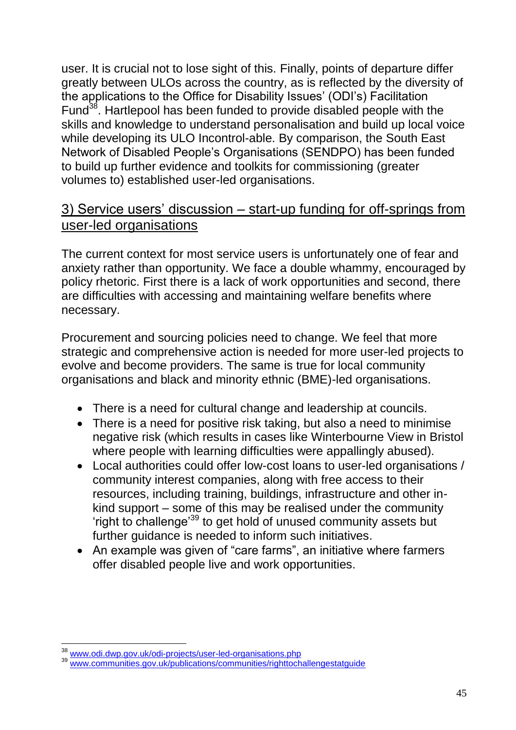user. It is crucial not to lose sight of this. Finally, points of departure differ greatly between ULOs across the country, as is reflected by the diversity of the applications to the Office for Disability Issues' (ODI's) Facilitation Fund[38]. Hartlepool has been funded to provide disabled people with the skills and knowledge to understand personalisation and build up local voice while developing its ULO Incontrol-able. By comparison, the South East Network of Disabled People's Organisations (SENDPO) has been funded to build up further evidence and toolkits for commissioning (greater volumes to) established user-led organisations.

## 3) Service users' discussion – start-up funding for off-springs from user-led organisations

The current context for most service users is unfortunately one of fear and anxiety rather than opportunity. We face a double whammy, encouraged by policy rhetoric. First there is a lack of work opportunities and second, there are difficulties with accessing and maintaining welfare benefits where necessary.

Procurement and sourcing policies need to change. We feel that more strategic and comprehensive action is needed for more user-led projects to evolve and become providers. The same is true for local community organisations and black and minority ethnic (BME)-led organisations.

- There is a need for cultural change and leadership at councils.
- There is a need for positive risk taking, but also a need to minimise negative risk (which results in cases like Winterbourne View in Bristol where people with learning difficulties were appallingly abused).
- Local authorities could offer low-cost loans to user-led organisations / community interest companies, along with free access to their resources, including training, buildings, infrastructure and other in-kind support – some of this may be realised under the community 'right to challenge'[39] to get hold of unused community assets but further guidance is needed to inform such initiatives.
- An example was given of "care farms", an initiative where farmers offer disabled people live and work opportunities.

---

[38] www.odi.dwp.gov.uk/odi-projects/user-led-organisations.php

[39] www.communities.gov.uk/publications/communities/righttochallengestatguide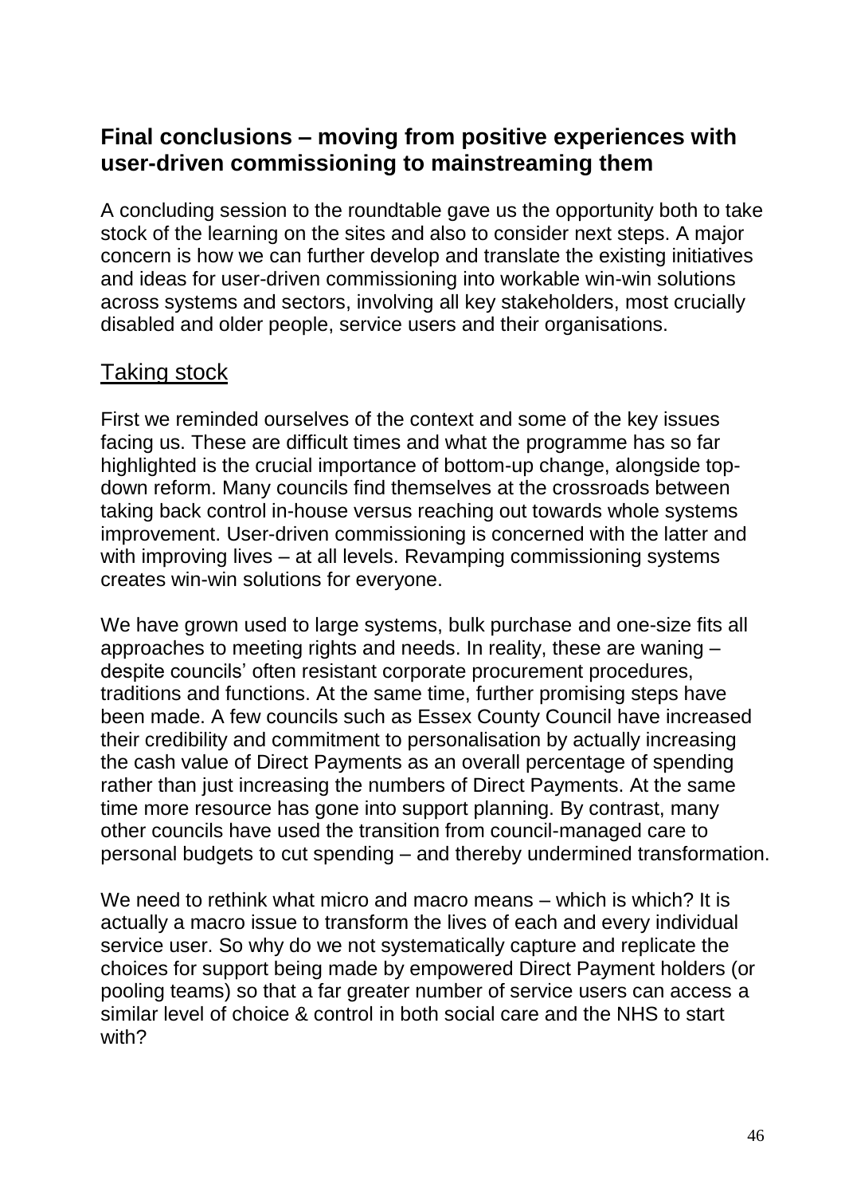## Final conclusions – moving from positive experiences with user-driven commissioning to mainstreaming them

A concluding session to the roundtable gave us the opportunity both to take stock of the learning on the sites and also to consider next steps. A major concern is how we can further develop and translate the existing initiatives and ideas for user-driven commissioning into workable win-win solutions across systems and sectors, involving all key stakeholders, most crucially disabled and older people, service users and their organisations.

### Taking stock

First we reminded ourselves of the context and some of the key issues facing us. These are difficult times and what the programme has so far highlighted is the crucial importance of bottom-up change, alongside top-down reform. Many councils find themselves at the crossroads between taking back control in-house versus reaching out towards whole systems improvement. User-driven commissioning is concerned with the latter and with improving lives – at all levels. Revamping commissioning systems creates win-win solutions for everyone.

We have grown used to large systems, bulk purchase and one-size fits all approaches to meeting rights and needs. In reality, these are waning – despite councils' often resistant corporate procurement procedures, traditions and functions. At the same time, further promising steps have been made. A few councils such as Essex County Council have increased their credibility and commitment to personalisation by actually increasing the cash value of Direct Payments as an overall percentage of spending rather than just increasing the numbers of Direct Payments. At the same time more resource has gone into support planning. By contrast, many other councils have used the transition from council-managed care to personal budgets to cut spending – and thereby undermined transformation.

We need to rethink what micro and macro means – which is which? It is actually a macro issue to transform the lives of each and every individual service user. So why do we not systematically capture and replicate the choices for support being made by empowered Direct Payment holders (or pooling teams) so that a far greater number of service users can access a similar level of choice & control in both social care and the NHS to start with?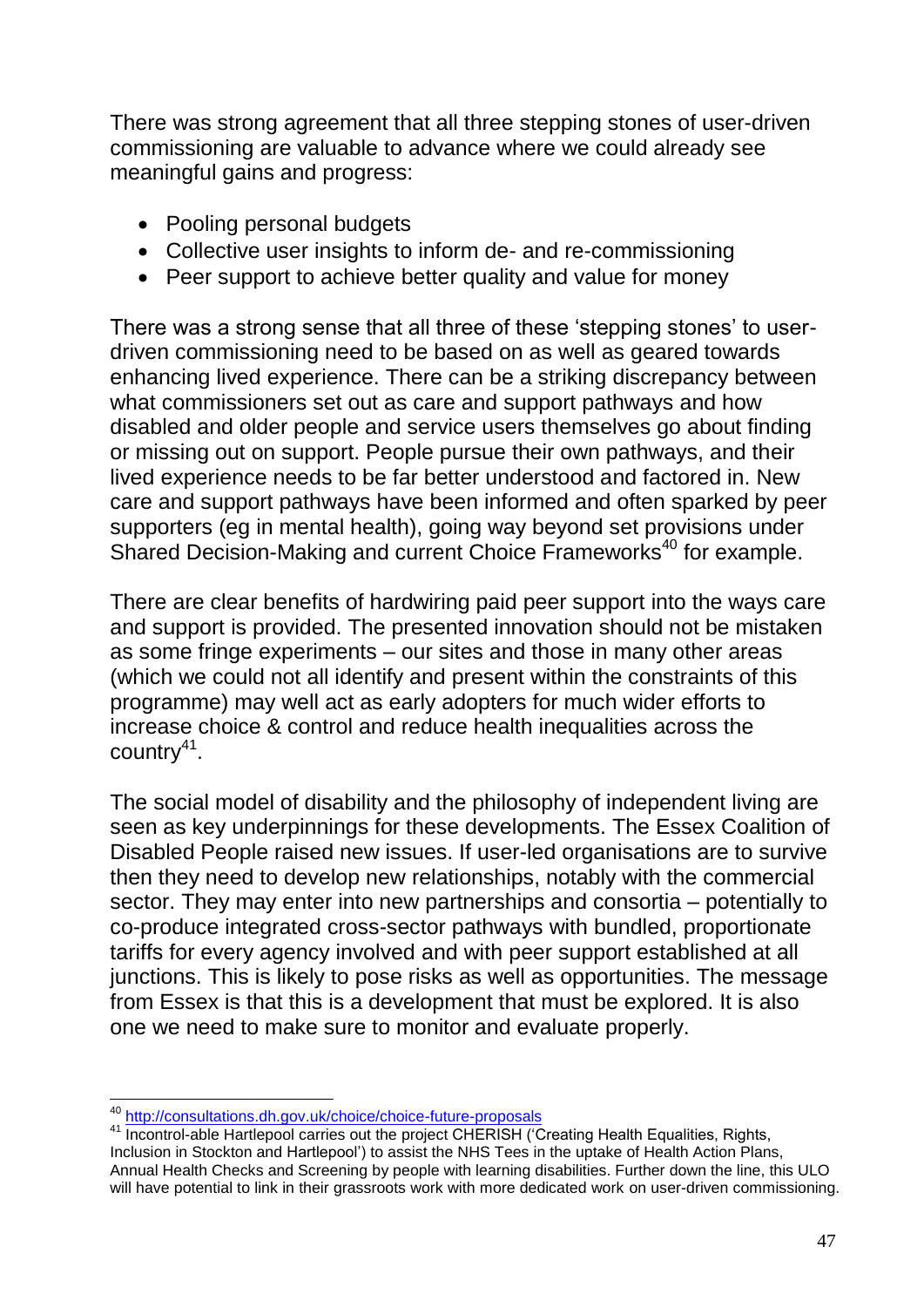There was strong agreement that all three stepping stones of user-driven commissioning are valuable to advance where we could already see meaningful gains and progress:

- Pooling personal budgets
- Collective user insights to inform de- and re-commissioning
- Peer support to achieve better quality and value for money

There was a strong sense that all three of these 'stepping stones' to user-driven commissioning need to be based on as well as geared towards enhancing lived experience. There can be a striking discrepancy between what commissioners set out as care and support pathways and how disabled and older people and service users themselves go about finding or missing out on support. People pursue their own pathways, and their lived experience needs to be far better understood and factored in. New care and support pathways have been informed and often sparked by peer supporters (eg in mental health), going way beyond set provisions under Shared Decision-Making and current Choice Frameworks[40] for example.

There are clear benefits of hardwiring paid peer support into the ways care and support is provided. The presented innovation should not be mistaken as some fringe experiments – our sites and those in many other areas (which we could not all identify and present within the constraints of this programme) may well act as early adopters for much wider efforts to increase choice & control and reduce health inequalities across the country[41].

The social model of disability and the philosophy of independent living are seen as key underpinnings for these developments. The Essex Coalition of Disabled People raised new issues. If user-led organisations are to survive then they need to develop new relationships, notably with the commercial sector. They may enter into new partnerships and consortia – potentially to co-produce integrated cross-sector pathways with bundled, proportionate tariffs for every agency involved and with peer support established at all junctions. This is likely to pose risks as well as opportunities. The message from Essex is that this is a development that must be explored. It is also one we need to make sure to monitor and evaluate properly.

---

[40] http://consultations.dh.gov.uk/choice/choice-future-proposals

[41] Incontrol-able Hartlepool carries out the project CHERISH ('Creating Health Equalities, Rights, Inclusion in Stockton and Hartlepool') to assist the NHS Tees in the uptake of Health Action Plans, Annual Health Checks and Screening by people with learning disabilities. Further down the line, this ULO will have potential to link in their grassroots work with more dedicated work on user-driven commissioning.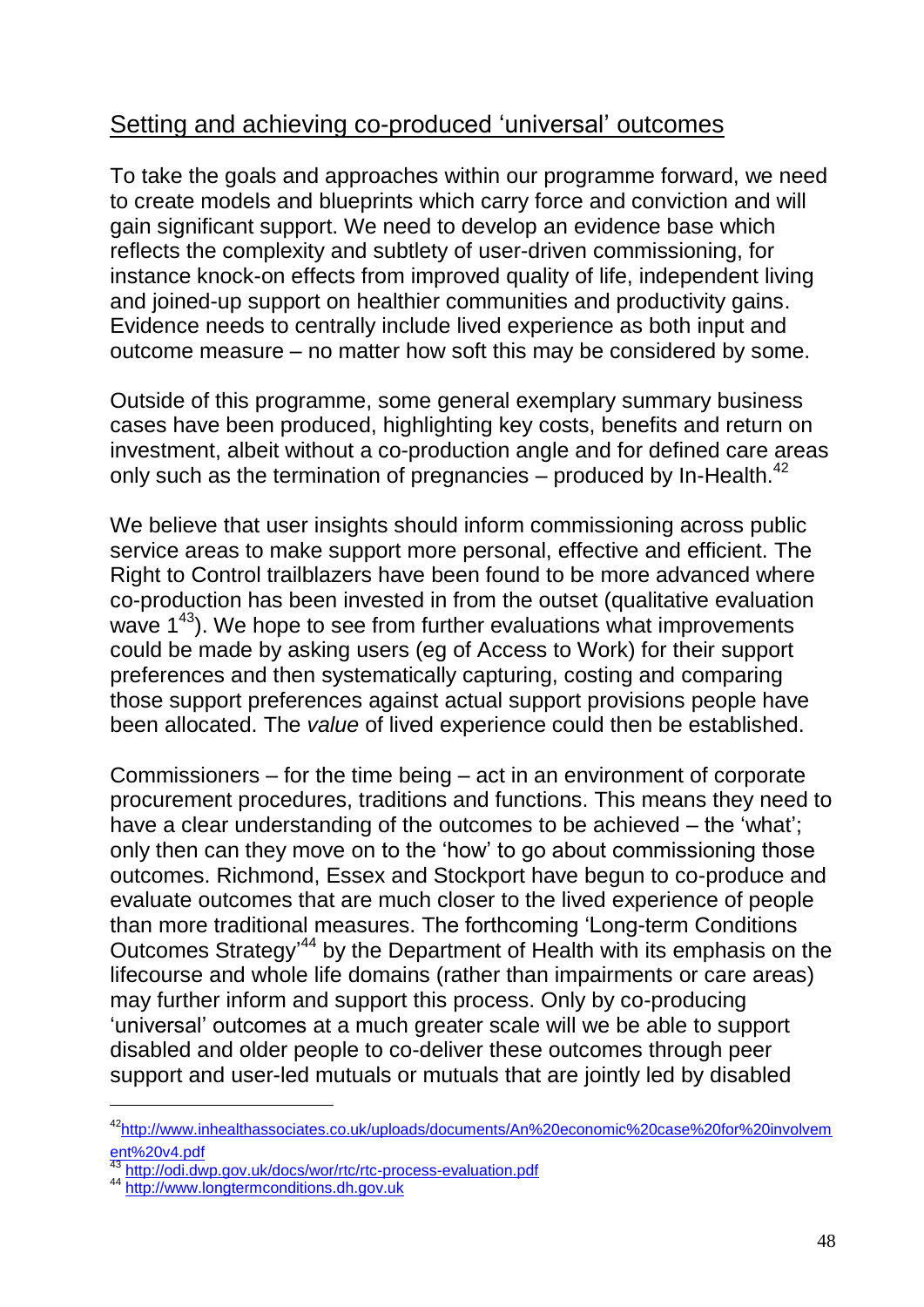## Setting and achieving co-produced 'universal' outcomes

To take the goals and approaches within our programme forward, we need to create models and blueprints which carry force and conviction and will gain significant support. We need to develop an evidence base which reflects the complexity and subtlety of user-driven commissioning, for instance knock-on effects from improved quality of life, independent living and joined-up support on healthier communities and productivity gains. Evidence needs to centrally include lived experience as both input and outcome measure – no matter how soft this may be considered by some.

Outside of this programme, some general exemplary summary business cases have been produced, highlighting key costs, benefits and return on investment, albeit without a co-production angle and for defined care areas only such as the termination of pregnancies – produced by In-Health.[42]

We believe that user insights should inform commissioning across public service areas to make support more personal, effective and efficient. The Right to Control trailblazers have been found to be more advanced where co-production has been invested in from the outset (qualitative evaluation wave 1[43]). We hope to see from further evaluations what improvements could be made by asking users (eg of Access to Work) for their support preferences and then systematically capturing, costing and comparing those support preferences against actual support provisions people have been allocated. The *value* of lived experience could then be established.

Commissioners – for the time being – act in an environment of corporate procurement procedures, traditions and functions. This means they need to have a clear understanding of the outcomes to be achieved – the 'what'; only then can they move on to the 'how' to go about commissioning those outcomes. Richmond, Essex and Stockport have begun to co-produce and evaluate outcomes that are much closer to the lived experience of people than more traditional measures. The forthcoming 'Long-term Conditions Outcomes Strategy'[44] by the Department of Health with its emphasis on the lifecourse and whole life domains (rather than impairments or care areas) may further inform and support this process. Only by co-producing 'universal' outcomes at a much greater scale will we be able to support disabled and older people to co-deliver these outcomes through peer support and user-led mutuals or mutuals that are jointly led by disabled

---

[42] http://www.inhealthassociates.co.uk/uploads/documents/An%20economic%20case%20for%20involvement%20v4.pdf

[43] http://odi.dwp.gov.uk/docs/wor/rtc/rtc-process-evaluation.pdf

[44] http://www.longtermconditions.dh.gov.uk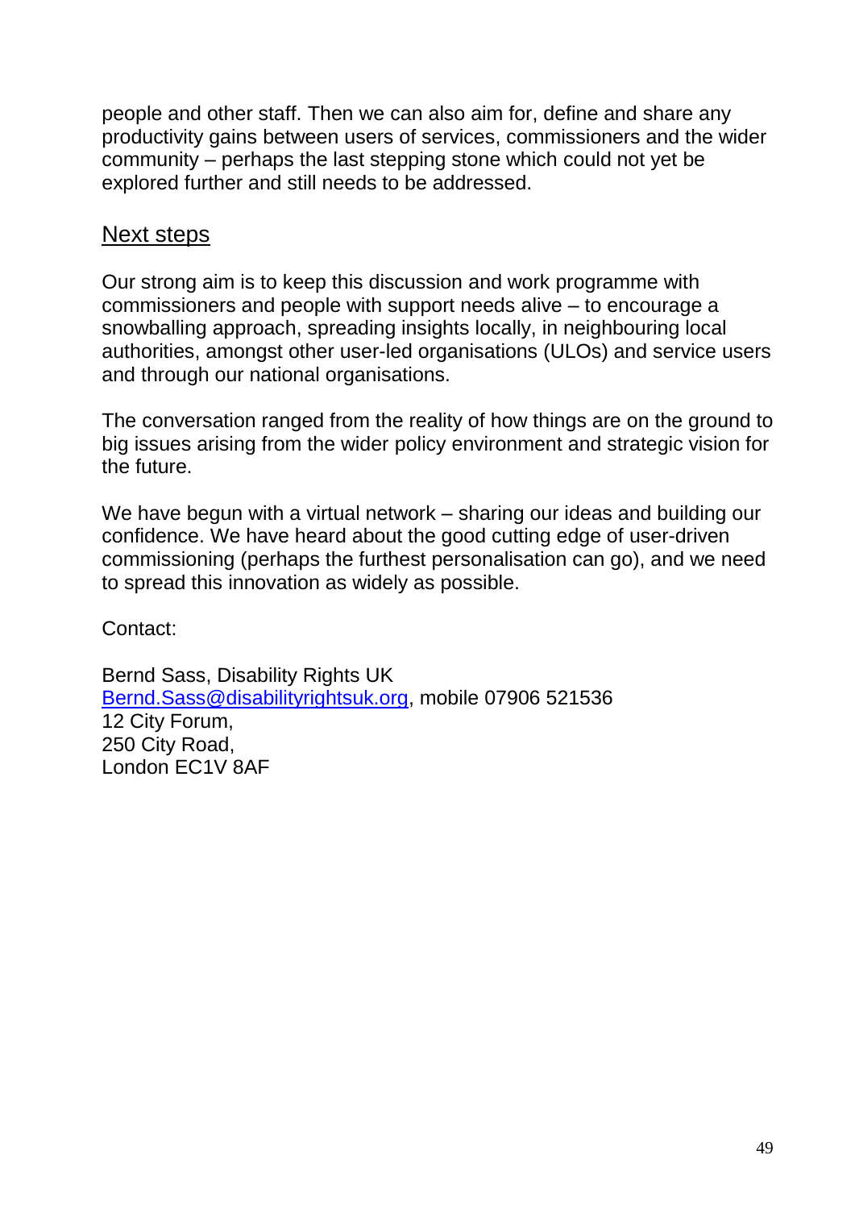people and other staff. Then we can also aim for, define and share any productivity gains between users of services, commissioners and the wider community – perhaps the last stepping stone which could not yet be explored further and still needs to be addressed.

## Next steps

Our strong aim is to keep this discussion and work programme with commissioners and people with support needs alive – to encourage a snowballing approach, spreading insights locally, in neighbouring local authorities, amongst other user-led organisations (ULOs) and service users and through our national organisations.

The conversation ranged from the reality of how things are on the ground to big issues arising from the wider policy environment and strategic vision for the future.

We have begun with a virtual network – sharing our ideas and building our confidence. We have heard about the good cutting edge of user-driven commissioning (perhaps the furthest personalisation can go), and we need to spread this innovation as widely as possible.

Contact:

Bernd Sass, Disability Rights UK
Bernd.Sass@disabilityrightsuk.org, mobile 07906 521536
12 City Forum,
250 City Road,
London EC1V 8AF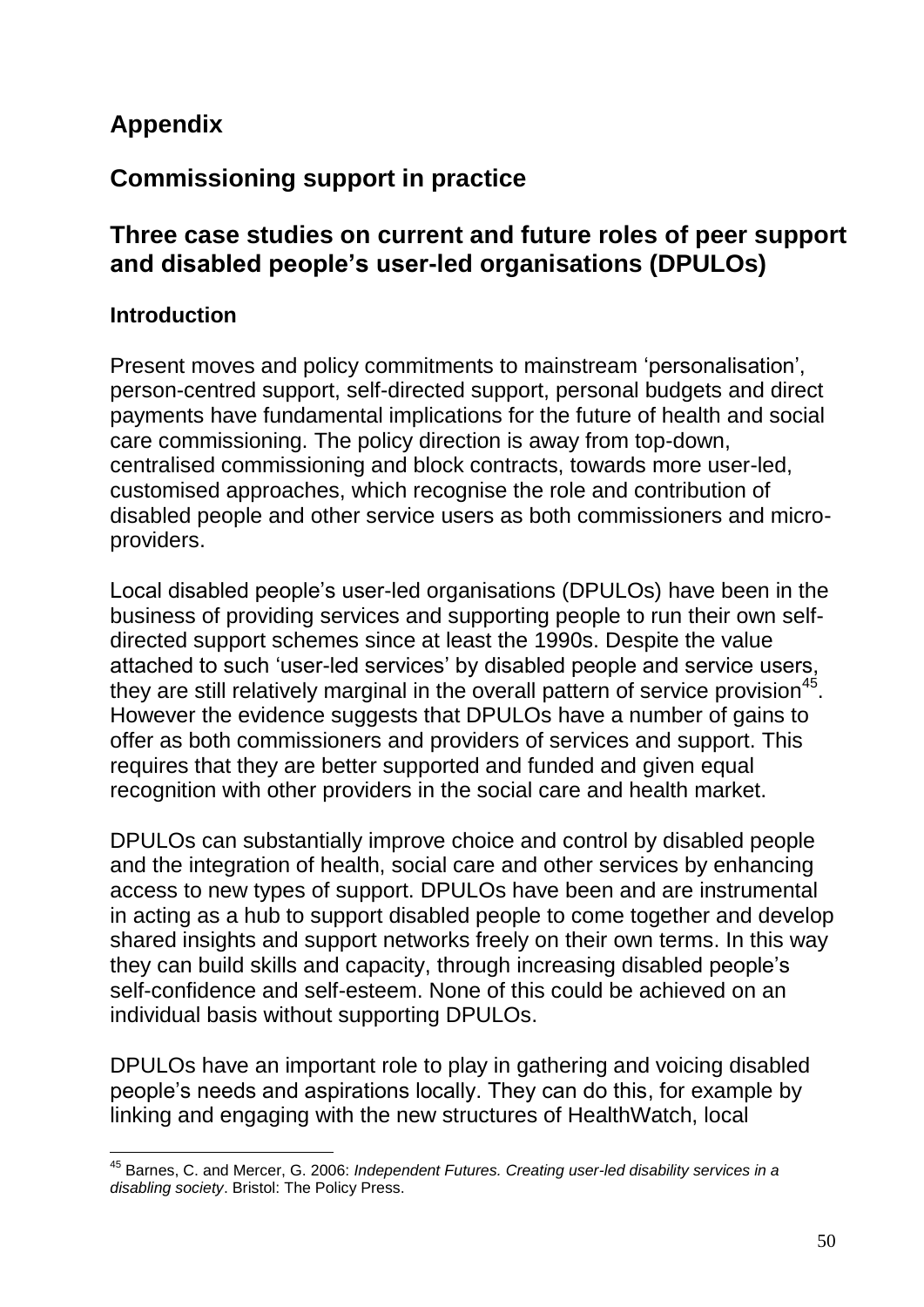# Appendix

## Commissioning support in practice

## Three case studies on current and future roles of peer support and disabled people's user-led organisations (DPULOs)

### Introduction

Present moves and policy commitments to mainstream 'personalisation', person-centred support, self-directed support, personal budgets and direct payments have fundamental implications for the future of health and social care commissioning. The policy direction is away from top-down, centralised commissioning and block contracts, towards more user-led, customised approaches, which recognise the role and contribution of disabled people and other service users as both commissioners and micro-providers.

Local disabled people's user-led organisations (DPULOs) have been in the business of providing services and supporting people to run their own self-directed support schemes since at least the 1990s. Despite the value attached to such 'user-led services' by disabled people and service users, they are still relatively marginal in the overall pattern of service provision[45]. However the evidence suggests that DPULOs have a number of gains to offer as both commissioners and providers of services and support. This requires that they are better supported and funded and given equal recognition with other providers in the social care and health market.

DPULOs can substantially improve choice and control by disabled people and the integration of health, social care and other services by enhancing access to new types of support. DPULOs have been and are instrumental in acting as a hub to support disabled people to come together and develop shared insights and support networks freely on their own terms. In this way they can build skills and capacity, through increasing disabled people's self-confidence and self-esteem. None of this could be achieved on an individual basis without supporting DPULOs.

DPULOs have an important role to play in gathering and voicing disabled people's needs and aspirations locally. They can do this, for example by linking and engaging with the new structures of HealthWatch, local

---

[45] Barnes, C. and Mercer, G. 2006: *Independent Futures. Creating user-led disability services in a disabling society*. Bristol: The Policy Press.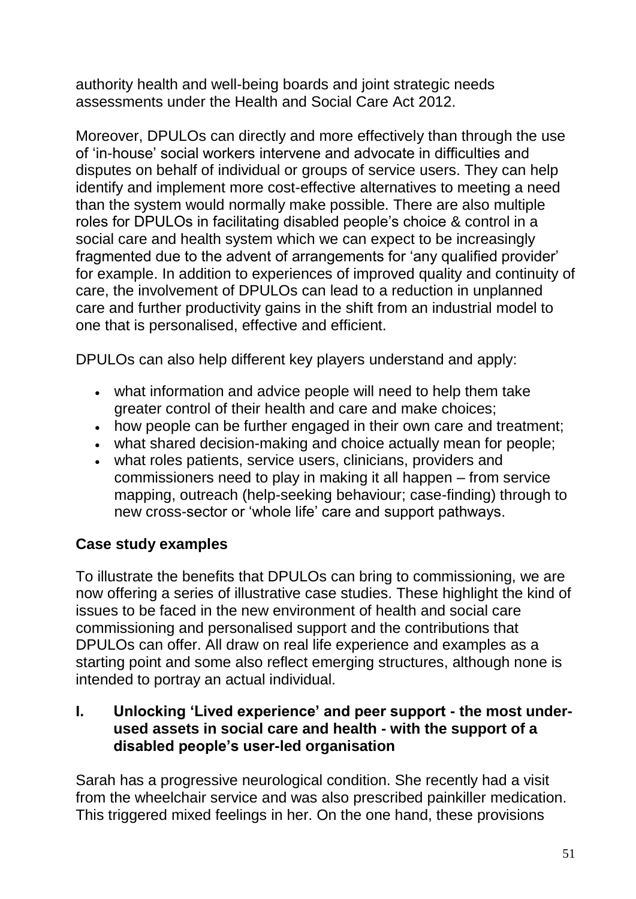authority health and well-being boards and joint strategic needs assessments under the Health and Social Care Act 2012.

Moreover, DPULOs can directly and more effectively than through the use of 'in-house' social workers intervene and advocate in difficulties and disputes on behalf of individual or groups of service users. They can help identify and implement more cost-effective alternatives to meeting a need than the system would normally make possible. There are also multiple roles for DPULOs in facilitating disabled people's choice & control in a social care and health system which we can expect to be increasingly fragmented due to the advent of arrangements for 'any qualified provider' for example. In addition to experiences of improved quality and continuity of care, the involvement of DPULOs can lead to a reduction in unplanned care and further productivity gains in the shift from an industrial model to one that is personalised, effective and efficient.

DPULOs can also help different key players understand and apply:

- what information and advice people will need to help them take greater control of their health and care and make choices;
- how people can be further engaged in their own care and treatment;
- what shared decision-making and choice actually mean for people;
- what roles patients, service users, clinicians, providers and commissioners need to play in making it all happen – from service mapping, outreach (help-seeking behaviour; case-finding) through to new cross-sector or 'whole life' care and support pathways.

### Case study examples

To illustrate the benefits that DPULOs can bring to commissioning, we are now offering a series of illustrative case studies. These highlight the kind of issues to be faced in the new environment of health and social care commissioning and personalised support and the contributions that DPULOs can offer. All draw on real life experience and examples as a starting point and some also reflect emerging structures, although none is intended to portray an actual individual.

#### I. Unlocking 'Lived experience' and peer support - the most under-used assets in social care and health - with the support of a disabled people's user-led organisation

Sarah has a progressive neurological condition. She recently had a visit from the wheelchair service and was also prescribed painkiller medication. This triggered mixed feelings in her. On the one hand, these provisions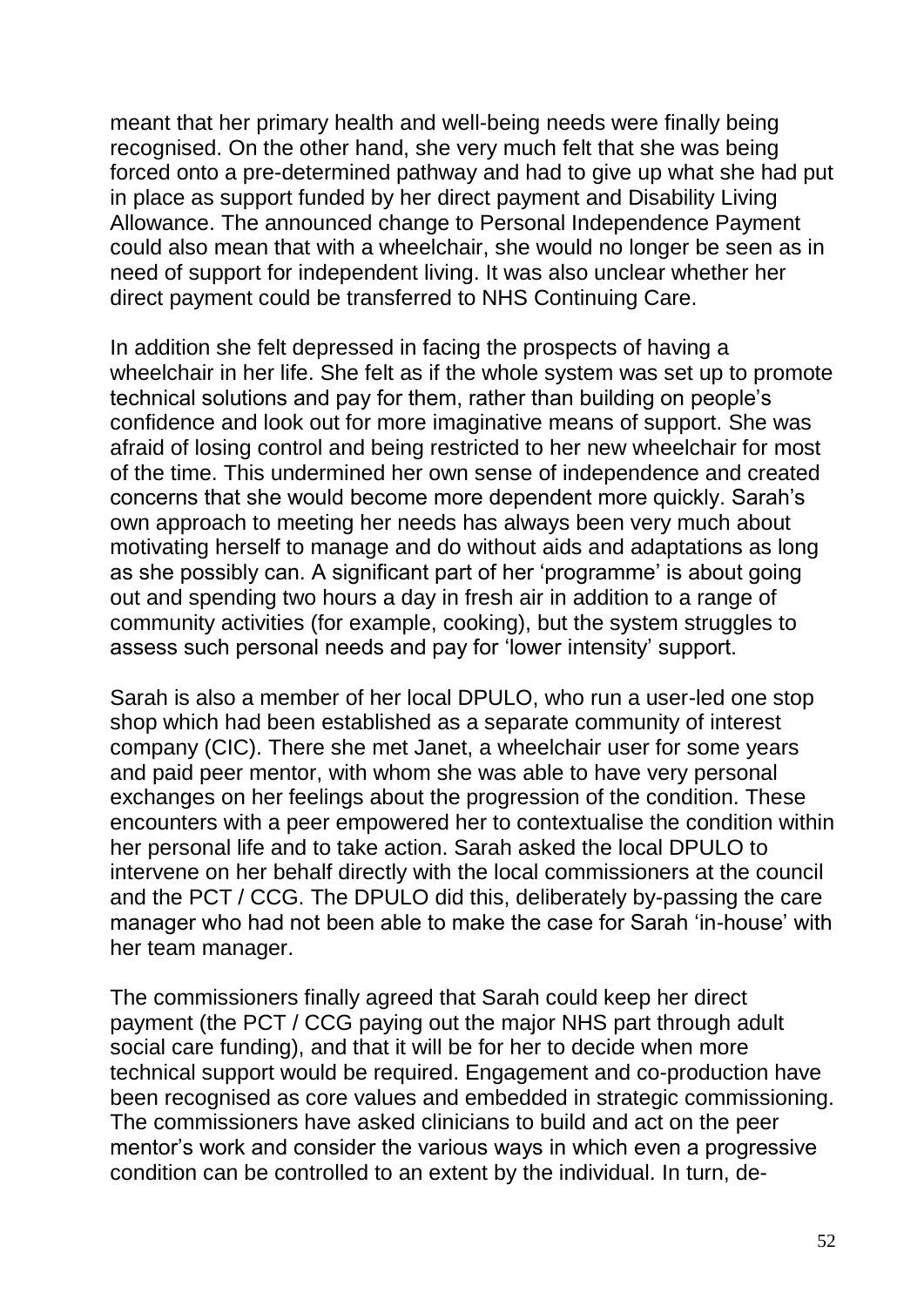meant that her primary health and well-being needs were finally being recognised. On the other hand, she very much felt that she was being forced onto a pre-determined pathway and had to give up what she had put in place as support funded by her direct payment and Disability Living Allowance. The announced change to Personal Independence Payment could also mean that with a wheelchair, she would no longer be seen as in need of support for independent living. It was also unclear whether her direct payment could be transferred to NHS Continuing Care.

In addition she felt depressed in facing the prospects of having a wheelchair in her life. She felt as if the whole system was set up to promote technical solutions and pay for them, rather than building on people's confidence and look out for more imaginative means of support. She was afraid of losing control and being restricted to her new wheelchair for most of the time. This undermined her own sense of independence and created concerns that she would become more dependent more quickly. Sarah's own approach to meeting her needs has always been very much about motivating herself to manage and do without aids and adaptations as long as she possibly can. A significant part of her 'programme' is about going out and spending two hours a day in fresh air in addition to a range of community activities (for example, cooking), but the system struggles to assess such personal needs and pay for 'lower intensity' support.

Sarah is also a member of her local DPULO, who run a user-led one stop shop which had been established as a separate community of interest company (CIC). There she met Janet, a wheelchair user for some years and paid peer mentor, with whom she was able to have very personal exchanges on her feelings about the progression of the condition. These encounters with a peer empowered her to contextualise the condition within her personal life and to take action. Sarah asked the local DPULO to intervene on her behalf directly with the local commissioners at the council and the PCT / CCG. The DPULO did this, deliberately by-passing the care manager who had not been able to make the case for Sarah 'in-house' with her team manager.

The commissioners finally agreed that Sarah could keep her direct payment (the PCT / CCG paying out the major NHS part through adult social care funding), and that it will be for her to decide when more technical support would be required. Engagement and co-production have been recognised as core values and embedded in strategic commissioning. The commissioners have asked clinicians to build and act on the peer mentor's work and consider the various ways in which even a progressive condition can be controlled to an extent by the individual. In turn, de-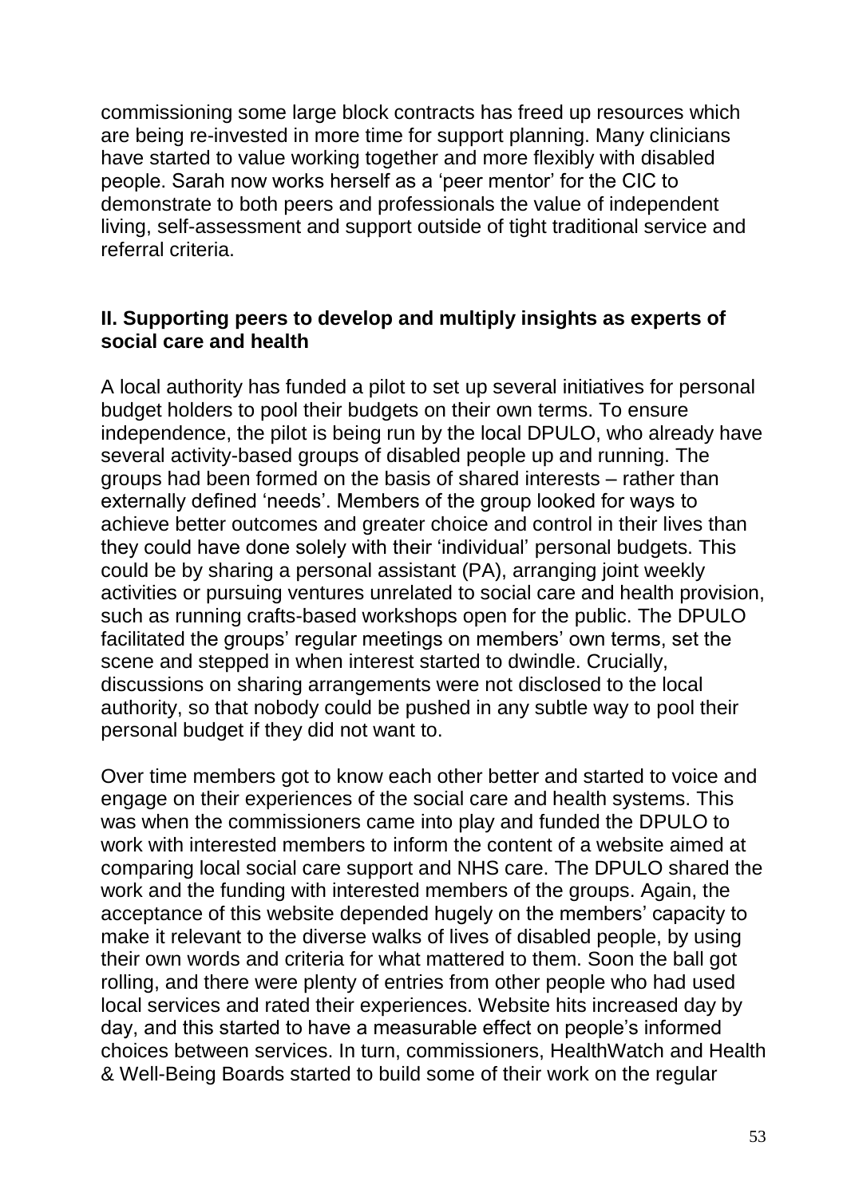commissioning some large block contracts has freed up resources which are being re-invested in more time for support planning. Many clinicians have started to value working together and more flexibly with disabled people. Sarah now works herself as a 'peer mentor' for the CIC to demonstrate to both peers and professionals the value of independent living, self-assessment and support outside of tight traditional service and referral criteria.

### II. Supporting peers to develop and multiply insights as experts of social care and health

A local authority has funded a pilot to set up several initiatives for personal budget holders to pool their budgets on their own terms. To ensure independence, the pilot is being run by the local DPULO, who already have several activity-based groups of disabled people up and running. The groups had been formed on the basis of shared interests – rather than externally defined 'needs'. Members of the group looked for ways to achieve better outcomes and greater choice and control in their lives than they could have done solely with their 'individual' personal budgets. This could be by sharing a personal assistant (PA), arranging joint weekly activities or pursuing ventures unrelated to social care and health provision, such as running crafts-based workshops open for the public. The DPULO facilitated the groups' regular meetings on members' own terms, set the scene and stepped in when interest started to dwindle. Crucially, discussions on sharing arrangements were not disclosed to the local authority, so that nobody could be pushed in any subtle way to pool their personal budget if they did not want to.

Over time members got to know each other better and started to voice and engage on their experiences of the social care and health systems. This was when the commissioners came into play and funded the DPULO to work with interested members to inform the content of a website aimed at comparing local social care support and NHS care. The DPULO shared the work and the funding with interested members of the groups. Again, the acceptance of this website depended hugely on the members' capacity to make it relevant to the diverse walks of lives of disabled people, by using their own words and criteria for what mattered to them. Soon the ball got rolling, and there were plenty of entries from other people who had used local services and rated their experiences. Website hits increased day by day, and this started to have a measurable effect on people's informed choices between services. In turn, commissioners, HealthWatch and Health & Well-Being Boards started to build some of their work on the regular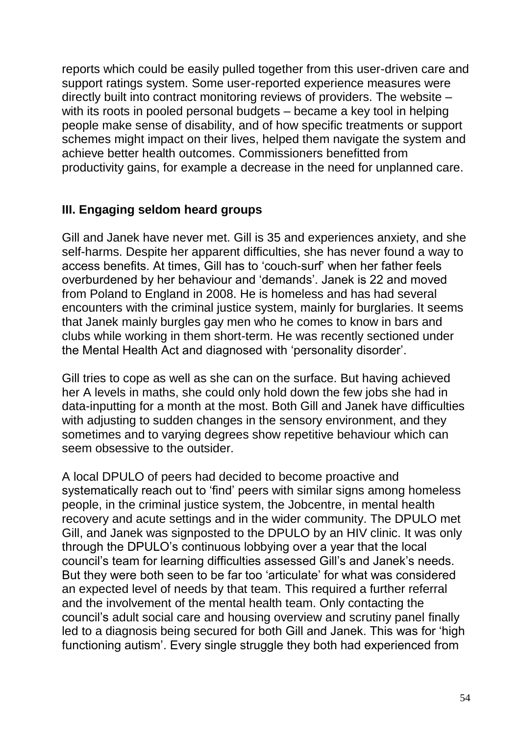reports which could be easily pulled together from this user-driven care and support ratings system. Some user-reported experience measures were directly built into contract monitoring reviews of providers. The website – with its roots in pooled personal budgets – became a key tool in helping people make sense of disability, and of how specific treatments or support schemes might impact on their lives, helped them navigate the system and achieve better health outcomes. Commissioners benefitted from productivity gains, for example a decrease in the need for unplanned care.

### III. Engaging seldom heard groups

Gill and Janek have never met. Gill is 35 and experiences anxiety, and she self-harms. Despite her apparent difficulties, she has never found a way to access benefits. At times, Gill has to 'couch-surf' when her father feels overburdened by her behaviour and 'demands'. Janek is 22 and moved from Poland to England in 2008. He is homeless and has had several encounters with the criminal justice system, mainly for burglaries. It seems that Janek mainly burgles gay men who he comes to know in bars and clubs while working in them short-term. He was recently sectioned under the Mental Health Act and diagnosed with 'personality disorder'.

Gill tries to cope as well as she can on the surface. But having achieved her A levels in maths, she could only hold down the few jobs she had in data-inputting for a month at the most. Both Gill and Janek have difficulties with adjusting to sudden changes in the sensory environment, and they sometimes and to varying degrees show repetitive behaviour which can seem obsessive to the outsider.

A local DPULO of peers had decided to become proactive and systematically reach out to 'find' peers with similar signs among homeless people, in the criminal justice system, the Jobcentre, in mental health recovery and acute settings and in the wider community. The DPULO met Gill, and Janek was signposted to the DPULO by an HIV clinic. It was only through the DPULO's continuous lobbying over a year that the local council's team for learning difficulties assessed Gill's and Janek's needs. But they were both seen to be far too 'articulate' for what was considered an expected level of needs by that team. This required a further referral and the involvement of the mental health team. Only contacting the council's adult social care and housing overview and scrutiny panel finally led to a diagnosis being secured for both Gill and Janek. This was for 'high functioning autism'. Every single struggle they both had experienced from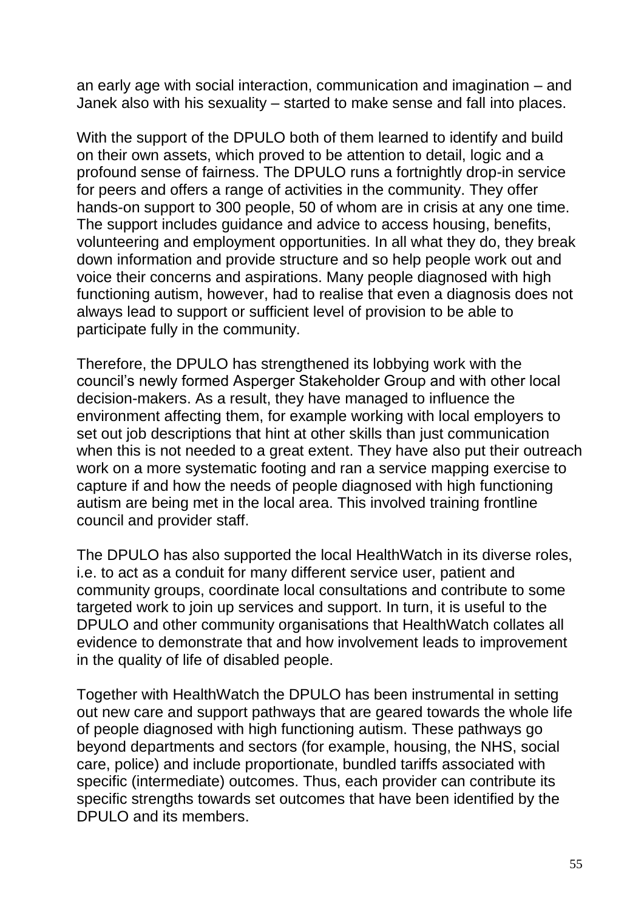an early age with social interaction, communication and imagination – and Janek also with his sexuality – started to make sense and fall into places.

With the support of the DPULO both of them learned to identify and build on their own assets, which proved to be attention to detail, logic and a profound sense of fairness. The DPULO runs a fortnightly drop-in service for peers and offers a range of activities in the community. They offer hands-on support to 300 people, 50 of whom are in crisis at any one time. The support includes guidance and advice to access housing, benefits, volunteering and employment opportunities. In all what they do, they break down information and provide structure and so help people work out and voice their concerns and aspirations. Many people diagnosed with high functioning autism, however, had to realise that even a diagnosis does not always lead to support or sufficient level of provision to be able to participate fully in the community.

Therefore, the DPULO has strengthened its lobbying work with the council's newly formed Asperger Stakeholder Group and with other local decision-makers. As a result, they have managed to influence the environment affecting them, for example working with local employers to set out job descriptions that hint at other skills than just communication when this is not needed to a great extent. They have also put their outreach work on a more systematic footing and ran a service mapping exercise to capture if and how the needs of people diagnosed with high functioning autism are being met in the local area. This involved training frontline council and provider staff.

The DPULO has also supported the local HealthWatch in its diverse roles, i.e. to act as a conduit for many different service user, patient and community groups, coordinate local consultations and contribute to some targeted work to join up services and support. In turn, it is useful to the DPULO and other community organisations that HealthWatch collates all evidence to demonstrate that and how involvement leads to improvement in the quality of life of disabled people.

Together with HealthWatch the DPULO has been instrumental in setting out new care and support pathways that are geared towards the whole life of people diagnosed with high functioning autism. These pathways go beyond departments and sectors (for example, housing, the NHS, social care, police) and include proportionate, bundled tariffs associated with specific (intermediate) outcomes. Thus, each provider can contribute its specific strengths towards set outcomes that have been identified by the DPULO and its members.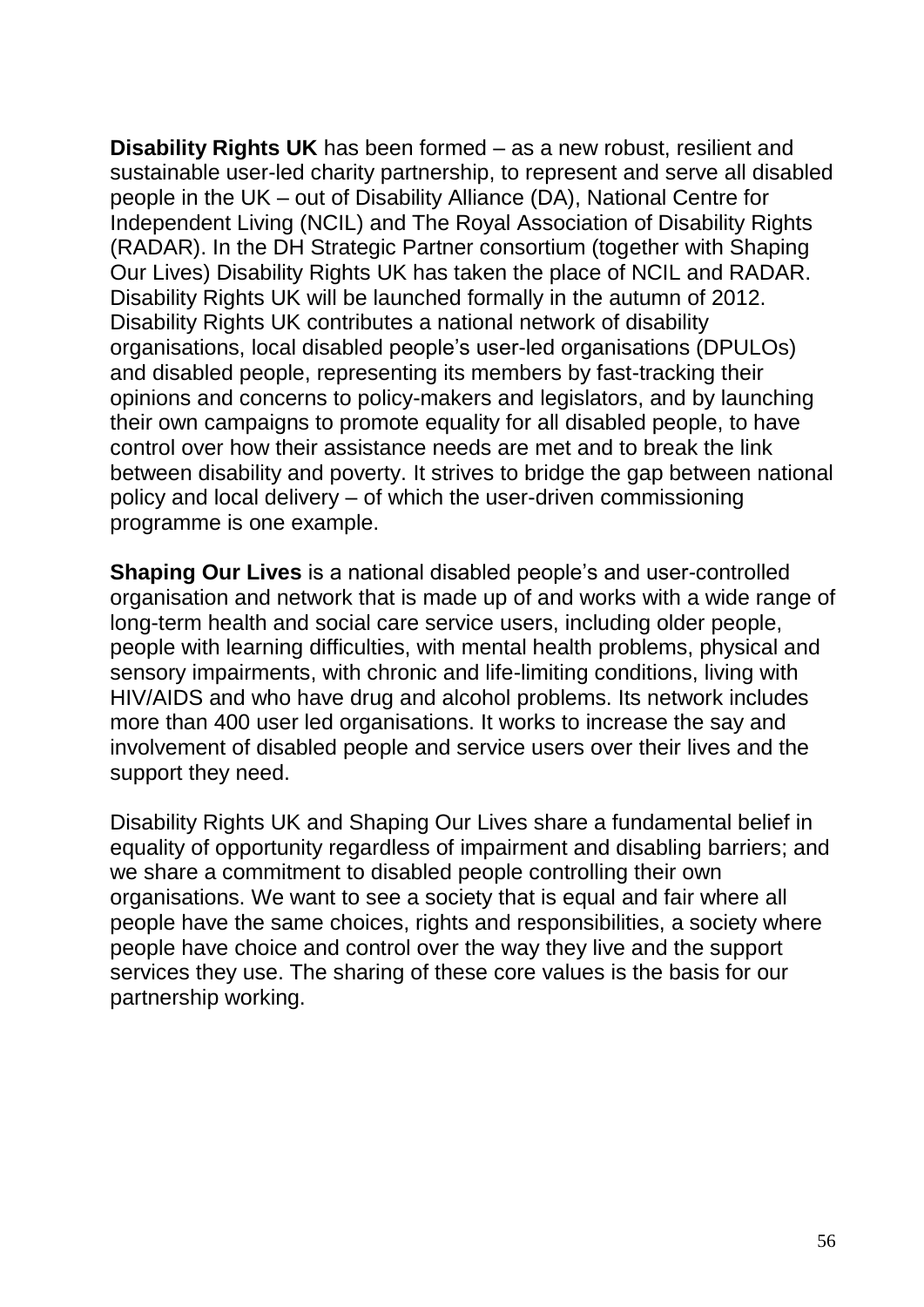**Disability Rights UK** has been formed – as a new robust, resilient and sustainable user-led charity partnership, to represent and serve all disabled people in the UK – out of Disability Alliance (DA), National Centre for Independent Living (NCIL) and The Royal Association of Disability Rights (RADAR). In the DH Strategic Partner consortium (together with Shaping Our Lives) Disability Rights UK has taken the place of NCIL and RADAR. Disability Rights UK will be launched formally in the autumn of 2012. Disability Rights UK contributes a national network of disability organisations, local disabled people's user-led organisations (DPULOs) and disabled people, representing its members by fast-tracking their opinions and concerns to policy-makers and legislators, and by launching their own campaigns to promote equality for all disabled people, to have control over how their assistance needs are met and to break the link between disability and poverty. It strives to bridge the gap between national policy and local delivery – of which the user-driven commissioning programme is one example.

**Shaping Our Lives** is a national disabled people's and user-controlled organisation and network that is made up of and works with a wide range of long-term health and social care service users, including older people, people with learning difficulties, with mental health problems, physical and sensory impairments, with chronic and life-limiting conditions, living with HIV/AIDS and who have drug and alcohol problems. Its network includes more than 400 user led organisations. It works to increase the say and involvement of disabled people and service users over their lives and the support they need.

Disability Rights UK and Shaping Our Lives share a fundamental belief in equality of opportunity regardless of impairment and disabling barriers; and we share a commitment to disabled people controlling their own organisations. We want to see a society that is equal and fair where all people have the same choices, rights and responsibilities, a society where people have choice and control over the way they live and the support services they use. The sharing of these core values is the basis for our partnership working.